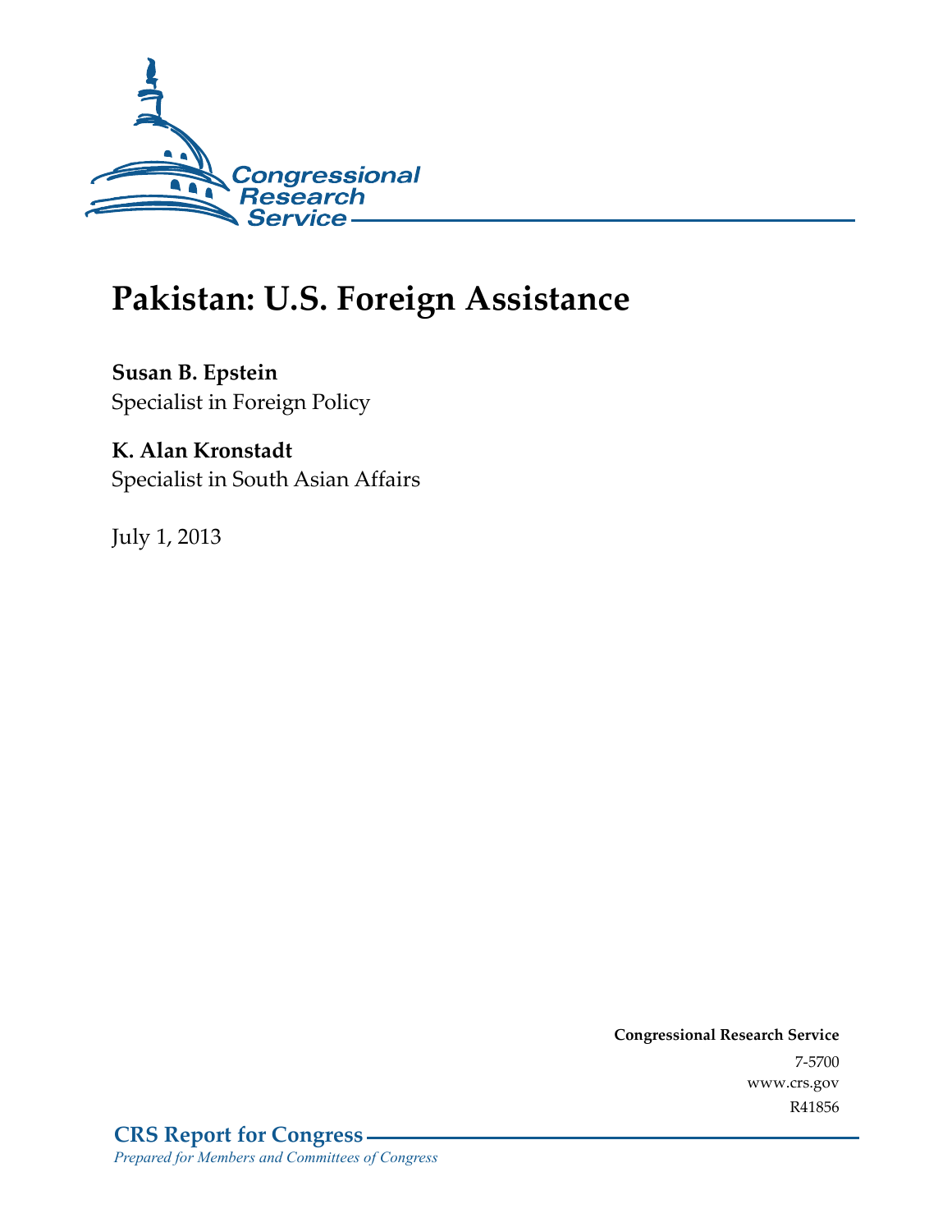Congressional Research Service

# Pakistan: U.S. Foreign Assistance

**Susan B. Epstein**
Specialist in Foreign Policy

**K. Alan Kronstadt**
Specialist in South Asian Affairs

July 1, 2013

**Congressional Research Service**
7-5700
www.crs.gov
R41856

**CRS Report for Congress**
*Prepared for Members and Committees of Congress*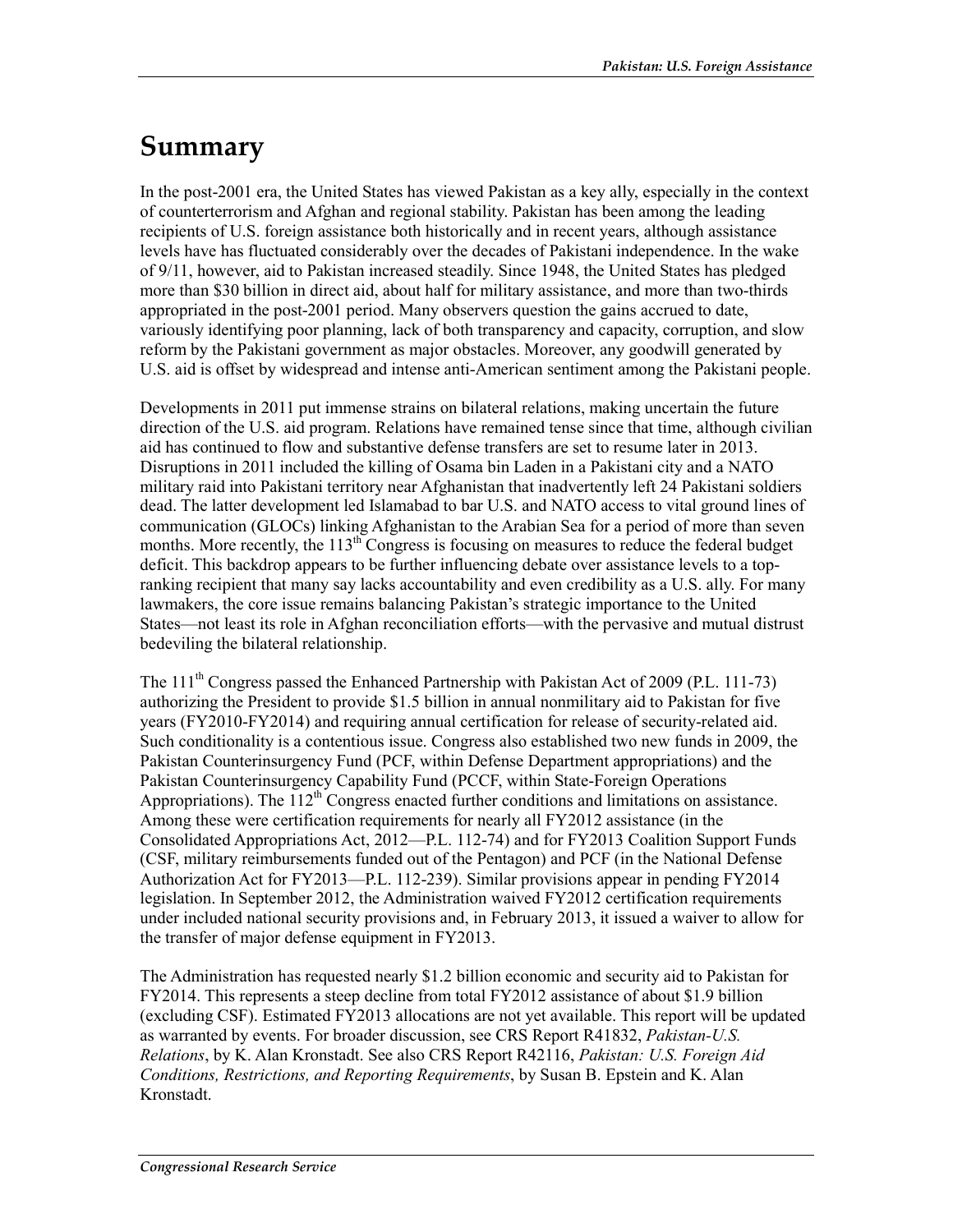# Summary

In the post-2001 era, the United States has viewed Pakistan as a key ally, especially in the context of counterterrorism and Afghan and regional stability. Pakistan has been among the leading recipients of U.S. foreign assistance both historically and in recent years, although assistance levels have has fluctuated considerably over the decades of Pakistani independence. In the wake of 9/11, however, aid to Pakistan increased steadily. Since 1948, the United States has pledged more than $30 billion in direct aid, about half for military assistance, and more than two-thirds appropriated in the post-2001 period. Many observers question the gains accrued to date, variously identifying poor planning, lack of both transparency and capacity, corruption, and slow reform by the Pakistani government as major obstacles. Moreover, any goodwill generated by U.S. aid is offset by widespread and intense anti-American sentiment among the Pakistani people.

Developments in 2011 put immense strains on bilateral relations, making uncertain the future direction of the U.S. aid program. Relations have remained tense since that time, although civilian aid has continued to flow and substantive defense transfers are set to resume later in 2013. Disruptions in 2011 included the killing of Osama bin Laden in a Pakistani city and a NATO military raid into Pakistani territory near Afghanistan that inadvertently left 24 Pakistani soldiers dead. The latter development led Islamabad to bar U.S. and NATO access to vital ground lines of communication (GLOCs) linking Afghanistan to the Arabian Sea for a period of more than seven months. More recently, the 113th Congress is focusing on measures to reduce the federal budget deficit. This backdrop appears to be further influencing debate over assistance levels to a top-ranking recipient that many say lacks accountability and even credibility as a U.S. ally. For many lawmakers, the core issue remains balancing Pakistan's strategic importance to the United States—not least its role in Afghan reconciliation efforts—with the pervasive and mutual distrust bedeviling the bilateral relationship.

The 111th Congress passed the Enhanced Partnership with Pakistan Act of 2009 (P.L. 111-73) authorizing the President to provide $1.5 billion in annual nonmilitary aid to Pakistan for five years (FY2010-FY2014) and requiring annual certification for release of security-related aid. Such conditionality is a contentious issue. Congress also established two new funds in 2009, the Pakistan Counterinsurgency Fund (PCF, within Defense Department appropriations) and the Pakistan Counterinsurgency Capability Fund (PCCF, within State-Foreign Operations Appropriations). The 112th Congress enacted further conditions and limitations on assistance. Among these were certification requirements for nearly all FY2012 assistance (in the Consolidated Appropriations Act, 2012—P.L. 112-74) and for FY2013 Coalition Support Funds (CSF, military reimbursements funded out of the Pentagon) and PCF (in the National Defense Authorization Act for FY2013—P.L. 112-239). Similar provisions appear in pending FY2014 legislation. In September 2012, the Administration waived FY2012 certification requirements under included national security provisions and, in February 2013, it issued a waiver to allow for the transfer of major defense equipment in FY2013.

The Administration has requested nearly $1.2 billion economic and security aid to Pakistan for FY2014. This represents a steep decline from total FY2012 assistance of about $1.9 billion (excluding CSF). Estimated FY2013 allocations are not yet available. This report will be updated as warranted by events. For broader discussion, see CRS Report R41832, *Pakistan-U.S. Relations*, by K. Alan Kronstadt. See also CRS Report R42116, *Pakistan: U.S. Foreign Aid Conditions, Restrictions, and Reporting Requirements*, by Susan B. Epstein and K. Alan Kronstadt.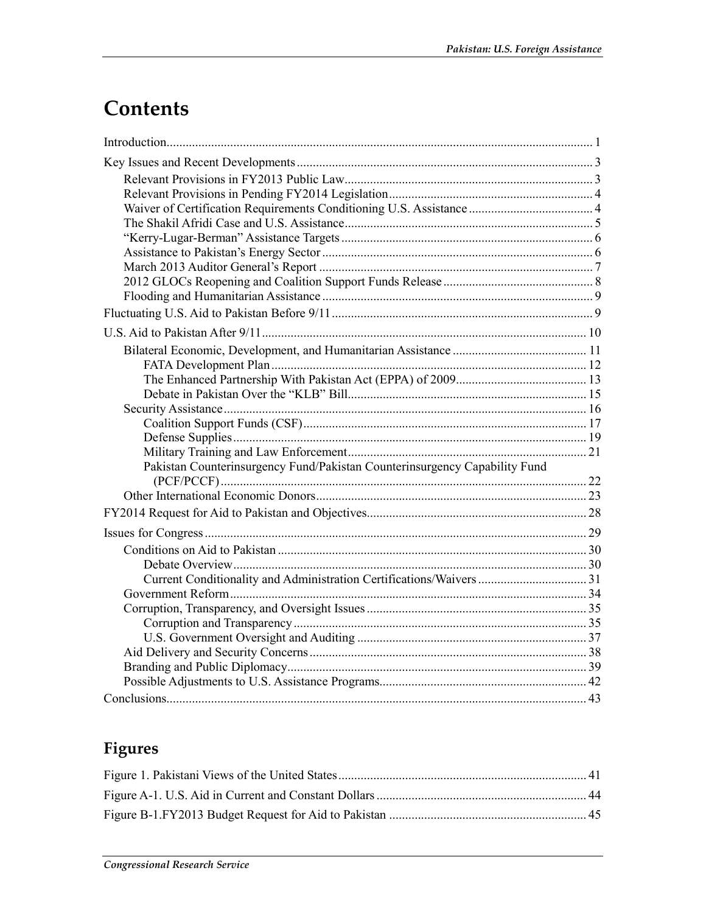# Contents

Introduction....................................................................................................................................... 1

Key Issues and Recent Developments ............................................................................................ 3

- Relevant Provisions in FY2013 Public Law............................................................................. 3
- Relevant Provisions in Pending FY2014 Legislation............................................................... 4
- Waiver of Certification Requirements Conditioning U.S. Assistance ....................................... 4
- The Shakil Afridi Case and U.S. Assistance............................................................................. 5
- "Kerry-Lugar-Berman" Assistance Targets .............................................................................. 6
- Assistance to Pakistan's Energy Sector .................................................................................... 6
- March 2013 Auditor General's Report ..................................................................................... 7
- 2012 GLOCs Reopening and Coalition Support Funds Release .............................................. 8
- Flooding and Humanitarian Assistance .................................................................................... 9

Fluctuating U.S. Aid to Pakistan Before 9/11................................................................................. 9

U.S. Aid to Pakistan After 9/11..................................................................................................... 10

- Bilateral Economic, Development, and Humanitarian Assistance .......................................... 11
  - FATA Development Plan .................................................................................................. 12
  - The Enhanced Partnership With Pakistan Act (EPPA) of 2009......................................... 13
  - Debate in Pakistan Over the "KLB" Bill........................................................................... 15
- Security Assistance ................................................................................................................. 16
  - Coalition Support Funds (CSF)........................................................................................ 17
  - Defense Supplies.............................................................................................................. 19
  - Military Training and Law Enforcement.......................................................................... 21
  - Pakistan Counterinsurgency Fund/Pakistan Counterinsurgency Capability Fund (PCF/PCCF) ............................................................................................................... 22
- Other International Economic Donors.................................................................................... 23

FY2014 Request for Aid to Pakistan and Objectives.................................................................... 28

Issues for Congress ....................................................................................................................... 29

- Conditions on Aid to Pakistan ................................................................................................ 30
  - Debate Overview.............................................................................................................. 30
  - Current Conditionality and Administration Certifications/Waivers ................................. 31
- Government Reform............................................................................................................... 34
- Corruption, Transparency, and Oversight Issues .................................................................... 35
  - Corruption and Transparency ........................................................................................... 35
  - U.S. Government Oversight and Auditing ....................................................................... 37
- Aid Delivery and Security Concerns...................................................................................... 38
- Branding and Public Diplomacy............................................................................................. 39
- Possible Adjustments to U.S. Assistance Programs................................................................ 42

Conclusions.................................................................................................................................. 43

# Figures

Figure 1. Pakistani Views of the United States............................................................................. 41

Figure A-1. U.S. Aid in Current and Constant Dollars ................................................................. 44

Figure B-1.FY2013 Budget Request for Aid to Pakistan ............................................................. 45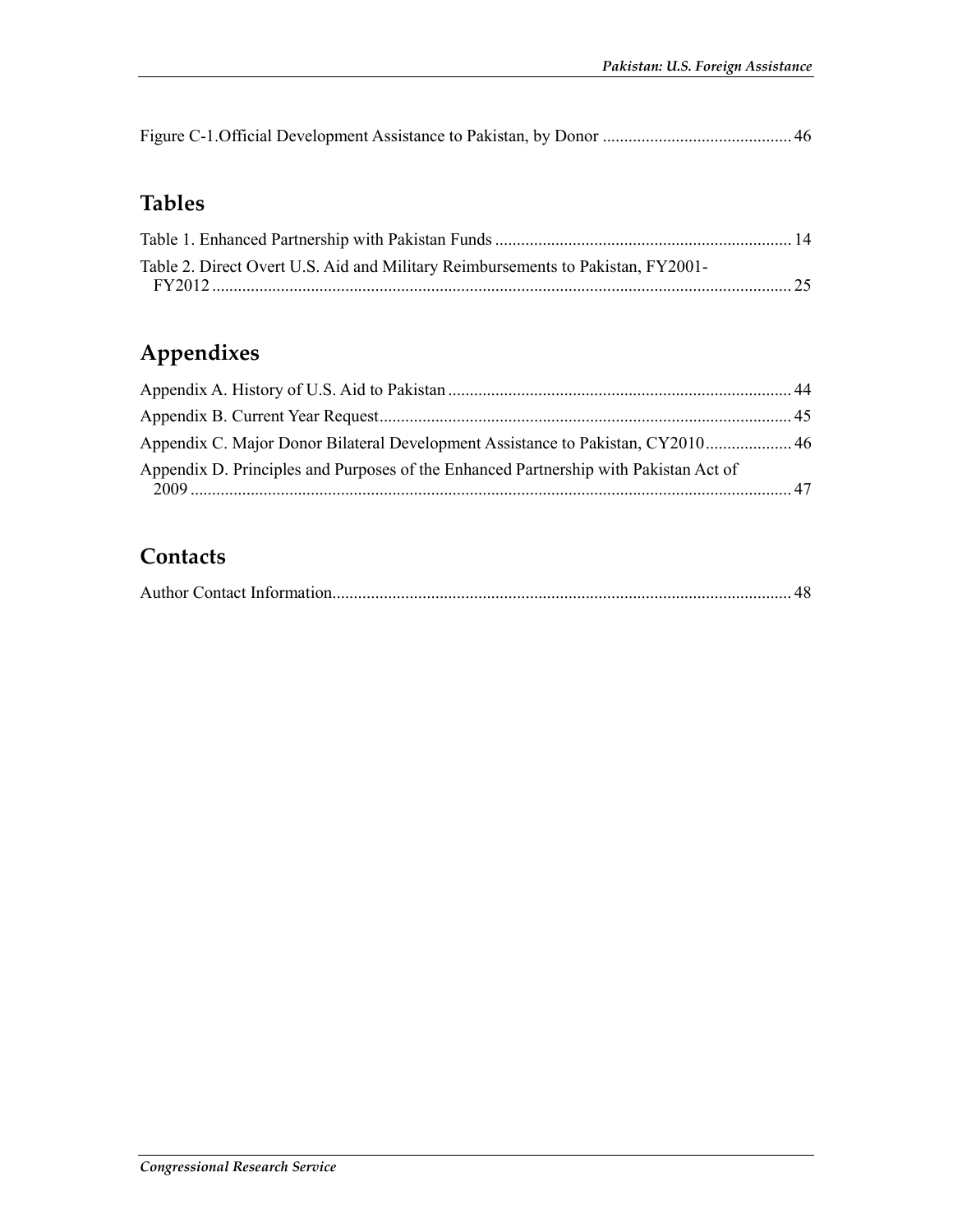Figure C-1.Official Development Assistance to Pakistan, by Donor ........................................... 46

## Tables

Table 1. Enhanced Partnership with Pakistan Funds .................................................................... 14

Table 2. Direct Overt U.S. Aid and Military Reimbursements to Pakistan, FY2001-FY2012 ..................................................................................................................................... 25

## Appendixes

Appendix A. History of U.S. Aid to Pakistan ............................................................................... 44

Appendix B. Current Year Request............................................................................................... 45

Appendix C. Major Donor Bilateral Development Assistance to Pakistan, CY2010.................... 46

Appendix D. Principles and Purposes of the Enhanced Partnership with Pakistan Act of 2009 ........................................................................................................................................... 47

## Contacts

Author Contact Information.......................................................................................................... 48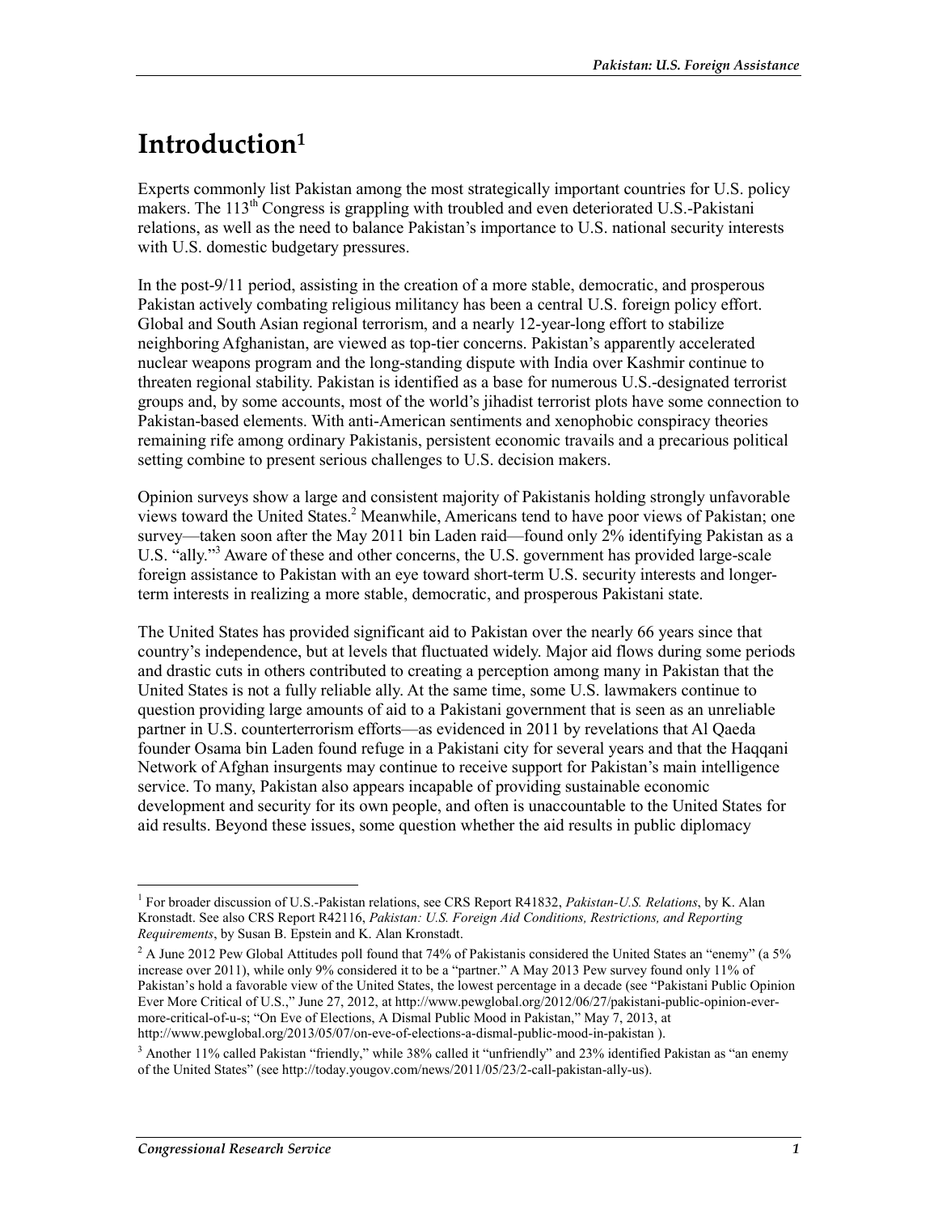# Introduction[1]

Experts commonly list Pakistan among the most strategically important countries for U.S. policy makers. The 113th Congress is grappling with troubled and even deteriorated U.S.-Pakistani relations, as well as the need to balance Pakistan's importance to U.S. national security interests with U.S. domestic budgetary pressures.

In the post-9/11 period, assisting in the creation of a more stable, democratic, and prosperous Pakistan actively combating religious militancy has been a central U.S. foreign policy effort. Global and South Asian regional terrorism, and a nearly 12-year-long effort to stabilize neighboring Afghanistan, are viewed as top-tier concerns. Pakistan's apparently accelerated nuclear weapons program and the long-standing dispute with India over Kashmir continue to threaten regional stability. Pakistan is identified as a base for numerous U.S.-designated terrorist groups and, by some accounts, most of the world's jihadist terrorist plots have some connection to Pakistan-based elements. With anti-American sentiments and xenophobic conspiracy theories remaining rife among ordinary Pakistanis, persistent economic travails and a precarious political setting combine to present serious challenges to U.S. decision makers.

Opinion surveys show a large and consistent majority of Pakistanis holding strongly unfavorable views toward the United States.[2] Meanwhile, Americans tend to have poor views of Pakistan; one survey—taken soon after the May 2011 bin Laden raid—found only 2% identifying Pakistan as a U.S. "ally."[3] Aware of these and other concerns, the U.S. government has provided large-scale foreign assistance to Pakistan with an eye toward short-term U.S. security interests and longer-term interests in realizing a more stable, democratic, and prosperous Pakistani state.

The United States has provided significant aid to Pakistan over the nearly 66 years since that country's independence, but at levels that fluctuated widely. Major aid flows during some periods and drastic cuts in others contributed to creating a perception among many in Pakistan that the United States is not a fully reliable ally. At the same time, some U.S. lawmakers continue to question providing large amounts of aid to a Pakistani government that is seen as an unreliable partner in U.S. counterterrorism efforts—as evidenced in 2011 by revelations that Al Qaeda founder Osama bin Laden found refuge in a Pakistani city for several years and that the Haqqani Network of Afghan insurgents may continue to receive support for Pakistan's main intelligence service. To many, Pakistan also appears incapable of providing sustainable economic development and security for its own people, and often is unaccountable to the United States for aid results. Beyond these issues, some question whether the aid results in public diplomacy

---

[1] For broader discussion of U.S.-Pakistan relations, see CRS Report R41832, *Pakistan-U.S. Relations*, by K. Alan Kronstadt. See also CRS Report R42116, *Pakistan: U.S. Foreign Aid Conditions, Restrictions, and Reporting Requirements*, by Susan B. Epstein and K. Alan Kronstadt.

[2] A June 2012 Pew Global Attitudes poll found that 74% of Pakistanis considered the United States an "enemy" (a 5% increase over 2011), while only 9% considered it to be a "partner." A May 2013 Pew survey found only 11% of Pakistan's hold a favorable view of the United States, the lowest percentage in a decade (see "Pakistani Public Opinion Ever More Critical of U.S.," June 27, 2012, at http://www.pewglobal.org/2012/06/27/pakistani-public-opinion-ever-more-critical-of-u-s; "On Eve of Elections, A Dismal Public Mood in Pakistan," May 7, 2013, at http://www.pewglobal.org/2013/05/07/on-eve-of-elections-a-dismal-public-mood-in-pakistan ).

[3] Another 11% called Pakistan "friendly," while 38% called it "unfriendly" and 23% identified Pakistan as "an enemy of the United States" (see http://today.yougov.com/news/2011/05/23/2-call-pakistan-ally-us).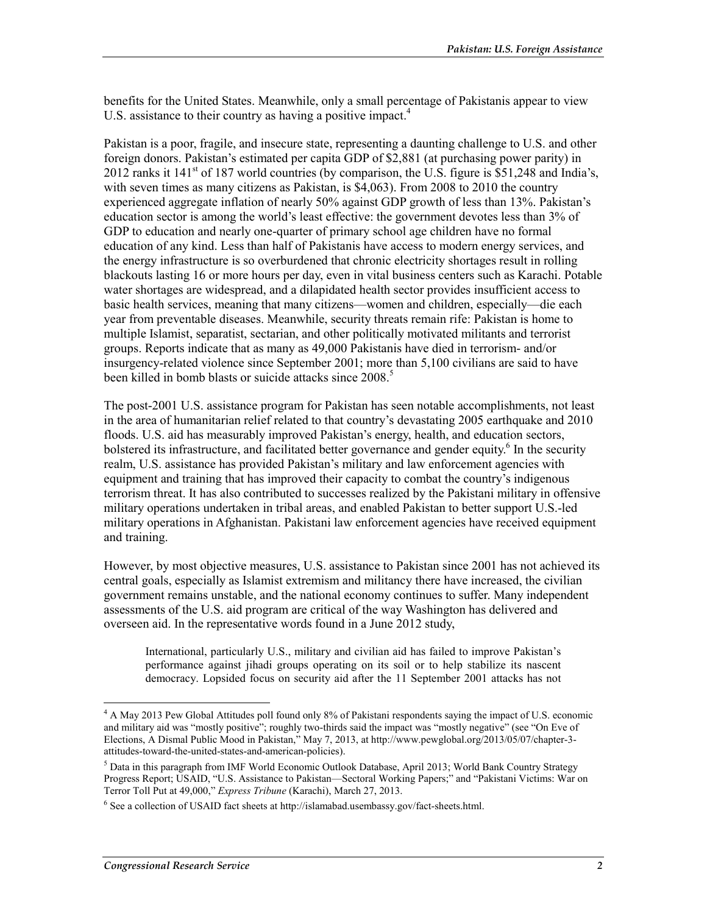benefits for the United States. Meanwhile, only a small percentage of Pakistanis appear to view U.S. assistance to their country as having a positive impact.[4]

Pakistan is a poor, fragile, and insecure state, representing a daunting challenge to U.S. and other foreign donors. Pakistan's estimated per capita GDP of $2,881 (at purchasing power parity) in 2012 ranks it 141st of 187 world countries (by comparison, the U.S. figure is $51,248 and India's, with seven times as many citizens as Pakistan, is $4,063). From 2008 to 2010 the country experienced aggregate inflation of nearly 50% against GDP growth of less than 13%. Pakistan's education sector is among the world's least effective: the government devotes less than 3% of GDP to education and nearly one-quarter of primary school age children have no formal education of any kind. Less than half of Pakistanis have access to modern energy services, and the energy infrastructure is so overburdened that chronic electricity shortages result in rolling blackouts lasting 16 or more hours per day, even in vital business centers such as Karachi. Potable water shortages are widespread, and a dilapidated health sector provides insufficient access to basic health services, meaning that many citizens—women and children, especially—die each year from preventable diseases. Meanwhile, security threats remain rife: Pakistan is home to multiple Islamist, separatist, sectarian, and other politically motivated militants and terrorist groups. Reports indicate that as many as 49,000 Pakistanis have died in terrorism- and/or insurgency-related violence since September 2001; more than 5,100 civilians are said to have been killed in bomb blasts or suicide attacks since 2008.[5]

The post-2001 U.S. assistance program for Pakistan has seen notable accomplishments, not least in the area of humanitarian relief related to that country's devastating 2005 earthquake and 2010 floods. U.S. aid has measurably improved Pakistan's energy, health, and education sectors, bolstered its infrastructure, and facilitated better governance and gender equity.[6] In the security realm, U.S. assistance has provided Pakistan's military and law enforcement agencies with equipment and training that has improved their capacity to combat the country's indigenous terrorism threat. It has also contributed to successes realized by the Pakistani military in offensive military operations undertaken in tribal areas, and enabled Pakistan to better support U.S.-led military operations in Afghanistan. Pakistani law enforcement agencies have received equipment and training.

However, by most objective measures, U.S. assistance to Pakistan since 2001 has not achieved its central goals, especially as Islamist extremism and militancy there have increased, the civilian government remains unstable, and the national economy continues to suffer. Many independent assessments of the U.S. aid program are critical of the way Washington has delivered and overseen aid. In the representative words found in a June 2012 study,

> International, particularly U.S., military and civilian aid has failed to improve Pakistan's performance against jihadi groups operating on its soil or to help stabilize its nascent democracy. Lopsided focus on security aid after the 11 September 2001 attacks has not

---

[4] A May 2013 Pew Global Attitudes poll found only 8% of Pakistani respondents saying the impact of U.S. economic and military aid was "mostly positive"; roughly two-thirds said the impact was "mostly negative" (see "On Eve of Elections, A Dismal Public Mood in Pakistan," May 7, 2013, at http://www.pewglobal.org/2013/05/07/chapter-3-attitudes-toward-the-united-states-and-american-policies).

[5] Data in this paragraph from IMF World Economic Outlook Database, April 2013; World Bank Country Strategy Progress Report; USAID, "U.S. Assistance to Pakistan—Sectoral Working Papers;" and "Pakistani Victims: War on Terror Toll Put at 49,000," *Express Tribune* (Karachi), March 27, 2013.

[6] See a collection of USAID fact sheets at http://islamabad.usembassy.gov/fact-sheets.html.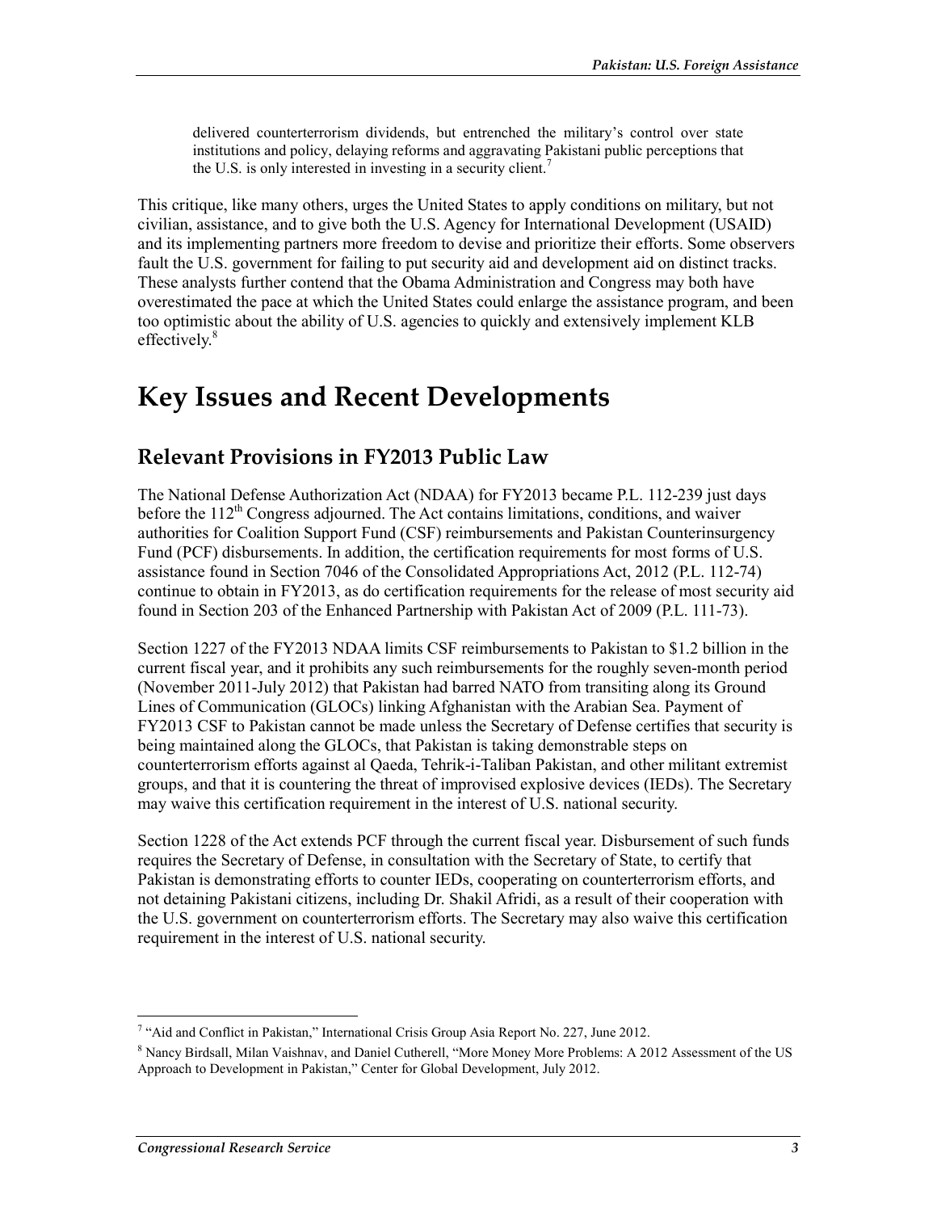> delivered counterterrorism dividends, but entrenched the military's control over state institutions and policy, delaying reforms and aggravating Pakistani public perceptions that the U.S. is only interested in investing in a security client.[7]

This critique, like many others, urges the United States to apply conditions on military, but not civilian, assistance, and to give both the U.S. Agency for International Development (USAID) and its implementing partners more freedom to devise and prioritize their efforts. Some observers fault the U.S. government for failing to put security aid and development aid on distinct tracks. These analysts further contend that the Obama Administration and Congress may both have overestimated the pace at which the United States could enlarge the assistance program, and been too optimistic about the ability of U.S. agencies to quickly and extensively implement KLB effectively.[8]

# Key Issues and Recent Developments

## Relevant Provisions in FY2013 Public Law

The National Defense Authorization Act (NDAA) for FY2013 became P.L. 112-239 just days before the 112th Congress adjourned. The Act contains limitations, conditions, and waiver authorities for Coalition Support Fund (CSF) reimbursements and Pakistan Counterinsurgency Fund (PCF) disbursements. In addition, the certification requirements for most forms of U.S. assistance found in Section 7046 of the Consolidated Appropriations Act, 2012 (P.L. 112-74) continue to obtain in FY2013, as do certification requirements for the release of most security aid found in Section 203 of the Enhanced Partnership with Pakistan Act of 2009 (P.L. 111-73).

Section 1227 of the FY2013 NDAA limits CSF reimbursements to Pakistan to $1.2 billion in the current fiscal year, and it prohibits any such reimbursements for the roughly seven-month period (November 2011-July 2012) that Pakistan had barred NATO from transiting along its Ground Lines of Communication (GLOCs) linking Afghanistan with the Arabian Sea. Payment of FY2013 CSF to Pakistan cannot be made unless the Secretary of Defense certifies that security is being maintained along the GLOCs, that Pakistan is taking demonstrable steps on counterterrorism efforts against al Qaeda, Tehrik-i-Taliban Pakistan, and other militant extremist groups, and that it is countering the threat of improvised explosive devices (IEDs). The Secretary may waive this certification requirement in the interest of U.S. national security.

Section 1228 of the Act extends PCF through the current fiscal year. Disbursement of such funds requires the Secretary of Defense, in consultation with the Secretary of State, to certify that Pakistan is demonstrating efforts to counter IEDs, cooperating on counterterrorism efforts, and not detaining Pakistani citizens, including Dr. Shakil Afridi, as a result of their cooperation with the U.S. government on counterterrorism efforts. The Secretary may also waive this certification requirement in the interest of U.S. national security.

---

[7] "Aid and Conflict in Pakistan," International Crisis Group Asia Report No. 227, June 2012.

[8] Nancy Birdsall, Milan Vaishnav, and Daniel Cutherell, "More Money More Problems: A 2012 Assessment of the US Approach to Development in Pakistan," Center for Global Development, July 2012.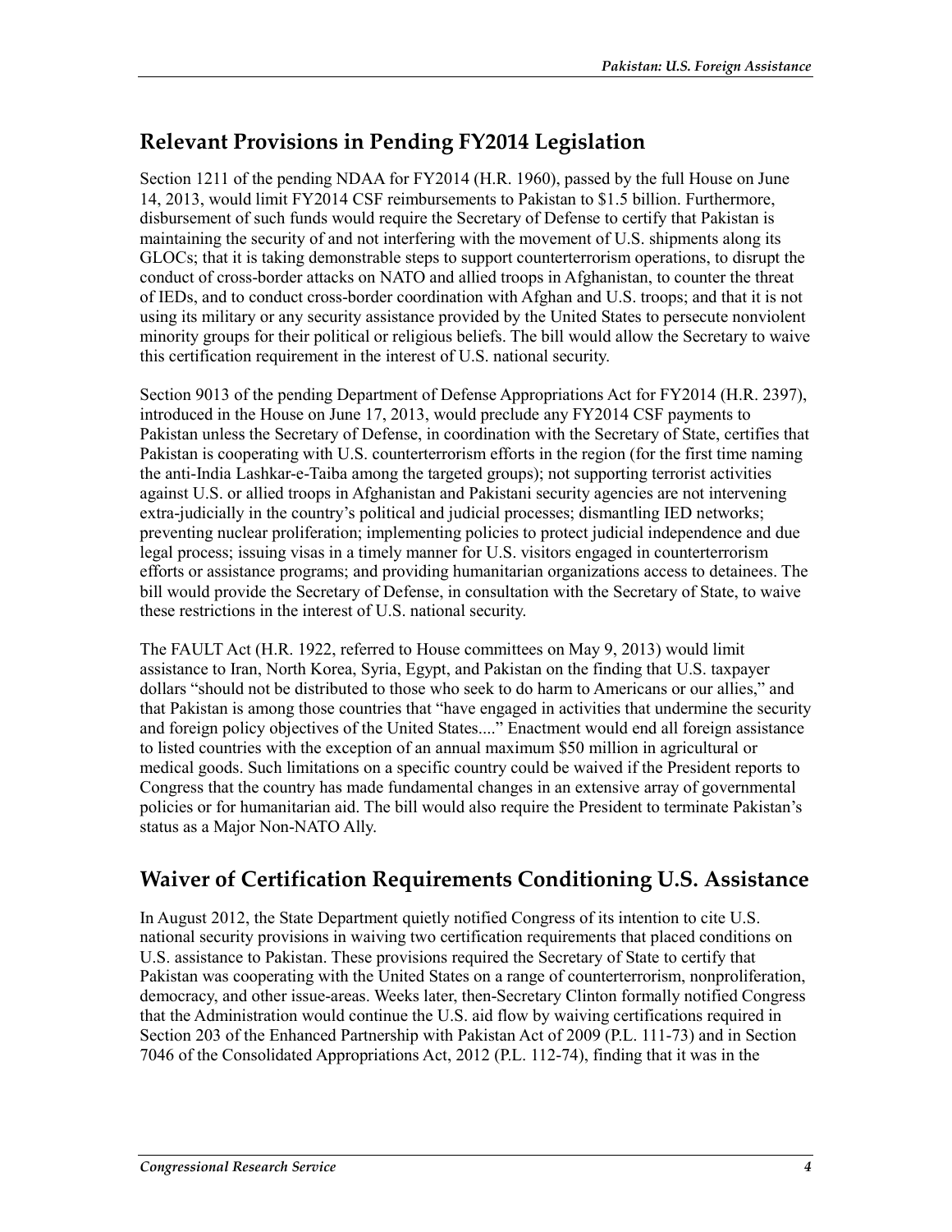## Relevant Provisions in Pending FY2014 Legislation

Section 1211 of the pending NDAA for FY2014 (H.R. 1960), passed by the full House on June 14, 2013, would limit FY2014 CSF reimbursements to Pakistan to $1.5 billion. Furthermore, disbursement of such funds would require the Secretary of Defense to certify that Pakistan is maintaining the security of and not interfering with the movement of U.S. shipments along its GLOCs; that it is taking demonstrable steps to support counterterrorism operations, to disrupt the conduct of cross-border attacks on NATO and allied troops in Afghanistan, to counter the threat of IEDs, and to conduct cross-border coordination with Afghan and U.S. troops; and that it is not using its military or any security assistance provided by the United States to persecute nonviolent minority groups for their political or religious beliefs. The bill would allow the Secretary to waive this certification requirement in the interest of U.S. national security.

Section 9013 of the pending Department of Defense Appropriations Act for FY2014 (H.R. 2397), introduced in the House on June 17, 2013, would preclude any FY2014 CSF payments to Pakistan unless the Secretary of Defense, in coordination with the Secretary of State, certifies that Pakistan is cooperating with U.S. counterterrorism efforts in the region (for the first time naming the anti-India Lashkar-e-Taiba among the targeted groups); not supporting terrorist activities against U.S. or allied troops in Afghanistan and Pakistani security agencies are not intervening extra-judicially in the country's political and judicial processes; dismantling IED networks; preventing nuclear proliferation; implementing policies to protect judicial independence and due legal process; issuing visas in a timely manner for U.S. visitors engaged in counterterrorism efforts or assistance programs; and providing humanitarian organizations access to detainees. The bill would provide the Secretary of Defense, in consultation with the Secretary of State, to waive these restrictions in the interest of U.S. national security.

The FAULT Act (H.R. 1922, referred to House committees on May 9, 2013) would limit assistance to Iran, North Korea, Syria, Egypt, and Pakistan on the finding that U.S. taxpayer dollars "should not be distributed to those who seek to do harm to Americans or our allies," and that Pakistan is among those countries that "have engaged in activities that undermine the security and foreign policy objectives of the United States...." Enactment would end all foreign assistance to listed countries with the exception of an annual maximum $50 million in agricultural or medical goods. Such limitations on a specific country could be waived if the President reports to Congress that the country has made fundamental changes in an extensive array of governmental policies or for humanitarian aid. The bill would also require the President to terminate Pakistan's status as a Major Non-NATO Ally.

## Waiver of Certification Requirements Conditioning U.S. Assistance

In August 2012, the State Department quietly notified Congress of its intention to cite U.S. national security provisions in waiving two certification requirements that placed conditions on U.S. assistance to Pakistan. These provisions required the Secretary of State to certify that Pakistan was cooperating with the United States on a range of counterterrorism, nonproliferation, democracy, and other issue-areas. Weeks later, then-Secretary Clinton formally notified Congress that the Administration would continue the U.S. aid flow by waiving certifications required in Section 203 of the Enhanced Partnership with Pakistan Act of 2009 (P.L. 111-73) and in Section 7046 of the Consolidated Appropriations Act, 2012 (P.L. 112-74), finding that it was in the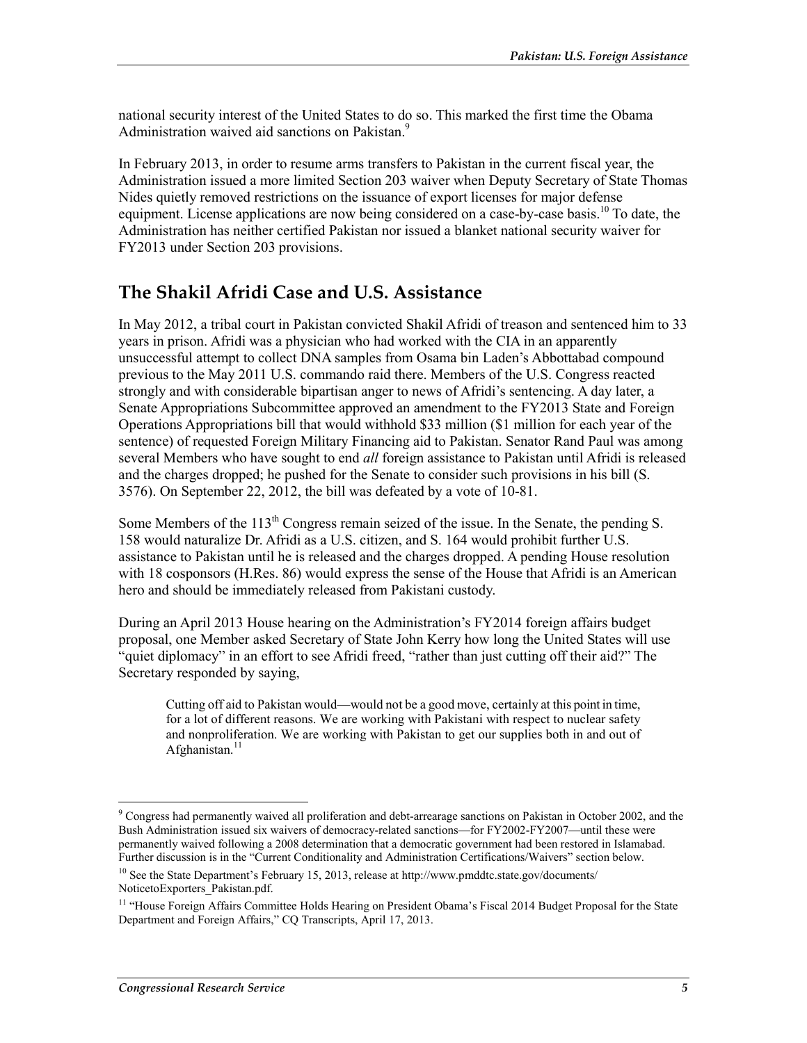national security interest of the United States to do so. This marked the first time the Obama Administration waived aid sanctions on Pakistan.[9]

In February 2013, in order to resume arms transfers to Pakistan in the current fiscal year, the Administration issued a more limited Section 203 waiver when Deputy Secretary of State Thomas Nides quietly removed restrictions on the issuance of export licenses for major defense equipment. License applications are now being considered on a case-by-case basis.[10] To date, the Administration has neither certified Pakistan nor issued a blanket national security waiver for FY2013 under Section 203 provisions.

## The Shakil Afridi Case and U.S. Assistance

In May 2012, a tribal court in Pakistan convicted Shakil Afridi of treason and sentenced him to 33 years in prison. Afridi was a physician who had worked with the CIA in an apparently unsuccessful attempt to collect DNA samples from Osama bin Laden's Abbottabad compound previous to the May 2011 U.S. commando raid there. Members of the U.S. Congress reacted strongly and with considerable bipartisan anger to news of Afridi's sentencing. A day later, a Senate Appropriations Subcommittee approved an amendment to the FY2013 State and Foreign Operations Appropriations bill that would withhold $33 million ($1 million for each year of the sentence) of requested Foreign Military Financing aid to Pakistan. Senator Rand Paul was among several Members who have sought to end *all* foreign assistance to Pakistan until Afridi is released and the charges dropped; he pushed for the Senate to consider such provisions in his bill (S. 3576). On September 22, 2012, the bill was defeated by a vote of 10-81.

Some Members of the 113th Congress remain seized of the issue. In the Senate, the pending S. 158 would naturalize Dr. Afridi as a U.S. citizen, and S. 164 would prohibit further U.S. assistance to Pakistan until he is released and the charges dropped. A pending House resolution with 18 cosponsors (H.Res. 86) would express the sense of the House that Afridi is an American hero and should be immediately released from Pakistani custody.

During an April 2013 House hearing on the Administration's FY2014 foreign affairs budget proposal, one Member asked Secretary of State John Kerry how long the United States will use "quiet diplomacy" in an effort to see Afridi freed, "rather than just cutting off their aid?" The Secretary responded by saying,

> Cutting off aid to Pakistan would—would not be a good move, certainly at this point in time, for a lot of different reasons. We are working with Pakistani with respect to nuclear safety and nonproliferation. We are working with Pakistan to get our supplies both in and out of Afghanistan.[11]

---

[9] Congress had permanently waived all proliferation and debt-arrearage sanctions on Pakistan in October 2002, and the Bush Administration issued six waivers of democracy-related sanctions—for FY2002-FY2007—until these were permanently waived following a 2008 determination that a democratic government had been restored in Islamabad. Further discussion is in the "Current Conditionality and Administration Certifications/Waivers" section below.

[10] See the State Department's February 15, 2013, release at http://www.pmddtc.state.gov/documents/NoticetoExporters_Pakistan.pdf.

[11] "House Foreign Affairs Committee Holds Hearing on President Obama's Fiscal 2014 Budget Proposal for the State Department and Foreign Affairs," CQ Transcripts, April 17, 2013.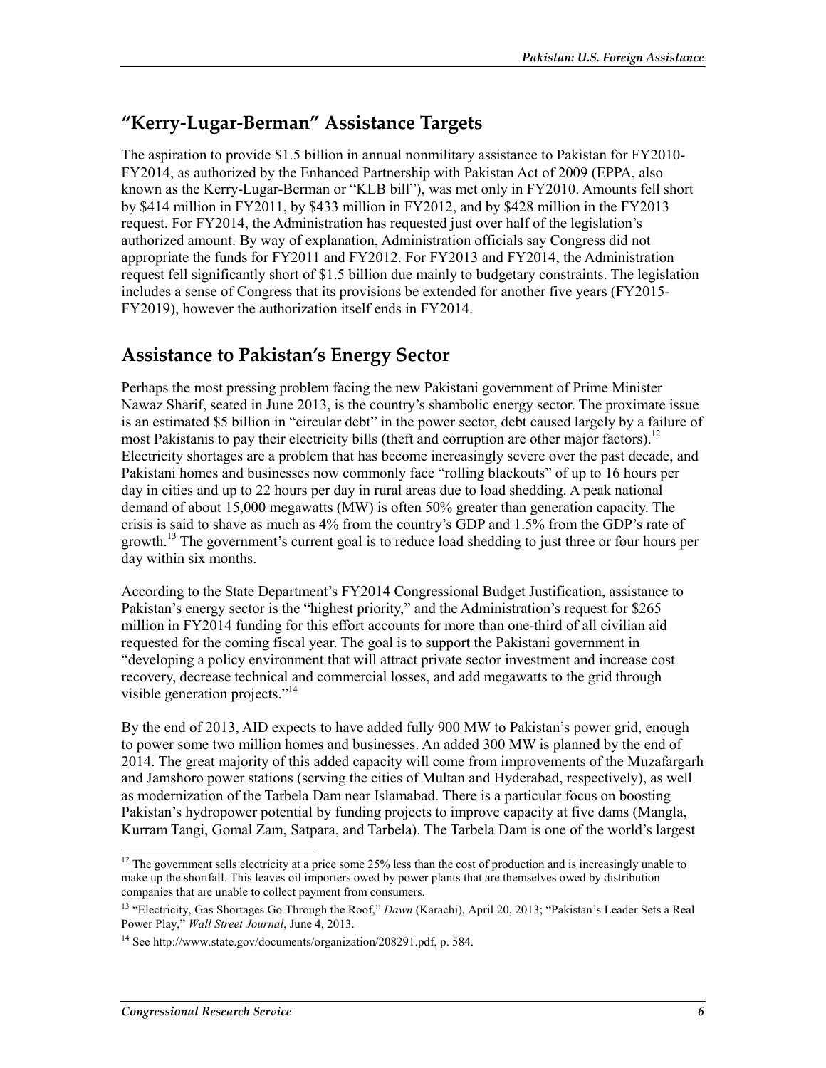## "Kerry-Lugar-Berman" Assistance Targets

The aspiration to provide $1.5 billion in annual nonmilitary assistance to Pakistan for FY2010-FY2014, as authorized by the Enhanced Partnership with Pakistan Act of 2009 (EPPA, also known as the Kerry-Lugar-Berman or "KLB bill"), was met only in FY2010. Amounts fell short by $414 million in FY2011, by $433 million in FY2012, and by $428 million in the FY2013 request. For FY2014, the Administration has requested just over half of the legislation's authorized amount. By way of explanation, Administration officials say Congress did not appropriate the funds for FY2011 and FY2012. For FY2013 and FY2014, the Administration request fell significantly short of $1.5 billion due mainly to budgetary constraints. The legislation includes a sense of Congress that its provisions be extended for another five years (FY2015-FY2019), however the authorization itself ends in FY2014.

## Assistance to Pakistan's Energy Sector

Perhaps the most pressing problem facing the new Pakistani government of Prime Minister Nawaz Sharif, seated in June 2013, is the country's shambolic energy sector. The proximate issue is an estimated $5 billion in "circular debt" in the power sector, debt caused largely by a failure of most Pakistanis to pay their electricity bills (theft and corruption are other major factors).[12] Electricity shortages are a problem that has become increasingly severe over the past decade, and Pakistani homes and businesses now commonly face "rolling blackouts" of up to 16 hours per day in cities and up to 22 hours per day in rural areas due to load shedding. A peak national demand of about 15,000 megawatts (MW) is often 50% greater than generation capacity. The crisis is said to shave as much as 4% from the country's GDP and 1.5% from the GDP's rate of growth.[13] The government's current goal is to reduce load shedding to just three or four hours per day within six months.

According to the State Department's FY2014 Congressional Budget Justification, assistance to Pakistan's energy sector is the "highest priority," and the Administration's request for $265 million in FY2014 funding for this effort accounts for more than one-third of all civilian aid requested for the coming fiscal year. The goal is to support the Pakistani government in "developing a policy environment that will attract private sector investment and increase cost recovery, decrease technical and commercial losses, and add megawatts to the grid through visible generation projects."[14]

By the end of 2013, AID expects to have added fully 900 MW to Pakistan's power grid, enough to power some two million homes and businesses. An added 300 MW is planned by the end of 2014. The great majority of this added capacity will come from improvements of the Muzafargarh and Jamshoro power stations (serving the cities of Multan and Hyderabad, respectively), as well as modernization of the Tarbela Dam near Islamabad. There is a particular focus on boosting Pakistan's hydropower potential by funding projects to improve capacity at five dams (Mangla, Kurram Tangi, Gomal Zam, Satpara, and Tarbela). The Tarbela Dam is one of the world's largest

---

[12] The government sells electricity at a price some 25% less than the cost of production and is increasingly unable to make up the shortfall. This leaves oil importers owed by power plants that are themselves owed by distribution companies that are unable to collect payment from consumers.

[13] "Electricity, Gas Shortages Go Through the Roof," *Dawn* (Karachi), April 20, 2013; "Pakistan's Leader Sets a Real Power Play," *Wall Street Journal*, June 4, 2013.

[14] See http://www.state.gov/documents/organization/208291.pdf, p. 584.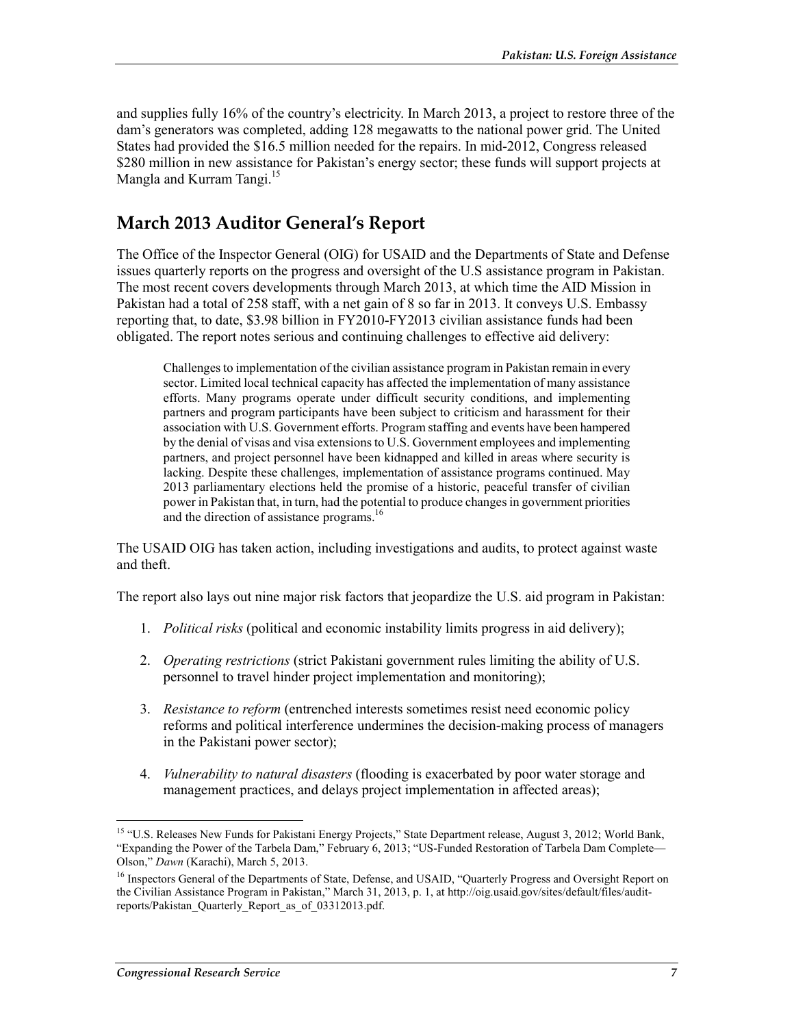and supplies fully 16% of the country's electricity. In March 2013, a project to restore three of the dam's generators was completed, adding 128 megawatts to the national power grid. The United States had provided the $16.5 million needed for the repairs. In mid-2012, Congress released $280 million in new assistance for Pakistan's energy sector; these funds will support projects at Mangla and Kurram Tangi.[15]

## March 2013 Auditor General's Report

The Office of the Inspector General (OIG) for USAID and the Departments of State and Defense issues quarterly reports on the progress and oversight of the U.S assistance program in Pakistan. The most recent covers developments through March 2013, at which time the AID Mission in Pakistan had a total of 258 staff, with a net gain of 8 so far in 2013. It conveys U.S. Embassy reporting that, to date, $3.98 billion in FY2010-FY2013 civilian assistance funds had been obligated. The report notes serious and continuing challenges to effective aid delivery:

> Challenges to implementation of the civilian assistance program in Pakistan remain in every sector. Limited local technical capacity has affected the implementation of many assistance efforts. Many programs operate under difficult security conditions, and implementing partners and program participants have been subject to criticism and harassment for their association with U.S. Government efforts. Program staffing and events have been hampered by the denial of visas and visa extensions to U.S. Government employees and implementing partners, and project personnel have been kidnapped and killed in areas where security is lacking. Despite these challenges, implementation of assistance programs continued. May 2013 parliamentary elections held the promise of a historic, peaceful transfer of civilian power in Pakistan that, in turn, had the potential to produce changes in government priorities and the direction of assistance programs.[16]

The USAID OIG has taken action, including investigations and audits, to protect against waste and theft.

The report also lays out nine major risk factors that jeopardize the U.S. aid program in Pakistan:

1. *Political risks* (political and economic instability limits progress in aid delivery);
2. *Operating restrictions* (strict Pakistani government rules limiting the ability of U.S. personnel to travel hinder project implementation and monitoring);
3. *Resistance to reform* (entrenched interests sometimes resist need economic policy reforms and political interference undermines the decision-making process of managers in the Pakistani power sector);
4. *Vulnerability to natural disasters* (flooding is exacerbated by poor water storage and management practices, and delays project implementation in affected areas);

---

[15] "U.S. Releases New Funds for Pakistani Energy Projects," State Department release, August 3, 2012; World Bank, "Expanding the Power of the Tarbela Dam," February 6, 2013; "US-Funded Restoration of Tarbela Dam Complete—Olson," *Dawn* (Karachi), March 5, 2013.

[16] Inspectors General of the Departments of State, Defense, and USAID, "Quarterly Progress and Oversight Report on the Civilian Assistance Program in Pakistan," March 31, 2013, p. 1, at http://oig.usaid.gov/sites/default/files/audit-reports/Pakistan_Quarterly_Report_as_of_03312013.pdf.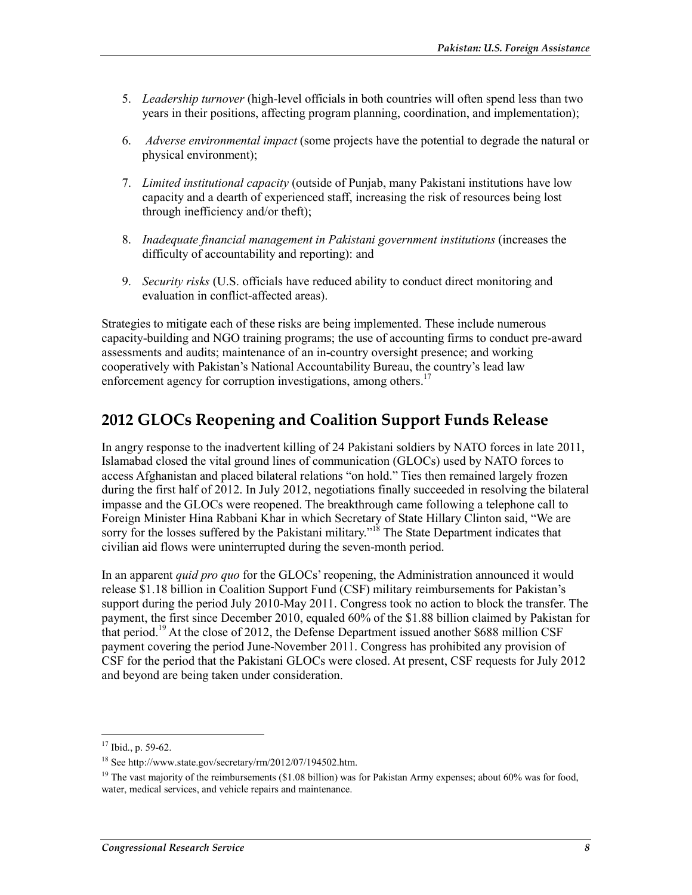5. *Leadership turnover* (high-level officials in both countries will often spend less than two years in their positions, affecting program planning, coordination, and implementation);

6. *Adverse environmental impact* (some projects have the potential to degrade the natural or physical environment);

7. *Limited institutional capacity* (outside of Punjab, many Pakistani institutions have low capacity and a dearth of experienced staff, increasing the risk of resources being lost through inefficiency and/or theft);

8. *Inadequate financial management in Pakistani government institutions* (increases the difficulty of accountability and reporting): and

9. *Security risks* (U.S. officials have reduced ability to conduct direct monitoring and evaluation in conflict-affected areas).

Strategies to mitigate each of these risks are being implemented. These include numerous capacity-building and NGO training programs; the use of accounting firms to conduct pre-award assessments and audits; maintenance of an in-country oversight presence; and working cooperatively with Pakistan's National Accountability Bureau, the country's lead law enforcement agency for corruption investigations, among others.[17]

## 2012 GLOCs Reopening and Coalition Support Funds Release

In angry response to the inadvertent killing of 24 Pakistani soldiers by NATO forces in late 2011, Islamabad closed the vital ground lines of communication (GLOCs) used by NATO forces to access Afghanistan and placed bilateral relations "on hold." Ties then remained largely frozen during the first half of 2012. In July 2012, negotiations finally succeeded in resolving the bilateral impasse and the GLOCs were reopened. The breakthrough came following a telephone call to Foreign Minister Hina Rabbani Khar in which Secretary of State Hillary Clinton said, "We are sorry for the losses suffered by the Pakistani military."[18] The State Department indicates that civilian aid flows were uninterrupted during the seven-month period.

In an apparent *quid pro quo* for the GLOCs' reopening, the Administration announced it would release $1.18 billion in Coalition Support Fund (CSF) military reimbursements for Pakistan's support during the period July 2010-May 2011. Congress took no action to block the transfer. The payment, the first since December 2010, equaled 60% of the $1.88 billion claimed by Pakistan for that period.[19] At the close of 2012, the Defense Department issued another $688 million CSF payment covering the period June-November 2011. Congress has prohibited any provision of CSF for the period that the Pakistani GLOCs were closed. At present, CSF requests for July 2012 and beyond are being taken under consideration.

---

[17] Ibid., p. 59-62.

[18] See http://www.state.gov/secretary/rm/2012/07/194502.htm.

[19] The vast majority of the reimbursements ($1.08 billion) was for Pakistan Army expenses; about 60% was for food, water, medical services, and vehicle repairs and maintenance.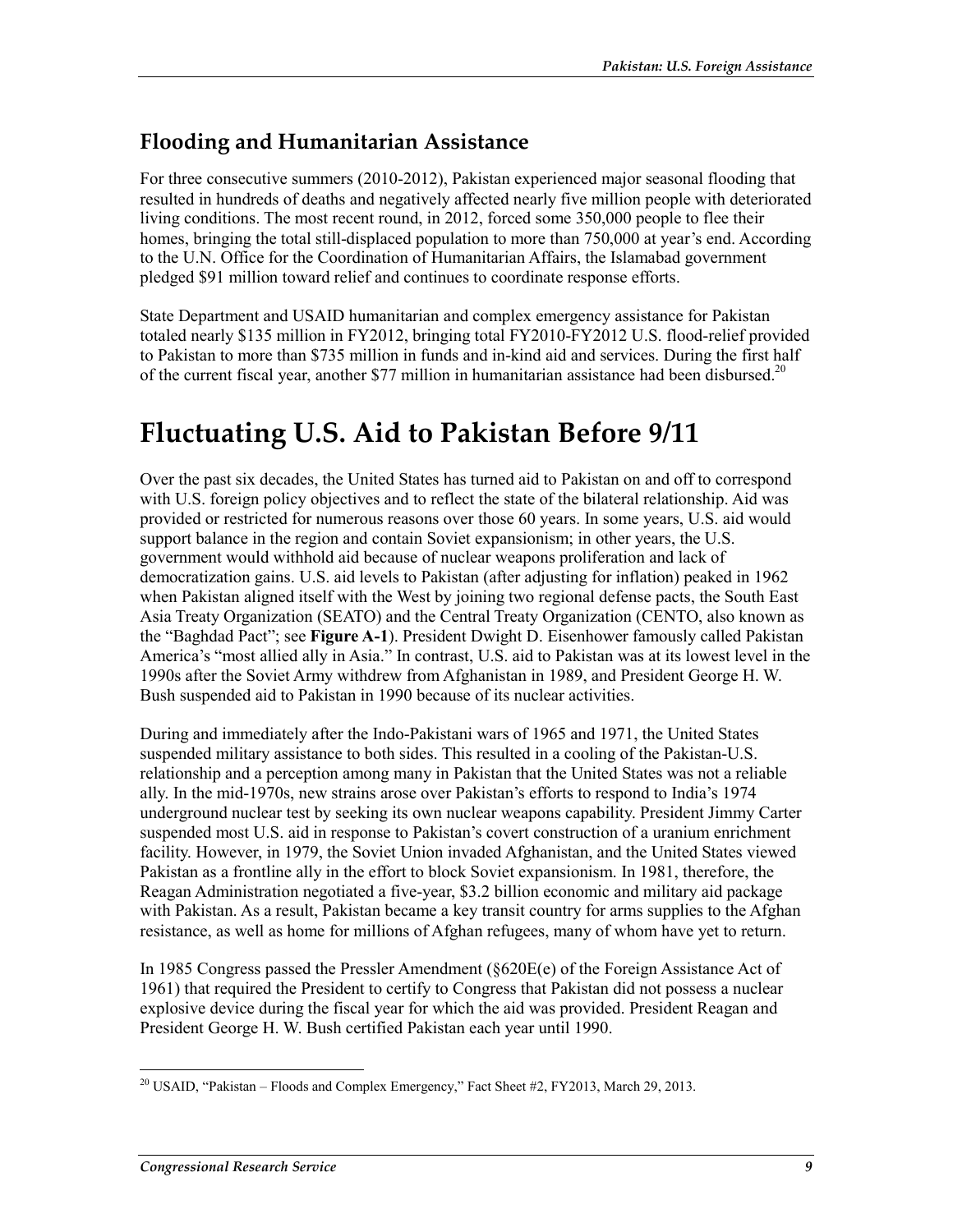## Flooding and Humanitarian Assistance

For three consecutive summers (2010-2012), Pakistan experienced major seasonal flooding that resulted in hundreds of deaths and negatively affected nearly five million people with deteriorated living conditions. The most recent round, in 2012, forced some 350,000 people to flee their homes, bringing the total still-displaced population to more than 750,000 at year's end. According to the U.N. Office for the Coordination of Humanitarian Affairs, the Islamabad government pledged $91 million toward relief and continues to coordinate response efforts.

State Department and USAID humanitarian and complex emergency assistance for Pakistan totaled nearly $135 million in FY2012, bringing total FY2010-FY2012 U.S. flood-relief provided to Pakistan to more than $735 million in funds and in-kind aid and services. During the first half of the current fiscal year, another $77 million in humanitarian assistance had been disbursed.[20]

# Fluctuating U.S. Aid to Pakistan Before 9/11

Over the past six decades, the United States has turned aid to Pakistan on and off to correspond with U.S. foreign policy objectives and to reflect the state of the bilateral relationship. Aid was provided or restricted for numerous reasons over those 60 years. In some years, U.S. aid would support balance in the region and contain Soviet expansionism; in other years, the U.S. government would withhold aid because of nuclear weapons proliferation and lack of democratization gains. U.S. aid levels to Pakistan (after adjusting for inflation) peaked in 1962 when Pakistan aligned itself with the West by joining two regional defense pacts, the South East Asia Treaty Organization (SEATO) and the Central Treaty Organization (CENTO, also known as the "Baghdad Pact"; see **Figure A-1**). President Dwight D. Eisenhower famously called Pakistan America's "most allied ally in Asia." In contrast, U.S. aid to Pakistan was at its lowest level in the 1990s after the Soviet Army withdrew from Afghanistan in 1989, and President George H. W. Bush suspended aid to Pakistan in 1990 because of its nuclear activities.

During and immediately after the Indo-Pakistani wars of 1965 and 1971, the United States suspended military assistance to both sides. This resulted in a cooling of the Pakistan-U.S. relationship and a perception among many in Pakistan that the United States was not a reliable ally. In the mid-1970s, new strains arose over Pakistan's efforts to respond to India's 1974 underground nuclear test by seeking its own nuclear weapons capability. President Jimmy Carter suspended most U.S. aid in response to Pakistan's covert construction of a uranium enrichment facility. However, in 1979, the Soviet Union invaded Afghanistan, and the United States viewed Pakistan as a frontline ally in the effort to block Soviet expansionism. In 1981, therefore, the Reagan Administration negotiated a five-year, $3.2 billion economic and military aid package with Pakistan. As a result, Pakistan became a key transit country for arms supplies to the Afghan resistance, as well as home for millions of Afghan refugees, many of whom have yet to return.

In 1985 Congress passed the Pressler Amendment (§620E(e) of the Foreign Assistance Act of 1961) that required the President to certify to Congress that Pakistan did not possess a nuclear explosive device during the fiscal year for which the aid was provided. President Reagan and President George H. W. Bush certified Pakistan each year until 1990.

---

[20] USAID, "Pakistan – Floods and Complex Emergency," Fact Sheet #2, FY2013, March 29, 2013.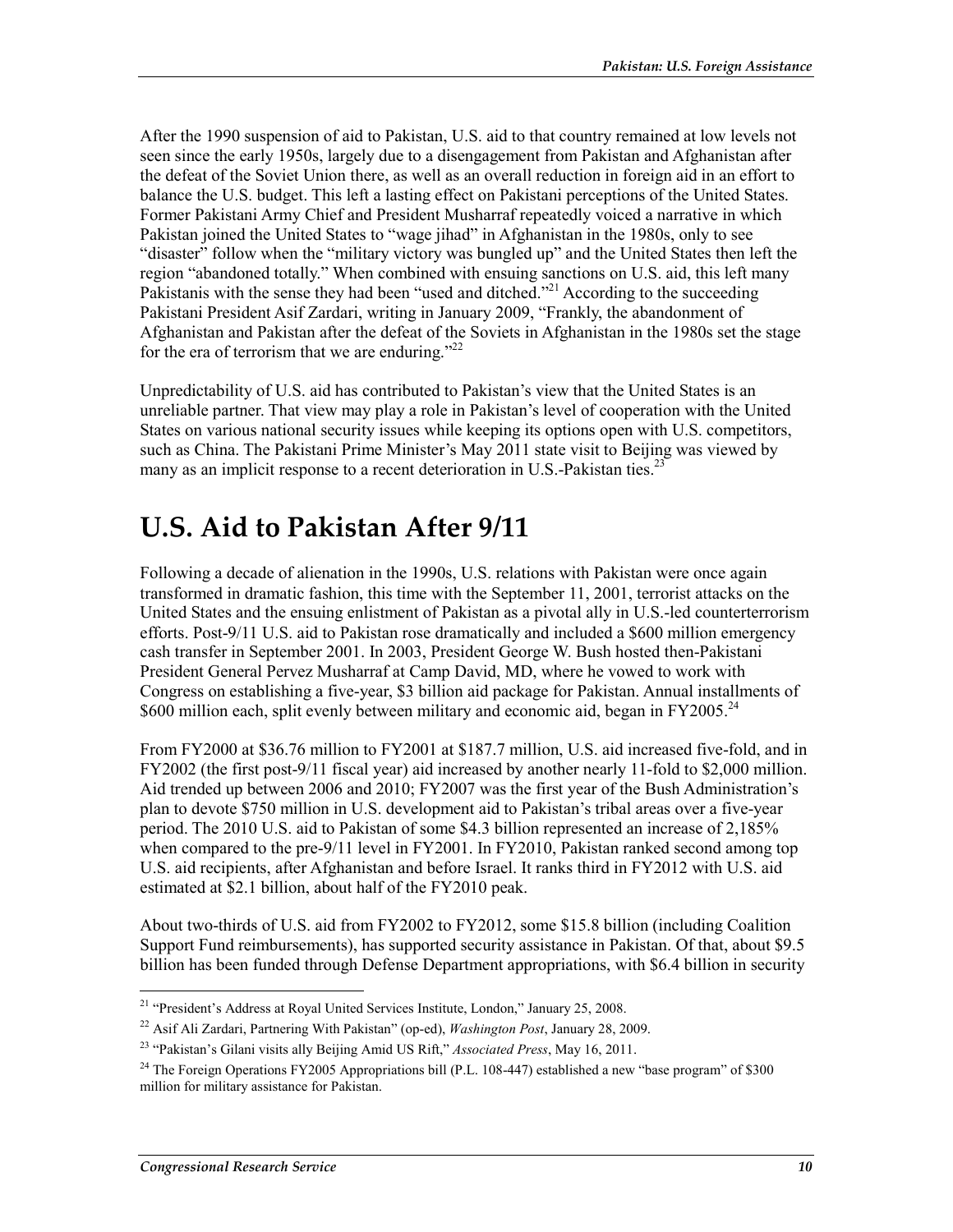After the 1990 suspension of aid to Pakistan, U.S. aid to that country remained at low levels not seen since the early 1950s, largely due to a disengagement from Pakistan and Afghanistan after the defeat of the Soviet Union there, as well as an overall reduction in foreign aid in an effort to balance the U.S. budget. This left a lasting effect on Pakistani perceptions of the United States. Former Pakistani Army Chief and President Musharraf repeatedly voiced a narrative in which Pakistan joined the United States to "wage jihad" in Afghanistan in the 1980s, only to see "disaster" follow when the "military victory was bungled up" and the United States then left the region "abandoned totally." When combined with ensuing sanctions on U.S. aid, this left many Pakistanis with the sense they had been "used and ditched."[21] According to the succeeding Pakistani President Asif Zardari, writing in January 2009, "Frankly, the abandonment of Afghanistan and Pakistan after the defeat of the Soviets in Afghanistan in the 1980s set the stage for the era of terrorism that we are enduring."[22]

Unpredictability of U.S. aid has contributed to Pakistan's view that the United States is an unreliable partner. That view may play a role in Pakistan's level of cooperation with the United States on various national security issues while keeping its options open with U.S. competitors, such as China. The Pakistani Prime Minister's May 2011 state visit to Beijing was viewed by many as an implicit response to a recent deterioration in U.S.-Pakistan ties.[23]

# U.S. Aid to Pakistan After 9/11

Following a decade of alienation in the 1990s, U.S. relations with Pakistan were once again transformed in dramatic fashion, this time with the September 11, 2001, terrorist attacks on the United States and the ensuing enlistment of Pakistan as a pivotal ally in U.S.-led counterterrorism efforts. Post-9/11 U.S. aid to Pakistan rose dramatically and included a $600 million emergency cash transfer in September 2001. In 2003, President George W. Bush hosted then-Pakistani President General Pervez Musharraf at Camp David, MD, where he vowed to work with Congress on establishing a five-year, $3 billion aid package for Pakistan. Annual installments of $600 million each, split evenly between military and economic aid, began in FY2005.[24]

From FY2000 at $36.76 million to FY2001 at $187.7 million, U.S. aid increased five-fold, and in FY2002 (the first post-9/11 fiscal year) aid increased by another nearly 11-fold to $2,000 million. Aid trended up between 2006 and 2010; FY2007 was the first year of the Bush Administration's plan to devote $750 million in U.S. development aid to Pakistan's tribal areas over a five-year period. The 2010 U.S. aid to Pakistan of some $4.3 billion represented an increase of 2,185% when compared to the pre-9/11 level in FY2001. In FY2010, Pakistan ranked second among top U.S. aid recipients, after Afghanistan and before Israel. It ranks third in FY2012 with U.S. aid estimated at $2.1 billion, about half of the FY2010 peak.

About two-thirds of U.S. aid from FY2002 to FY2012, some $15.8 billion (including Coalition Support Fund reimbursements), has supported security assistance in Pakistan. Of that, about $9.5 billion has been funded through Defense Department appropriations, with $6.4 billion in security

---

[21] "President's Address at Royal United Services Institute, London," January 25, 2008.

[22] Asif Ali Zardari, Partnering With Pakistan" (op-ed), *Washington Post*, January 28, 2009.

[23] "Pakistan's Gilani visits ally Beijing Amid US Rift," *Associated Press*, May 16, 2011.

[24] The Foreign Operations FY2005 Appropriations bill (P.L. 108-447) established a new "base program" of $300 million for military assistance for Pakistan.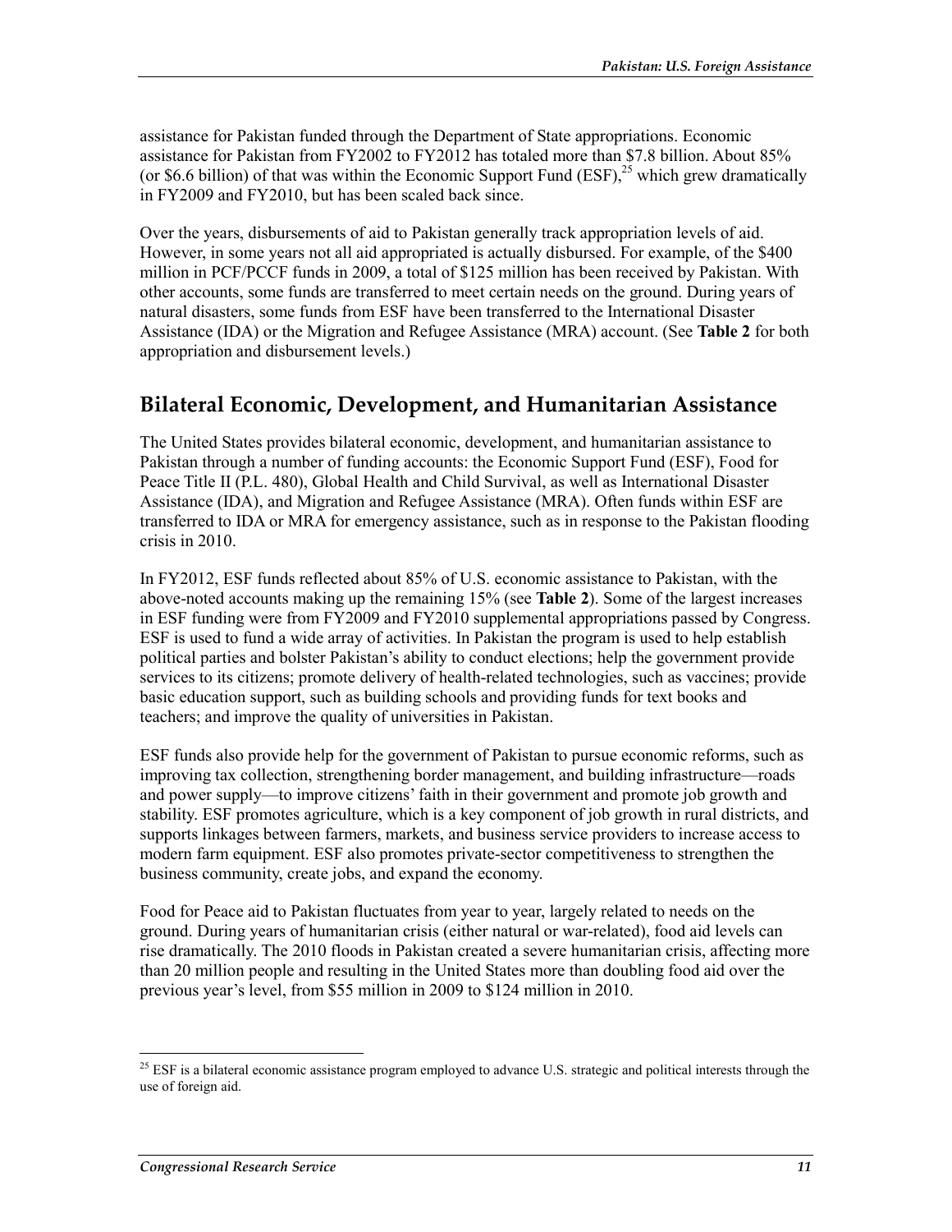assistance for Pakistan funded through the Department of State appropriations. Economic assistance for Pakistan from FY2002 to FY2012 has totaled more than $7.8 billion. About 85% (or $6.6 billion) of that was within the Economic Support Fund (ESF),[25] which grew dramatically in FY2009 and FY2010, but has been scaled back since.

Over the years, disbursements of aid to Pakistan generally track appropriation levels of aid. However, in some years not all aid appropriated is actually disbursed. For example, of the $400 million in PCF/PCCF funds in 2009, a total of $125 million has been received by Pakistan. With other accounts, some funds are transferred to meet certain needs on the ground. During years of natural disasters, some funds from ESF have been transferred to the International Disaster Assistance (IDA) or the Migration and Refugee Assistance (MRA) account. (See **Table 2** for both appropriation and disbursement levels.)

## Bilateral Economic, Development, and Humanitarian Assistance

The United States provides bilateral economic, development, and humanitarian assistance to Pakistan through a number of funding accounts: the Economic Support Fund (ESF), Food for Peace Title II (P.L. 480), Global Health and Child Survival, as well as International Disaster Assistance (IDA), and Migration and Refugee Assistance (MRA). Often funds within ESF are transferred to IDA or MRA for emergency assistance, such as in response to the Pakistan flooding crisis in 2010.

In FY2012, ESF funds reflected about 85% of U.S. economic assistance to Pakistan, with the above-noted accounts making up the remaining 15% (see **Table 2**). Some of the largest increases in ESF funding were from FY2009 and FY2010 supplemental appropriations passed by Congress. ESF is used to fund a wide array of activities. In Pakistan the program is used to help establish political parties and bolster Pakistan's ability to conduct elections; help the government provide services to its citizens; promote delivery of health-related technologies, such as vaccines; provide basic education support, such as building schools and providing funds for text books and teachers; and improve the quality of universities in Pakistan.

ESF funds also provide help for the government of Pakistan to pursue economic reforms, such as improving tax collection, strengthening border management, and building infrastructure—roads and power supply—to improve citizens' faith in their government and promote job growth and stability. ESF promotes agriculture, which is a key component of job growth in rural districts, and supports linkages between farmers, markets, and business service providers to increase access to modern farm equipment. ESF also promotes private-sector competitiveness to strengthen the business community, create jobs, and expand the economy.

Food for Peace aid to Pakistan fluctuates from year to year, largely related to needs on the ground. During years of humanitarian crisis (either natural or war-related), food aid levels can rise dramatically. The 2010 floods in Pakistan created a severe humanitarian crisis, affecting more than 20 million people and resulting in the United States more than doubling food aid over the previous year's level, from $55 million in 2009 to $124 million in 2010.

[25] ESF is a bilateral economic assistance program employed to advance U.S. strategic and political interests through the use of foreign aid.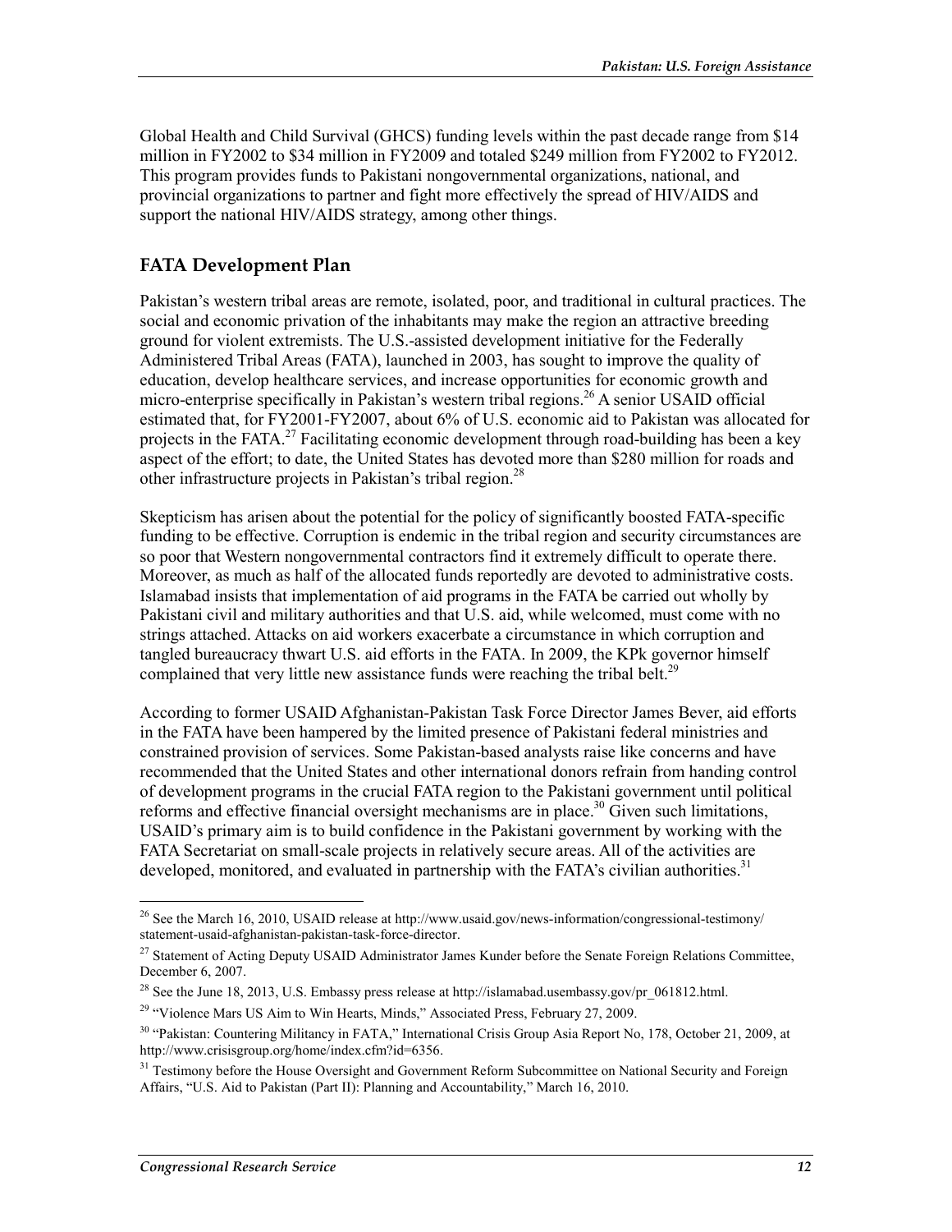Global Health and Child Survival (GHCS) funding levels within the past decade range from $14 million in FY2002 to $34 million in FY2009 and totaled $249 million from FY2002 to FY2012. This program provides funds to Pakistani nongovernmental organizations, national, and provincial organizations to partner and fight more effectively the spread of HIV/AIDS and support the national HIV/AIDS strategy, among other things.

## FATA Development Plan

Pakistan's western tribal areas are remote, isolated, poor, and traditional in cultural practices. The social and economic privation of the inhabitants may make the region an attractive breeding ground for violent extremists. The U.S.-assisted development initiative for the Federally Administered Tribal Areas (FATA), launched in 2003, has sought to improve the quality of education, develop healthcare services, and increase opportunities for economic growth and micro-enterprise specifically in Pakistan's western tribal regions.[26] A senior USAID official estimated that, for FY2001-FY2007, about 6% of U.S. economic aid to Pakistan was allocated for projects in the FATA.[27] Facilitating economic development through road-building has been a key aspect of the effort; to date, the United States has devoted more than $280 million for roads and other infrastructure projects in Pakistan's tribal region.[28]

Skepticism has arisen about the potential for the policy of significantly boosted FATA-specific funding to be effective. Corruption is endemic in the tribal region and security circumstances are so poor that Western nongovernmental contractors find it extremely difficult to operate there. Moreover, as much as half of the allocated funds reportedly are devoted to administrative costs. Islamabad insists that implementation of aid programs in the FATA be carried out wholly by Pakistani civil and military authorities and that U.S. aid, while welcomed, must come with no strings attached. Attacks on aid workers exacerbate a circumstance in which corruption and tangled bureaucracy thwart U.S. aid efforts in the FATA. In 2009, the KPk governor himself complained that very little new assistance funds were reaching the tribal belt.[29]

According to former USAID Afghanistan-Pakistan Task Force Director James Bever, aid efforts in the FATA have been hampered by the limited presence of Pakistani federal ministries and constrained provision of services. Some Pakistan-based analysts raise like concerns and have recommended that the United States and other international donors refrain from handing control of development programs in the crucial FATA region to the Pakistani government until political reforms and effective financial oversight mechanisms are in place.[30] Given such limitations, USAID's primary aim is to build confidence in the Pakistani government by working with the FATA Secretariat on small-scale projects in relatively secure areas. All of the activities are developed, monitored, and evaluated in partnership with the FATA's civilian authorities.[31]

---

[26] See the March 16, 2010, USAID release at http://www.usaid.gov/news-information/congressional-testimony/statement-usaid-afghanistan-pakistan-task-force-director.

[27] Statement of Acting Deputy USAID Administrator James Kunder before the Senate Foreign Relations Committee, December 6, 2007.

[28] See the June 18, 2013, U.S. Embassy press release at http://islamabad.usembassy.gov/pr_061812.html.

[29] "Violence Mars US Aim to Win Hearts, Minds," Associated Press, February 27, 2009.

[30] "Pakistan: Countering Militancy in FATA," International Crisis Group Asia Report No, 178, October 21, 2009, at http://www.crisisgroup.org/home/index.cfm?id=6356.

[31] Testimony before the House Oversight and Government Reform Subcommittee on National Security and Foreign Affairs, "U.S. Aid to Pakistan (Part II): Planning and Accountability," March 16, 2010.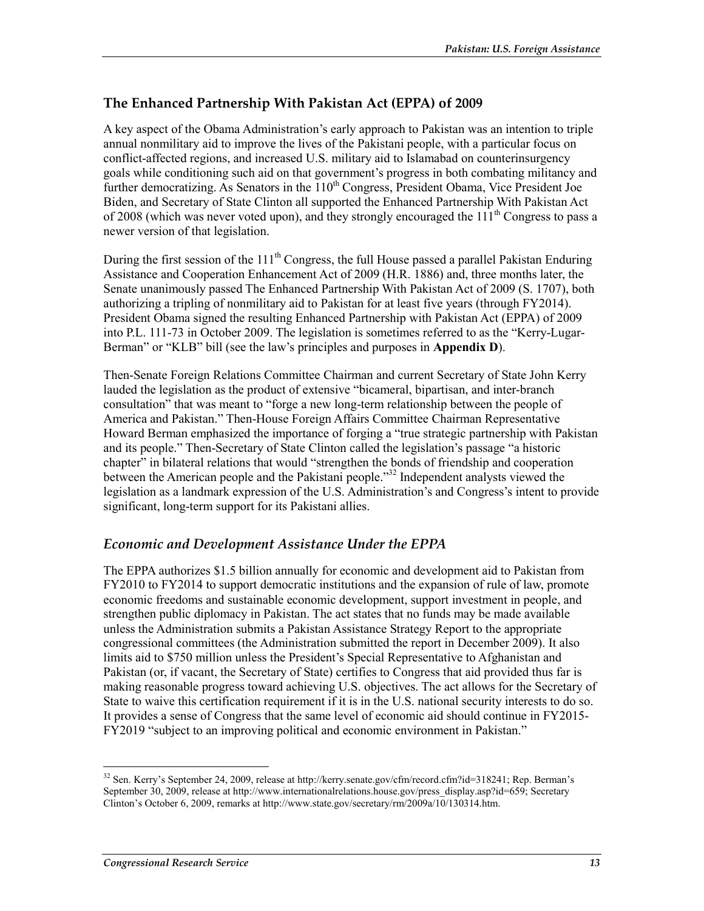## The Enhanced Partnership With Pakistan Act (EPPA) of 2009

A key aspect of the Obama Administration's early approach to Pakistan was an intention to triple annual nonmilitary aid to improve the lives of the Pakistani people, with a particular focus on conflict-affected regions, and increased U.S. military aid to Islamabad on counterinsurgency goals while conditioning such aid on that government's progress in both combating militancy and further democratizing. As Senators in the 110th Congress, President Obama, Vice President Joe Biden, and Secretary of State Clinton all supported the Enhanced Partnership With Pakistan Act of 2008 (which was never voted upon), and they strongly encouraged the 111th Congress to pass a newer version of that legislation.

During the first session of the 111th Congress, the full House passed a parallel Pakistan Enduring Assistance and Cooperation Enhancement Act of 2009 (H.R. 1886) and, three months later, the Senate unanimously passed The Enhanced Partnership With Pakistan Act of 2009 (S. 1707), both authorizing a tripling of nonmilitary aid to Pakistan for at least five years (through FY2014). President Obama signed the resulting Enhanced Partnership with Pakistan Act (EPPA) of 2009 into P.L. 111-73 in October 2009. The legislation is sometimes referred to as the "Kerry-Lugar-Berman" or "KLB" bill (see the law's principles and purposes in **Appendix D**).

Then-Senate Foreign Relations Committee Chairman and current Secretary of State John Kerry lauded the legislation as the product of extensive "bicameral, bipartisan, and inter-branch consultation" that was meant to "forge a new long-term relationship between the people of America and Pakistan." Then-House Foreign Affairs Committee Chairman Representative Howard Berman emphasized the importance of forging a "true strategic partnership with Pakistan and its people." Then-Secretary of State Clinton called the legislation's passage "a historic chapter" in bilateral relations that would "strengthen the bonds of friendship and cooperation between the American people and the Pakistani people."[32] Independent analysts viewed the legislation as a landmark expression of the U.S. Administration's and Congress's intent to provide significant, long-term support for its Pakistani allies.

### *Economic and Development Assistance Under the EPPA*

The EPPA authorizes $1.5 billion annually for economic and development aid to Pakistan from FY2010 to FY2014 to support democratic institutions and the expansion of rule of law, promote economic freedoms and sustainable economic development, support investment in people, and strengthen public diplomacy in Pakistan. The act states that no funds may be made available unless the Administration submits a Pakistan Assistance Strategy Report to the appropriate congressional committees (the Administration submitted the report in December 2009). It also limits aid to $750 million unless the President's Special Representative to Afghanistan and Pakistan (or, if vacant, the Secretary of State) certifies to Congress that aid provided thus far is making reasonable progress toward achieving U.S. objectives. The act allows for the Secretary of State to waive this certification requirement if it is in the U.S. national security interests to do so. It provides a sense of Congress that the same level of economic aid should continue in FY2015-FY2019 "subject to an improving political and economic environment in Pakistan."

---

[32] Sen. Kerry's September 24, 2009, release at http://kerry.senate.gov/cfm/record.cfm?id=318241; Rep. Berman's September 30, 2009, release at http://www.internationalrelations.house.gov/press_display.asp?id=659; Secretary Clinton's October 6, 2009, remarks at http://www.state.gov/secretary/rm/2009a/10/130314.htm.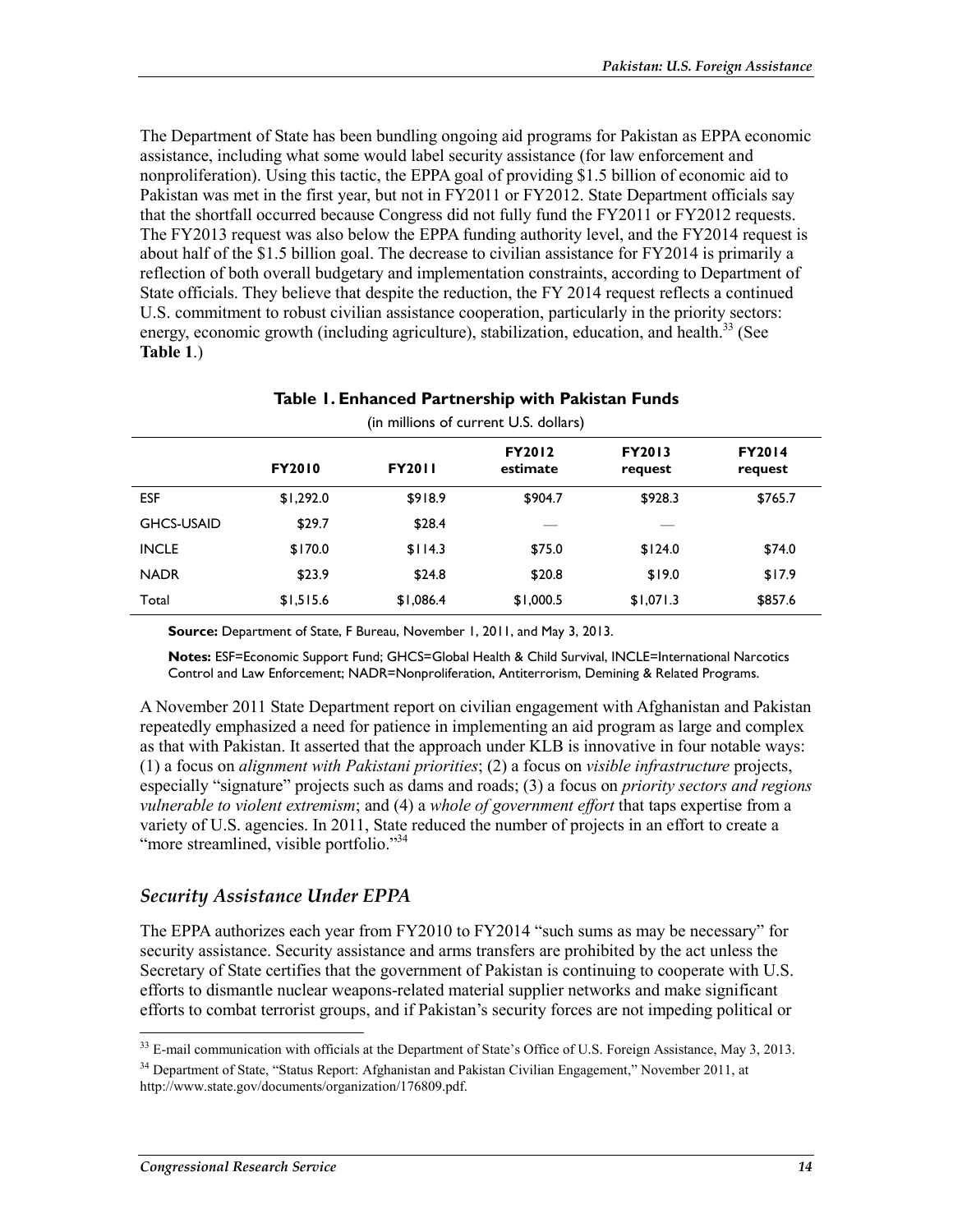The Department of State has been bundling ongoing aid programs for Pakistan as EPPA economic assistance, including what some would label security assistance (for law enforcement and nonproliferation). Using this tactic, the EPPA goal of providing $1.5 billion of economic aid to Pakistan was met in the first year, but not in FY2011 or FY2012. State Department officials say that the shortfall occurred because Congress did not fully fund the FY2011 or FY2012 requests. The FY2013 request was also below the EPPA funding authority level, and the FY2014 request is about half of the $1.5 billion goal. The decrease to civilian assistance for FY2014 is primarily a reflection of both overall budgetary and implementation constraints, according to Department of State officials. They believe that despite the reduction, the FY 2014 request reflects a continued U.S. commitment to robust civilian assistance cooperation, particularly in the priority sectors: energy, economic growth (including agriculture), stabilization, education, and health.[33] (See **Table 1**.)

**Table 1. Enhanced Partnership with Pakistan Funds**

(in millions of current U.S. dollars)

| | FY2010 | FY2011 | FY2012 estimate | FY2013 request | FY2014 request |
|---|---|---|---|---|---|
| ESF | $1,292.0 | $918.9 | $904.7 | $928.3 | $765.7 |
| GHCS-USAID | $29.7 | $28.4 | — | — | |
| INCLE | $170.0 | $114.3 | $75.0 | $124.0 | $74.0 |
| NADR | $23.9 | $24.8 | $20.8 | $19.0 | $17.9 |
| Total | $1,515.6 | $1,086.4 | $1,000.5 | $1,071.3 | $857.6 |

**Source:** Department of State, F Bureau, November 1, 2011, and May 3, 2013.

**Notes:** ESF=Economic Support Fund; GHCS=Global Health & Child Survival, INCLE=International Narcotics Control and Law Enforcement; NADR=Nonproliferation, Antiterrorism, Demining & Related Programs.

A November 2011 State Department report on civilian engagement with Afghanistan and Pakistan repeatedly emphasized a need for patience in implementing an aid program as large and complex as that with Pakistan. It asserted that the approach under KLB is innovative in four notable ways: (1) a focus on *alignment with Pakistani priorities*; (2) a focus on *visible infrastructure* projects, especially "signature" projects such as dams and roads; (3) a focus on *priority sectors and regions vulnerable to violent extremism*; and (4) a *whole of government effort* that taps expertise from a variety of U.S. agencies. In 2011, State reduced the number of projects in an effort to create a "more streamlined, visible portfolio."[34]

## *Security Assistance Under EPPA*

The EPPA authorizes each year from FY2010 to FY2014 "such sums as may be necessary" for security assistance. Security assistance and arms transfers are prohibited by the act unless the Secretary of State certifies that the government of Pakistan is continuing to cooperate with U.S. efforts to dismantle nuclear weapons-related material supplier networks and make significant efforts to combat terrorist groups, and if Pakistan's security forces are not impeding political or

[33] E-mail communication with officials at the Department of State's Office of U.S. Foreign Assistance, May 3, 2013.

[34] Department of State, "Status Report: Afghanistan and Pakistan Civilian Engagement," November 2011, at http://www.state.gov/documents/organization/176809.pdf.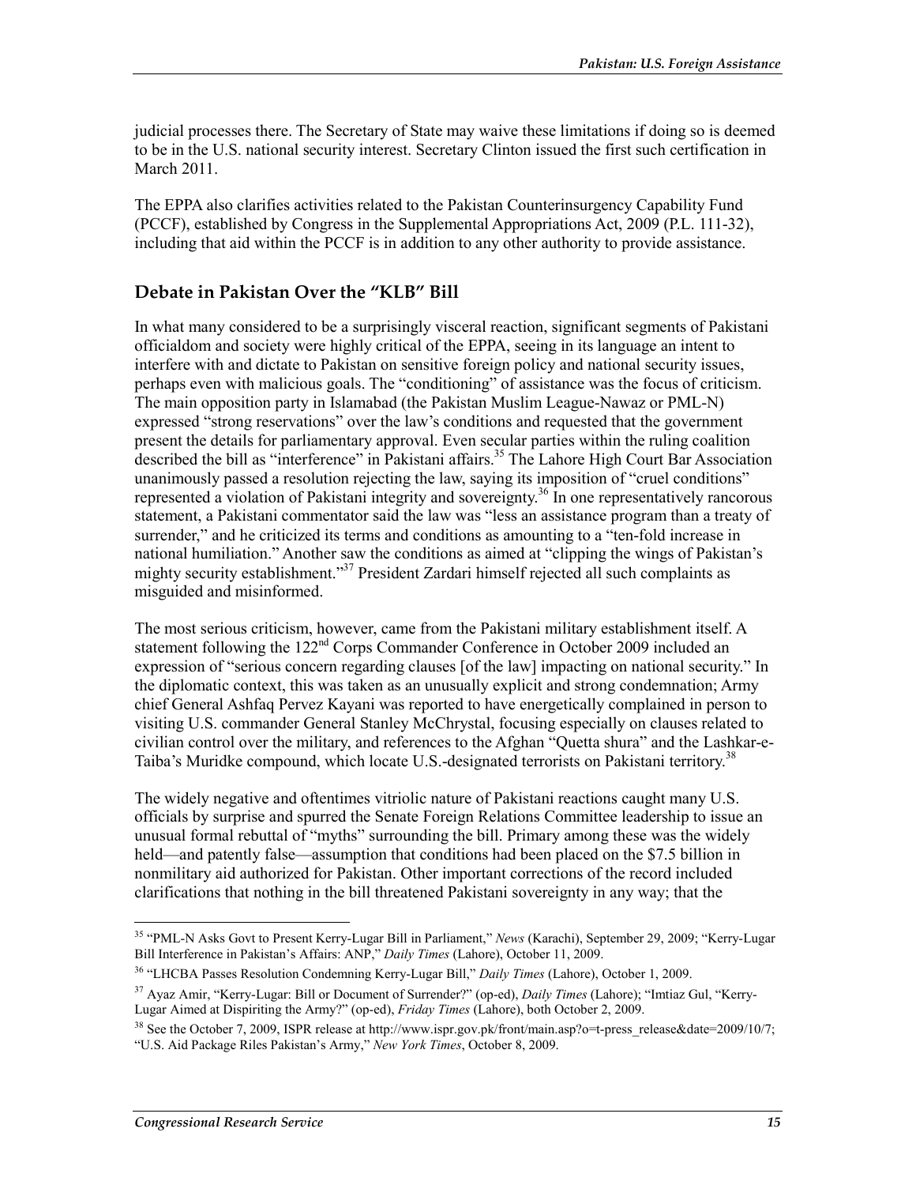judicial processes there. The Secretary of State may waive these limitations if doing so is deemed to be in the U.S. national security interest. Secretary Clinton issued the first such certification in March 2011.

The EPPA also clarifies activities related to the Pakistan Counterinsurgency Capability Fund (PCCF), established by Congress in the Supplemental Appropriations Act, 2009 (P.L. 111-32), including that aid within the PCCF is in addition to any other authority to provide assistance.

## Debate in Pakistan Over the "KLB" Bill

In what many considered to be a surprisingly visceral reaction, significant segments of Pakistani officialdom and society were highly critical of the EPPA, seeing in its language an intent to interfere with and dictate to Pakistan on sensitive foreign policy and national security issues, perhaps even with malicious goals. The "conditioning" of assistance was the focus of criticism. The main opposition party in Islamabad (the Pakistan Muslim League-Nawaz or PML-N) expressed "strong reservations" over the law's conditions and requested that the government present the details for parliamentary approval. Even secular parties within the ruling coalition described the bill as "interference" in Pakistani affairs.[35] The Lahore High Court Bar Association unanimously passed a resolution rejecting the law, saying its imposition of "cruel conditions" represented a violation of Pakistani integrity and sovereignty.[36] In one representatively rancorous statement, a Pakistani commentator said the law was "less an assistance program than a treaty of surrender," and he criticized its terms and conditions as amounting to a "ten-fold increase in national humiliation." Another saw the conditions as aimed at "clipping the wings of Pakistan's mighty security establishment."[37] President Zardari himself rejected all such complaints as misguided and misinformed.

The most serious criticism, however, came from the Pakistani military establishment itself. A statement following the 122nd Corps Commander Conference in October 2009 included an expression of "serious concern regarding clauses [of the law] impacting on national security." In the diplomatic context, this was taken as an unusually explicit and strong condemnation; Army chief General Ashfaq Pervez Kayani was reported to have energetically complained in person to visiting U.S. commander General Stanley McChrystal, focusing especially on clauses related to civilian control over the military, and references to the Afghan "Quetta shura" and the Lashkar-e-Taiba's Muridke compound, which locate U.S.-designated terrorists on Pakistani territory.[38]

The widely negative and oftentimes vitriolic nature of Pakistani reactions caught many U.S. officials by surprise and spurred the Senate Foreign Relations Committee leadership to issue an unusual formal rebuttal of "myths" surrounding the bill. Primary among these was the widely held—and patently false—assumption that conditions had been placed on the $7.5 billion in nonmilitary aid authorized for Pakistan. Other important corrections of the record included clarifications that nothing in the bill threatened Pakistani sovereignty in any way; that the

---

[35] "PML-N Asks Govt to Present Kerry-Lugar Bill in Parliament," *News* (Karachi), September 29, 2009; "Kerry-Lugar Bill Interference in Pakistan's Affairs: ANP," *Daily Times* (Lahore), October 11, 2009.

[36] "LHCBA Passes Resolution Condemning Kerry-Lugar Bill," *Daily Times* (Lahore), October 1, 2009.

[37] Ayaz Amir, "Kerry-Lugar: Bill or Document of Surrender?" (op-ed), *Daily Times* (Lahore); "Imtiaz Gul, "Kerry-Lugar Aimed at Dispiriting the Army?" (op-ed), *Friday Times* (Lahore), both October 2, 2009.

[38] See the October 7, 2009, ISPR release at http://www.ispr.gov.pk/front/main.asp?o=t-press_release&date=2009/10/7; "U.S. Aid Package Riles Pakistan's Army," *New York Times*, October 8, 2009.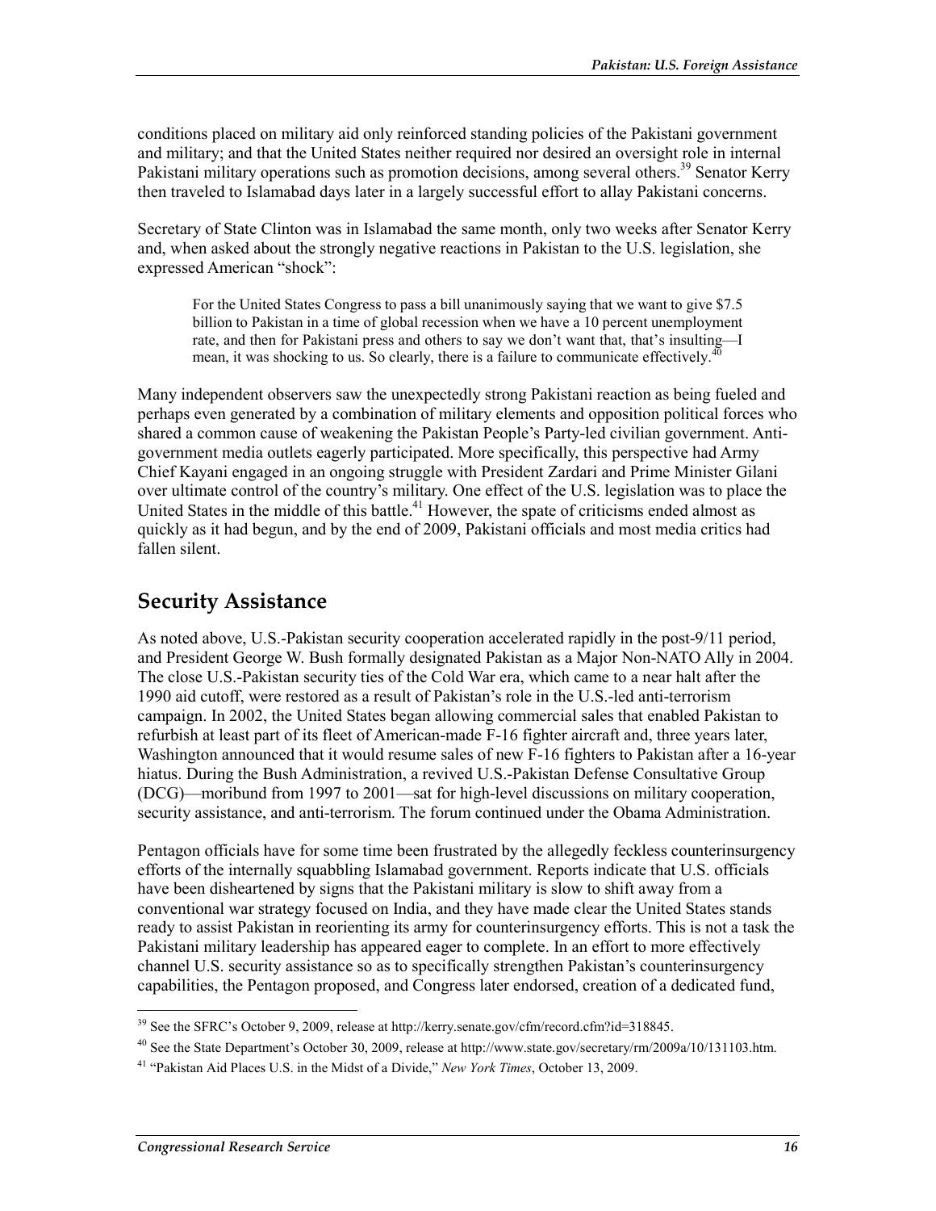conditions placed on military aid only reinforced standing policies of the Pakistani government and military; and that the United States neither required nor desired an oversight role in internal Pakistani military operations such as promotion decisions, among several others.[39] Senator Kerry then traveled to Islamabad days later in a largely successful effort to allay Pakistani concerns.

Secretary of State Clinton was in Islamabad the same month, only two weeks after Senator Kerry and, when asked about the strongly negative reactions in Pakistan to the U.S. legislation, she expressed American "shock":

> For the United States Congress to pass a bill unanimously saying that we want to give $7.5 billion to Pakistan in a time of global recession when we have a 10 percent unemployment rate, and then for Pakistani press and others to say we don't want that, that's insulting—I mean, it was shocking to us. So clearly, there is a failure to communicate effectively.[40]

Many independent observers saw the unexpectedly strong Pakistani reaction as being fueled and perhaps even generated by a combination of military elements and opposition political forces who shared a common cause of weakening the Pakistan People's Party-led civilian government. Anti-government media outlets eagerly participated. More specifically, this perspective had Army Chief Kayani engaged in an ongoing struggle with President Zardari and Prime Minister Gilani over ultimate control of the country's military. One effect of the U.S. legislation was to place the United States in the middle of this battle.[41] However, the spate of criticisms ended almost as quickly as it had begun, and by the end of 2009, Pakistani officials and most media critics had fallen silent.

## Security Assistance

As noted above, U.S.-Pakistan security cooperation accelerated rapidly in the post-9/11 period, and President George W. Bush formally designated Pakistan as a Major Non-NATO Ally in 2004. The close U.S.-Pakistan security ties of the Cold War era, which came to a near halt after the 1990 aid cutoff, were restored as a result of Pakistan's role in the U.S.-led anti-terrorism campaign. In 2002, the United States began allowing commercial sales that enabled Pakistan to refurbish at least part of its fleet of American-made F-16 fighter aircraft and, three years later, Washington announced that it would resume sales of new F-16 fighters to Pakistan after a 16-year hiatus. During the Bush Administration, a revived U.S.-Pakistan Defense Consultative Group (DCG)—moribund from 1997 to 2001—sat for high-level discussions on military cooperation, security assistance, and anti-terrorism. The forum continued under the Obama Administration.

Pentagon officials have for some time been frustrated by the allegedly feckless counterinsurgency efforts of the internally squabbling Islamabad government. Reports indicate that U.S. officials have been disheartened by signs that the Pakistani military is slow to shift away from a conventional war strategy focused on India, and they have made clear the United States stands ready to assist Pakistan in reorienting its army for counterinsurgency efforts. This is not a task the Pakistani military leadership has appeared eager to complete. In an effort to more effectively channel U.S. security assistance so as to specifically strengthen Pakistan's counterinsurgency capabilities, the Pentagon proposed, and Congress later endorsed, creation of a dedicated fund,

[39] See the SFRC's October 9, 2009, release at http://kerry.senate.gov/cfm/record.cfm?id=318845.

[40] See the State Department's October 30, 2009, release at http://www.state.gov/secretary/rm/2009a/10/131103.htm.

[41] "Pakistan Aid Places U.S. in the Midst of a Divide," *New York Times*, October 13, 2009.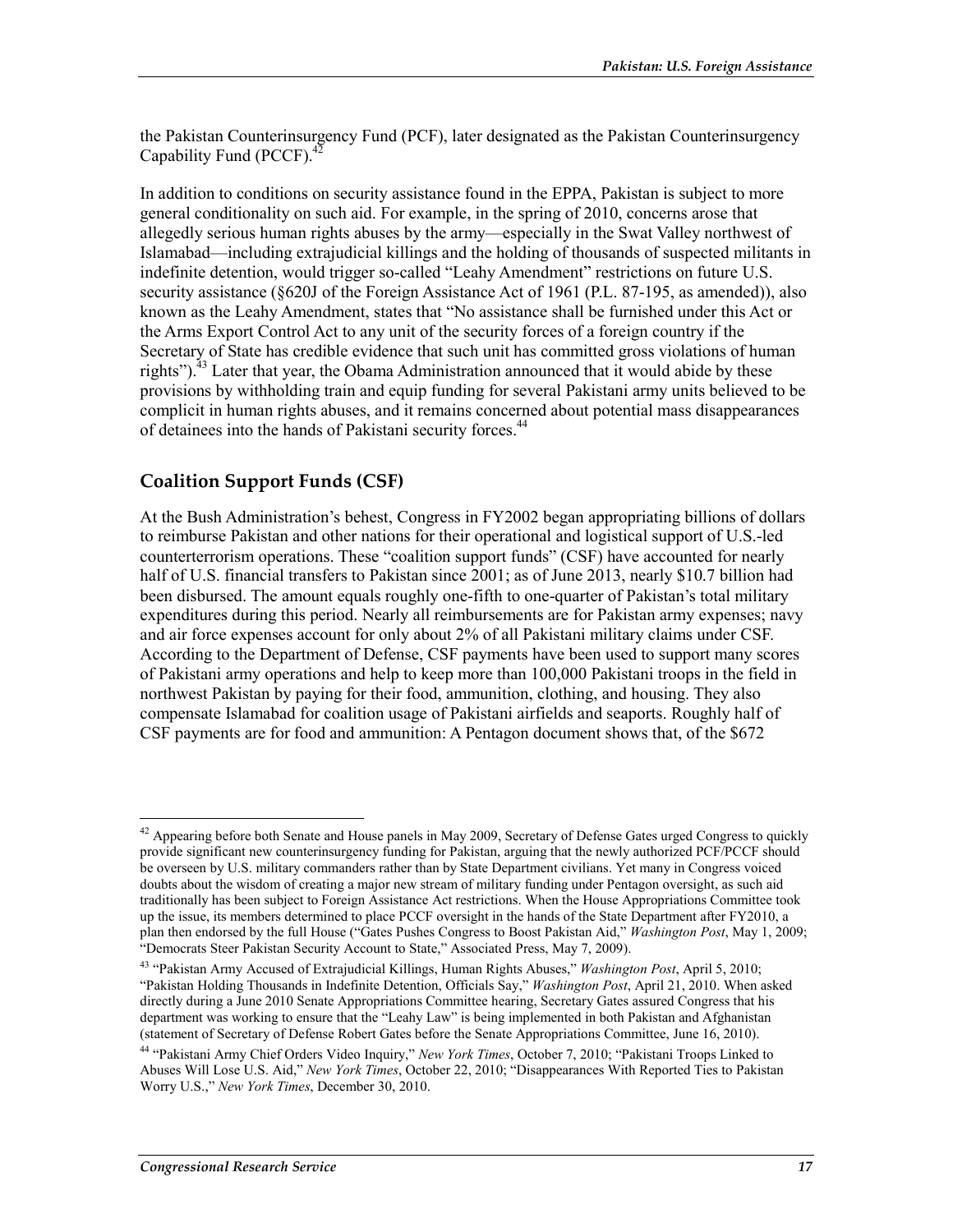the Pakistan Counterinsurgency Fund (PCF), later designated as the Pakistan Counterinsurgency Capability Fund (PCCF).[42]

In addition to conditions on security assistance found in the EPPA, Pakistan is subject to more general conditionality on such aid. For example, in the spring of 2010, concerns arose that allegedly serious human rights abuses by the army—especially in the Swat Valley northwest of Islamabad—including extrajudicial killings and the holding of thousands of suspected militants in indefinite detention, would trigger so-called "Leahy Amendment" restrictions on future U.S. security assistance (§620J of the Foreign Assistance Act of 1961 (P.L. 87-195, as amended)), also known as the Leahy Amendment, states that "No assistance shall be furnished under this Act or the Arms Export Control Act to any unit of the security forces of a foreign country if the Secretary of State has credible evidence that such unit has committed gross violations of human rights").[43] Later that year, the Obama Administration announced that it would abide by these provisions by withholding train and equip funding for several Pakistani army units believed to be complicit in human rights abuses, and it remains concerned about potential mass disappearances of detainees into the hands of Pakistani security forces.[44]

## Coalition Support Funds (CSF)

At the Bush Administration's behest, Congress in FY2002 began appropriating billions of dollars to reimburse Pakistan and other nations for their operational and logistical support of U.S.-led counterterrorism operations. These "coalition support funds" (CSF) have accounted for nearly half of U.S. financial transfers to Pakistan since 2001; as of June 2013, nearly $10.7 billion had been disbursed. The amount equals roughly one-fifth to one-quarter of Pakistan's total military expenditures during this period. Nearly all reimbursements are for Pakistan army expenses; navy and air force expenses account for only about 2% of all Pakistani military claims under CSF. According to the Department of Defense, CSF payments have been used to support many scores of Pakistani army operations and help to keep more than 100,000 Pakistani troops in the field in northwest Pakistan by paying for their food, ammunition, clothing, and housing. They also compensate Islamabad for coalition usage of Pakistani airfields and seaports. Roughly half of CSF payments are for food and ammunition: A Pentagon document shows that, of the $672

---

[42] Appearing before both Senate and House panels in May 2009, Secretary of Defense Gates urged Congress to quickly provide significant new counterinsurgency funding for Pakistan, arguing that the newly authorized PCF/PCCF should be overseen by U.S. military commanders rather than by State Department civilians. Yet many in Congress voiced doubts about the wisdom of creating a major new stream of military funding under Pentagon oversight, as such aid traditionally has been subject to Foreign Assistance Act restrictions. When the House Appropriations Committee took up the issue, its members determined to place PCCF oversight in the hands of the State Department after FY2010, a plan then endorsed by the full House ("Gates Pushes Congress to Boost Pakistan Aid," *Washington Post*, May 1, 2009; "Democrats Steer Pakistan Security Account to State," Associated Press, May 7, 2009).

[43] "Pakistan Army Accused of Extrajudicial Killings, Human Rights Abuses," *Washington Post*, April 5, 2010; "Pakistan Holding Thousands in Indefinite Detention, Officials Say," *Washington Post*, April 21, 2010. When asked directly during a June 2010 Senate Appropriations Committee hearing, Secretary Gates assured Congress that his department was working to ensure that the "Leahy Law" is being implemented in both Pakistan and Afghanistan (statement of Secretary of Defense Robert Gates before the Senate Appropriations Committee, June 16, 2010).

[44] "Pakistani Army Chief Orders Video Inquiry," *New York Times*, October 7, 2010; "Pakistani Troops Linked to Abuses Will Lose U.S. Aid," *New York Times*, October 22, 2010; "Disappearances With Reported Ties to Pakistan Worry U.S.," *New York Times*, December 30, 2010.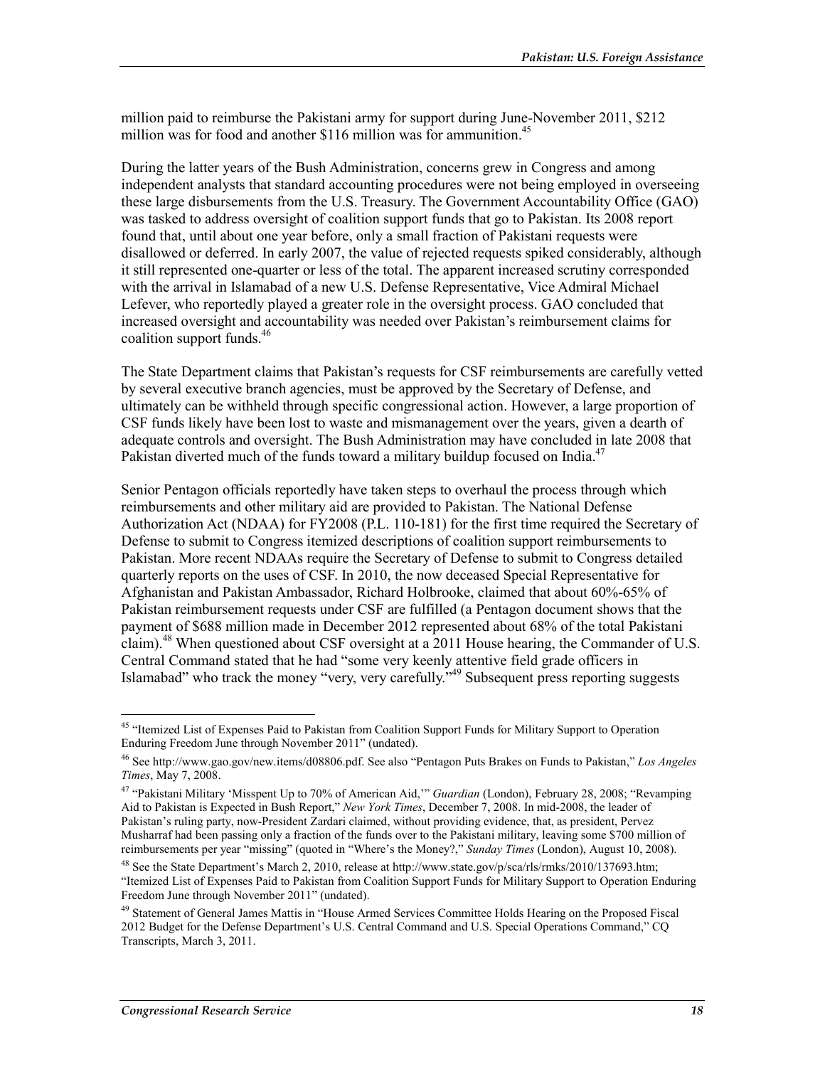million paid to reimburse the Pakistani army for support during June-November 2011, $212 million was for food and another $116 million was for ammunition.[45]

During the latter years of the Bush Administration, concerns grew in Congress and among independent analysts that standard accounting procedures were not being employed in overseeing these large disbursements from the U.S. Treasury. The Government Accountability Office (GAO) was tasked to address oversight of coalition support funds that go to Pakistan. Its 2008 report found that, until about one year before, only a small fraction of Pakistani requests were disallowed or deferred. In early 2007, the value of rejected requests spiked considerably, although it still represented one-quarter or less of the total. The apparent increased scrutiny corresponded with the arrival in Islamabad of a new U.S. Defense Representative, Vice Admiral Michael Lefever, who reportedly played a greater role in the oversight process. GAO concluded that increased oversight and accountability was needed over Pakistan's reimbursement claims for coalition support funds.[46]

The State Department claims that Pakistan's requests for CSF reimbursements are carefully vetted by several executive branch agencies, must be approved by the Secretary of Defense, and ultimately can be withheld through specific congressional action. However, a large proportion of CSF funds likely have been lost to waste and mismanagement over the years, given a dearth of adequate controls and oversight. The Bush Administration may have concluded in late 2008 that Pakistan diverted much of the funds toward a military buildup focused on India.[47]

Senior Pentagon officials reportedly have taken steps to overhaul the process through which reimbursements and other military aid are provided to Pakistan. The National Defense Authorization Act (NDAA) for FY2008 (P.L. 110-181) for the first time required the Secretary of Defense to submit to Congress itemized descriptions of coalition support reimbursements to Pakistan. More recent NDAAs require the Secretary of Defense to submit to Congress detailed quarterly reports on the uses of CSF. In 2010, the now deceased Special Representative for Afghanistan and Pakistan Ambassador, Richard Holbrooke, claimed that about 60%-65% of Pakistan reimbursement requests under CSF are fulfilled (a Pentagon document shows that the payment of $688 million made in December 2012 represented about 68% of the total Pakistani claim).[48] When questioned about CSF oversight at a 2011 House hearing, the Commander of U.S. Central Command stated that he had "some very keenly attentive field grade officers in Islamabad" who track the money "very, very carefully."[49] Subsequent press reporting suggests

---

[45] "Itemized List of Expenses Paid to Pakistan from Coalition Support Funds for Military Support to Operation Enduring Freedom June through November 2011" (undated).

[46] See http://www.gao.gov/new.items/d08806.pdf. See also "Pentagon Puts Brakes on Funds to Pakistan," *Los Angeles Times*, May 7, 2008.

[47] "Pakistani Military 'Misspent Up to 70% of American Aid,'" *Guardian* (London), February 28, 2008; "Revamping Aid to Pakistan is Expected in Bush Report," *New York Times*, December 7, 2008. In mid-2008, the leader of Pakistan's ruling party, now-President Zardari claimed, without providing evidence, that, as president, Pervez Musharraf had been passing only a fraction of the funds over to the Pakistani military, leaving some $700 million of reimbursements per year "missing" (quoted in "Where's the Money?," *Sunday Times* (London), August 10, 2008).

[48] See the State Department's March 2, 2010, release at http://www.state.gov/p/sca/rls/rmks/2010/137693.htm; "Itemized List of Expenses Paid to Pakistan from Coalition Support Funds for Military Support to Operation Enduring Freedom June through November 2011" (undated).

[49] Statement of General James Mattis in "House Armed Services Committee Holds Hearing on the Proposed Fiscal 2012 Budget for the Defense Department's U.S. Central Command and U.S. Special Operations Command," CQ Transcripts, March 3, 2011.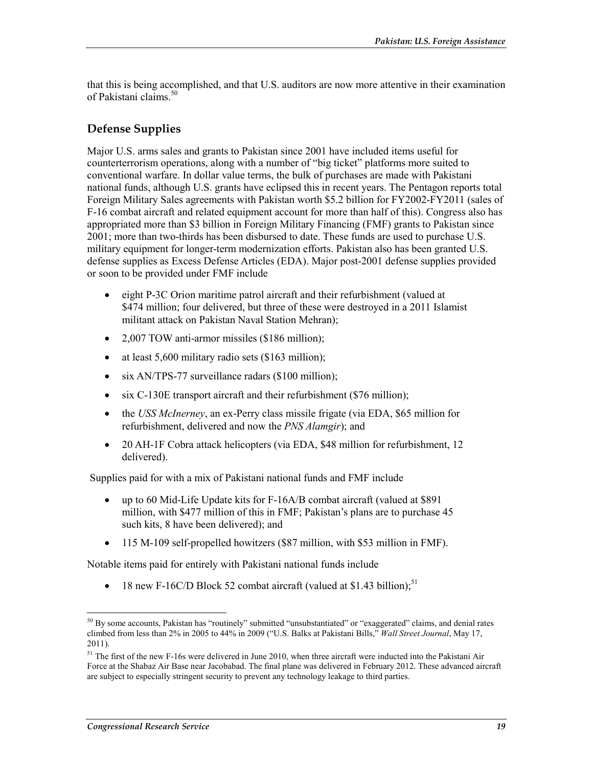that this is being accomplished, and that U.S. auditors are now more attentive in their examination of Pakistani claims.[50]

## Defense Supplies

Major U.S. arms sales and grants to Pakistan since 2001 have included items useful for counterterrorism operations, along with a number of "big ticket" platforms more suited to conventional warfare. In dollar value terms, the bulk of purchases are made with Pakistani national funds, although U.S. grants have eclipsed this in recent years. The Pentagon reports total Foreign Military Sales agreements with Pakistan worth $5.2 billion for FY2002-FY2011 (sales of F-16 combat aircraft and related equipment account for more than half of this). Congress also has appropriated more than $3 billion in Foreign Military Financing (FMF) grants to Pakistan since 2001; more than two-thirds has been disbursed to date. These funds are used to purchase U.S. military equipment for longer-term modernization efforts. Pakistan also has been granted U.S. defense supplies as Excess Defense Articles (EDA). Major post-2001 defense supplies provided or soon to be provided under FMF include

- eight P-3C Orion maritime patrol aircraft and their refurbishment (valued at $474 million; four delivered, but three of these were destroyed in a 2011 Islamist militant attack on Pakistan Naval Station Mehran);
- 2,007 TOW anti-armor missiles ($186 million);
- at least 5,600 military radio sets ($163 million);
- six AN/TPS-77 surveillance radars ($100 million);
- six C-130E transport aircraft and their refurbishment ($76 million);
- the *USS McInerney*, an ex-Perry class missile frigate (via EDA, $65 million for refurbishment, delivered and now the *PNS Alamgir*); and
- 20 AH-1F Cobra attack helicopters (via EDA, $48 million for refurbishment, 12 delivered).

Supplies paid for with a mix of Pakistani national funds and FMF include

- up to 60 Mid-Life Update kits for F-16A/B combat aircraft (valued at $891 million, with $477 million of this in FMF; Pakistan's plans are to purchase 45 such kits, 8 have been delivered); and
- 115 M-109 self-propelled howitzers ($87 million, with $53 million in FMF).

Notable items paid for entirely with Pakistani national funds include

- 18 new F-16C/D Block 52 combat aircraft (valued at $1.43 billion);[51]

---

[50] By some accounts, Pakistan has "routinely" submitted "unsubstantiated" or "exaggerated" claims, and denial rates climbed from less than 2% in 2005 to 44% in 2009 ("U.S. Balks at Pakistani Bills," *Wall Street Journal*, May 17, 2011).

[51] The first of the new F-16s were delivered in June 2010, when three aircraft were inducted into the Pakistani Air Force at the Shabaz Air Base near Jacobabad. The final plane was delivered in February 2012. These advanced aircraft are subject to especially stringent security to prevent any technology leakage to third parties.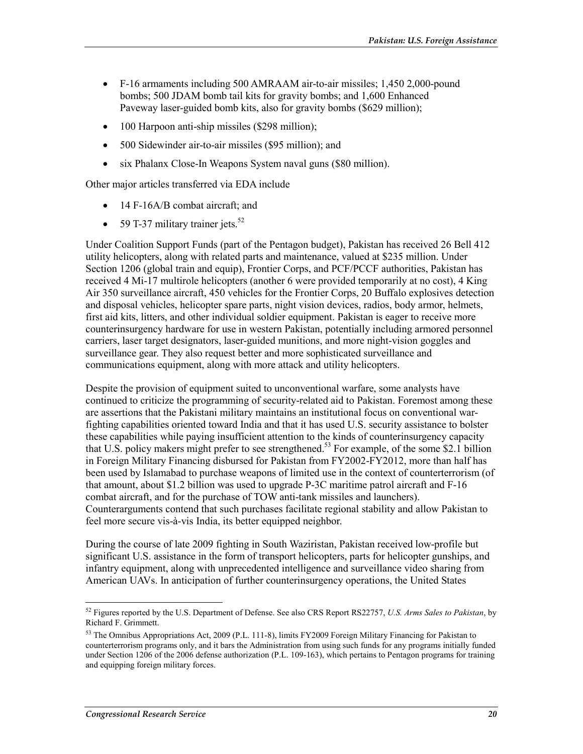- F-16 armaments including 500 AMRAAM air-to-air missiles; 1,450 2,000-pound bombs; 500 JDAM bomb tail kits for gravity bombs; and 1,600 Enhanced Paveway laser-guided bomb kits, also for gravity bombs ($629 million);
- 100 Harpoon anti-ship missiles ($298 million);
- 500 Sidewinder air-to-air missiles ($95 million); and
- six Phalanx Close-In Weapons System naval guns ($80 million).

Other major articles transferred via EDA include

- 14 F-16A/B combat aircraft; and
- 59 T-37 military trainer jets.[52]

Under Coalition Support Funds (part of the Pentagon budget), Pakistan has received 26 Bell 412 utility helicopters, along with related parts and maintenance, valued at $235 million. Under Section 1206 (global train and equip), Frontier Corps, and PCF/PCCF authorities, Pakistan has received 4 Mi-17 multirole helicopters (another 6 were provided temporarily at no cost), 4 King Air 350 surveillance aircraft, 450 vehicles for the Frontier Corps, 20 Buffalo explosives detection and disposal vehicles, helicopter spare parts, night vision devices, radios, body armor, helmets, first aid kits, litters, and other individual soldier equipment. Pakistan is eager to receive more counterinsurgency hardware for use in western Pakistan, potentially including armored personnel carriers, laser target designators, laser-guided munitions, and more night-vision goggles and surveillance gear. They also request better and more sophisticated surveillance and communications equipment, along with more attack and utility helicopters.

Despite the provision of equipment suited to unconventional warfare, some analysts have continued to criticize the programming of security-related aid to Pakistan. Foremost among these are assertions that the Pakistani military maintains an institutional focus on conventional war-fighting capabilities oriented toward India and that it has used U.S. security assistance to bolster these capabilities while paying insufficient attention to the kinds of counterinsurgency capacity that U.S. policy makers might prefer to see strengthened.[53] For example, of the some $2.1 billion in Foreign Military Financing disbursed for Pakistan from FY2002-FY2012, more than half has been used by Islamabad to purchase weapons of limited use in the context of counterterrorism (of that amount, about $1.2 billion was used to upgrade P-3C maritime patrol aircraft and F-16 combat aircraft, and for the purchase of TOW anti-tank missiles and launchers). Counterarguments contend that such purchases facilitate regional stability and allow Pakistan to feel more secure vis-à-vis India, its better equipped neighbor.

During the course of late 2009 fighting in South Waziristan, Pakistan received low-profile but significant U.S. assistance in the form of transport helicopters, parts for helicopter gunships, and infantry equipment, along with unprecedented intelligence and surveillance video sharing from American UAVs. In anticipation of further counterinsurgency operations, the United States

---

[52] Figures reported by the U.S. Department of Defense. See also CRS Report RS22757, *U.S. Arms Sales to Pakistan*, by Richard F. Grimmett.

[53] The Omnibus Appropriations Act, 2009 (P.L. 111-8), limits FY2009 Foreign Military Financing for Pakistan to counterterrorism programs only, and it bars the Administration from using such funds for any programs initially funded under Section 1206 of the 2006 defense authorization (P.L. 109-163), which pertains to Pentagon programs for training and equipping foreign military forces.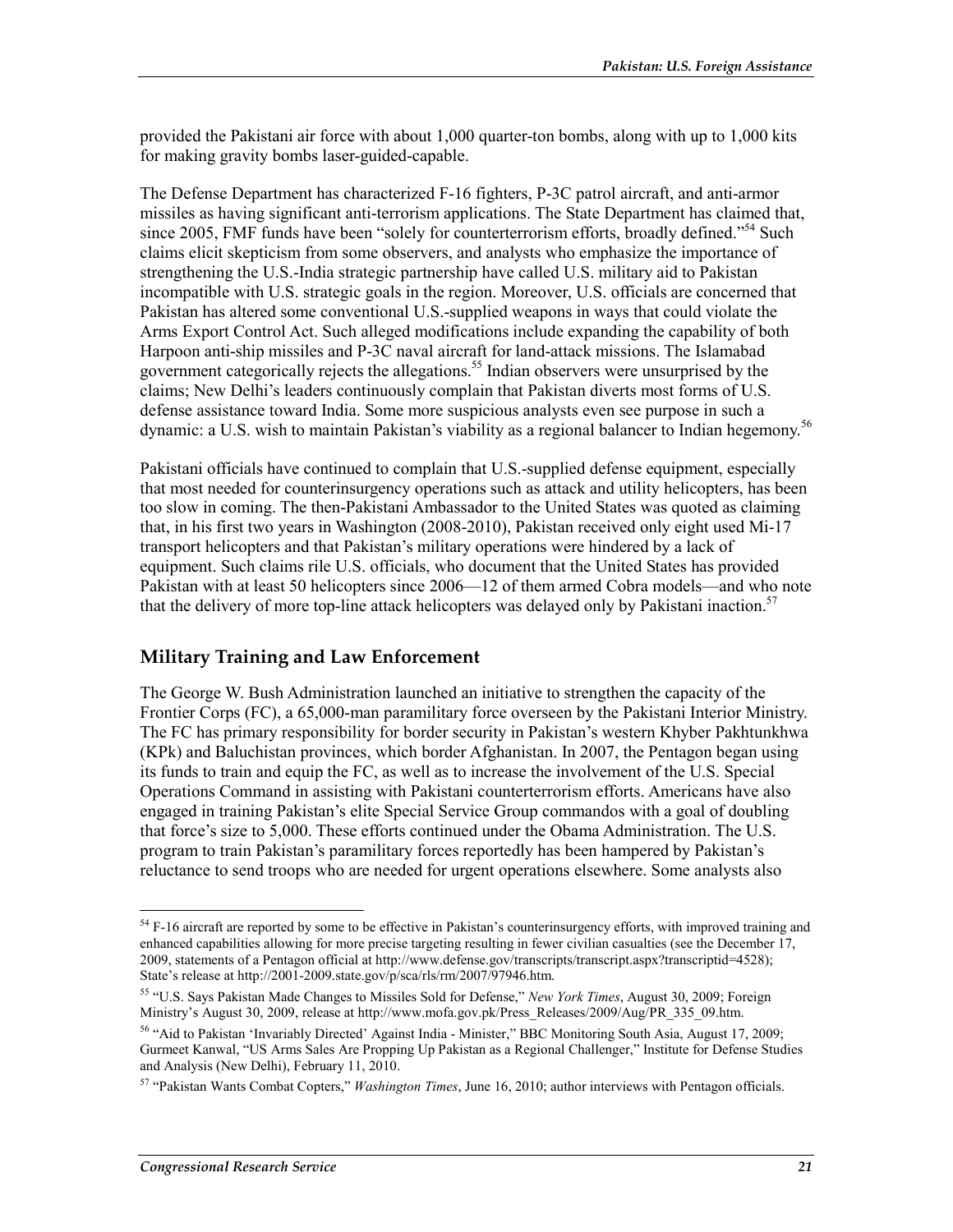provided the Pakistani air force with about 1,000 quarter-ton bombs, along with up to 1,000 kits for making gravity bombs laser-guided-capable.

The Defense Department has characterized F-16 fighters, P-3C patrol aircraft, and anti-armor missiles as having significant anti-terrorism applications. The State Department has claimed that, since 2005, FMF funds have been "solely for counterterrorism efforts, broadly defined."[54] Such claims elicit skepticism from some observers, and analysts who emphasize the importance of strengthening the U.S.-India strategic partnership have called U.S. military aid to Pakistan incompatible with U.S. strategic goals in the region. Moreover, U.S. officials are concerned that Pakistan has altered some conventional U.S.-supplied weapons in ways that could violate the Arms Export Control Act. Such alleged modifications include expanding the capability of both Harpoon anti-ship missiles and P-3C naval aircraft for land-attack missions. The Islamabad government categorically rejects the allegations.[55] Indian observers were unsurprised by the claims; New Delhi's leaders continuously complain that Pakistan diverts most forms of U.S. defense assistance toward India. Some more suspicious analysts even see purpose in such a dynamic: a U.S. wish to maintain Pakistan's viability as a regional balancer to Indian hegemony.[56]

Pakistani officials have continued to complain that U.S.-supplied defense equipment, especially that most needed for counterinsurgency operations such as attack and utility helicopters, has been too slow in coming. The then-Pakistani Ambassador to the United States was quoted as claiming that, in his first two years in Washington (2008-2010), Pakistan received only eight used Mi-17 transport helicopters and that Pakistan's military operations were hindered by a lack of equipment. Such claims rile U.S. officials, who document that the United States has provided Pakistan with at least 50 helicopters since 2006—12 of them armed Cobra models—and who note that the delivery of more top-line attack helicopters was delayed only by Pakistani inaction.[57]

## Military Training and Law Enforcement

The George W. Bush Administration launched an initiative to strengthen the capacity of the Frontier Corps (FC), a 65,000-man paramilitary force overseen by the Pakistani Interior Ministry. The FC has primary responsibility for border security in Pakistan's western Khyber Pakhtunkhwa (KPk) and Baluchistan provinces, which border Afghanistan. In 2007, the Pentagon began using its funds to train and equip the FC, as well as to increase the involvement of the U.S. Special Operations Command in assisting with Pakistani counterterrorism efforts. Americans have also engaged in training Pakistan's elite Special Service Group commandos with a goal of doubling that force's size to 5,000. These efforts continued under the Obama Administration. The U.S. program to train Pakistan's paramilitary forces reportedly has been hampered by Pakistan's reluctance to send troops who are needed for urgent operations elsewhere. Some analysts also

---

[54] F-16 aircraft are reported by some to be effective in Pakistan's counterinsurgency efforts, with improved training and enhanced capabilities allowing for more precise targeting resulting in fewer civilian casualties (see the December 17, 2009, statements of a Pentagon official at http://www.defense.gov/transcripts/transcript.aspx?transcriptid=4528); State's release at http://2001-2009.state.gov/p/sca/rls/rm/2007/97946.htm.

[55] "U.S. Says Pakistan Made Changes to Missiles Sold for Defense," *New York Times*, August 30, 2009; Foreign Ministry's August 30, 2009, release at http://www.mofa.gov.pk/Press_Releases/2009/Aug/PR_335_09.htm.

[56] "Aid to Pakistan 'Invariably Directed' Against India - Minister," BBC Monitoring South Asia, August 17, 2009; Gurmeet Kanwal, "US Arms Sales Are Propping Up Pakistan as a Regional Challenger," Institute for Defense Studies and Analysis (New Delhi), February 11, 2010.

[57] "Pakistan Wants Combat Copters," *Washington Times*, June 16, 2010; author interviews with Pentagon officials.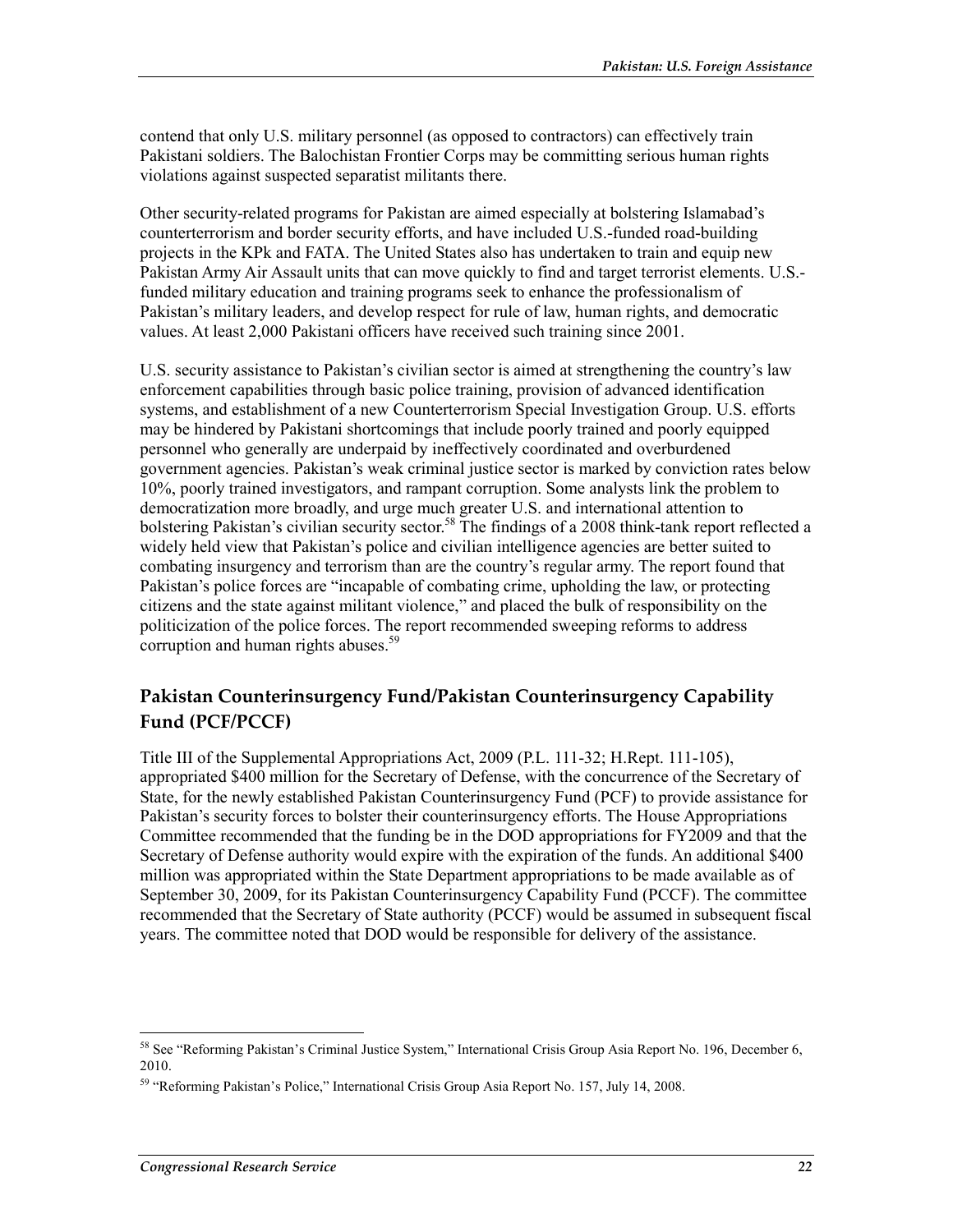contend that only U.S. military personnel (as opposed to contractors) can effectively train Pakistani soldiers. The Balochistan Frontier Corps may be committing serious human rights violations against suspected separatist militants there.

Other security-related programs for Pakistan are aimed especially at bolstering Islamabad's counterterrorism and border security efforts, and have included U.S.-funded road-building projects in the KPk and FATA. The United States also has undertaken to train and equip new Pakistan Army Air Assault units that can move quickly to find and target terrorist elements. U.S.-funded military education and training programs seek to enhance the professionalism of Pakistan's military leaders, and develop respect for rule of law, human rights, and democratic values. At least 2,000 Pakistani officers have received such training since 2001.

U.S. security assistance to Pakistan's civilian sector is aimed at strengthening the country's law enforcement capabilities through basic police training, provision of advanced identification systems, and establishment of a new Counterterrorism Special Investigation Group. U.S. efforts may be hindered by Pakistani shortcomings that include poorly trained and poorly equipped personnel who generally are underpaid by ineffectively coordinated and overburdened government agencies. Pakistan's weak criminal justice sector is marked by conviction rates below 10%, poorly trained investigators, and rampant corruption. Some analysts link the problem to democratization more broadly, and urge much greater U.S. and international attention to bolstering Pakistan's civilian security sector.[58] The findings of a 2008 think-tank report reflected a widely held view that Pakistan's police and civilian intelligence agencies are better suited to combating insurgency and terrorism than are the country's regular army. The report found that Pakistan's police forces are "incapable of combating crime, upholding the law, or protecting citizens and the state against militant violence," and placed the bulk of responsibility on the politicization of the police forces. The report recommended sweeping reforms to address corruption and human rights abuses.[59]

## Pakistan Counterinsurgency Fund/Pakistan Counterinsurgency Capability Fund (PCF/PCCF)

Title III of the Supplemental Appropriations Act, 2009 (P.L. 111-32; H.Rept. 111-105), appropriated $400 million for the Secretary of Defense, with the concurrence of the Secretary of State, for the newly established Pakistan Counterinsurgency Fund (PCF) to provide assistance for Pakistan's security forces to bolster their counterinsurgency efforts. The House Appropriations Committee recommended that the funding be in the DOD appropriations for FY2009 and that the Secretary of Defense authority would expire with the expiration of the funds. An additional $400 million was appropriated within the State Department appropriations to be made available as of September 30, 2009, for its Pakistan Counterinsurgency Capability Fund (PCCF). The committee recommended that the Secretary of State authority (PCCF) would be assumed in subsequent fiscal years. The committee noted that DOD would be responsible for delivery of the assistance.

---

[58] See "Reforming Pakistan's Criminal Justice System," International Crisis Group Asia Report No. 196, December 6, 2010.

[59] "Reforming Pakistan's Police," International Crisis Group Asia Report No. 157, July 14, 2008.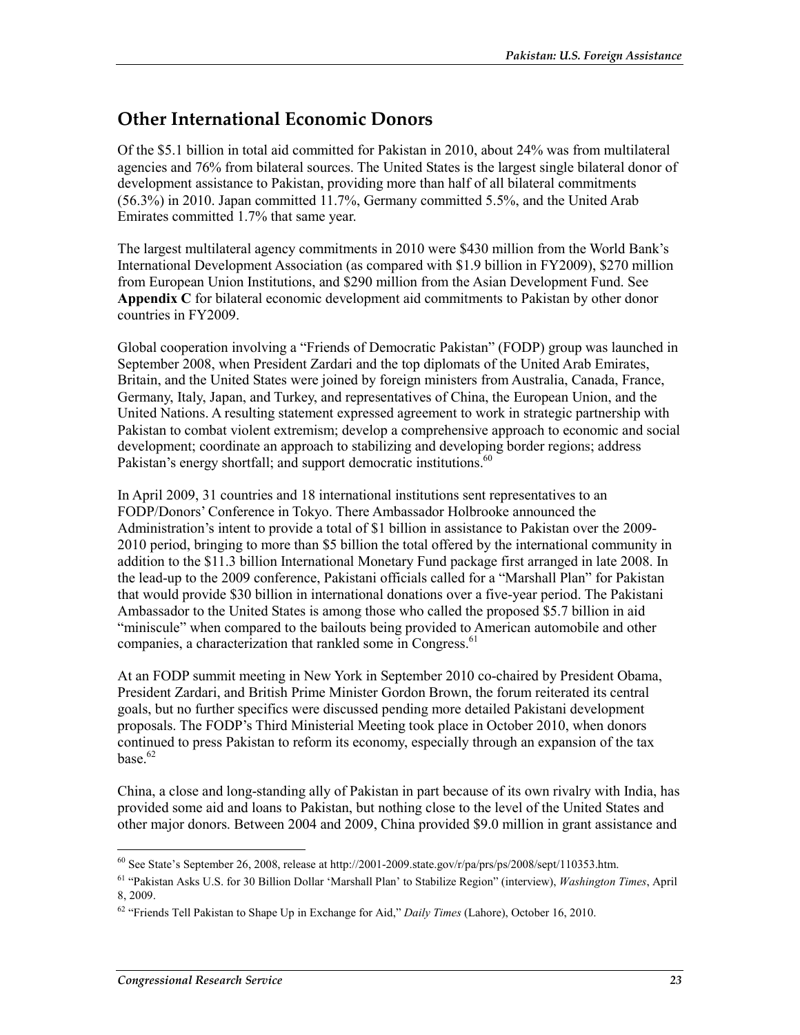## Other International Economic Donors

Of the $5.1 billion in total aid committed for Pakistan in 2010, about 24% was from multilateral agencies and 76% from bilateral sources. The United States is the largest single bilateral donor of development assistance to Pakistan, providing more than half of all bilateral commitments (56.3%) in 2010. Japan committed 11.7%, Germany committed 5.5%, and the United Arab Emirates committed 1.7% that same year.

The largest multilateral agency commitments in 2010 were $430 million from the World Bank's International Development Association (as compared with $1.9 billion in FY2009), $270 million from European Union Institutions, and $290 million from the Asian Development Fund. See **Appendix C** for bilateral economic development aid commitments to Pakistan by other donor countries in FY2009.

Global cooperation involving a "Friends of Democratic Pakistan" (FODP) group was launched in September 2008, when President Zardari and the top diplomats of the United Arab Emirates, Britain, and the United States were joined by foreign ministers from Australia, Canada, France, Germany, Italy, Japan, and Turkey, and representatives of China, the European Union, and the United Nations. A resulting statement expressed agreement to work in strategic partnership with Pakistan to combat violent extremism; develop a comprehensive approach to economic and social development; coordinate an approach to stabilizing and developing border regions; address Pakistan's energy shortfall; and support democratic institutions.[60]

In April 2009, 31 countries and 18 international institutions sent representatives to an FODP/Donors' Conference in Tokyo. There Ambassador Holbrooke announced the Administration's intent to provide a total of $1 billion in assistance to Pakistan over the 2009-2010 period, bringing to more than $5 billion the total offered by the international community in addition to the $11.3 billion International Monetary Fund package first arranged in late 2008. In the lead-up to the 2009 conference, Pakistani officials called for a "Marshall Plan" for Pakistan that would provide $30 billion in international donations over a five-year period. The Pakistani Ambassador to the United States is among those who called the proposed $5.7 billion in aid "miniscule" when compared to the bailouts being provided to American automobile and other companies, a characterization that rankled some in Congress.[61]

At an FODP summit meeting in New York in September 2010 co-chaired by President Obama, President Zardari, and British Prime Minister Gordon Brown, the forum reiterated its central goals, but no further specifics were discussed pending more detailed Pakistani development proposals. The FODP's Third Ministerial Meeting took place in October 2010, when donors continued to press Pakistan to reform its economy, especially through an expansion of the tax base.[62]

China, a close and long-standing ally of Pakistan in part because of its own rivalry with India, has provided some aid and loans to Pakistan, but nothing close to the level of the United States and other major donors. Between 2004 and 2009, China provided $9.0 million in grant assistance and

[60] See State's September 26, 2008, release at http://2001-2009.state.gov/r/pa/prs/ps/2008/sept/110353.htm.

[61] "Pakistan Asks U.S. for 30 Billion Dollar 'Marshall Plan' to Stabilize Region" (interview), *Washington Times*, April 8, 2009.

[62] "Friends Tell Pakistan to Shape Up in Exchange for Aid," *Daily Times* (Lahore), October 16, 2010.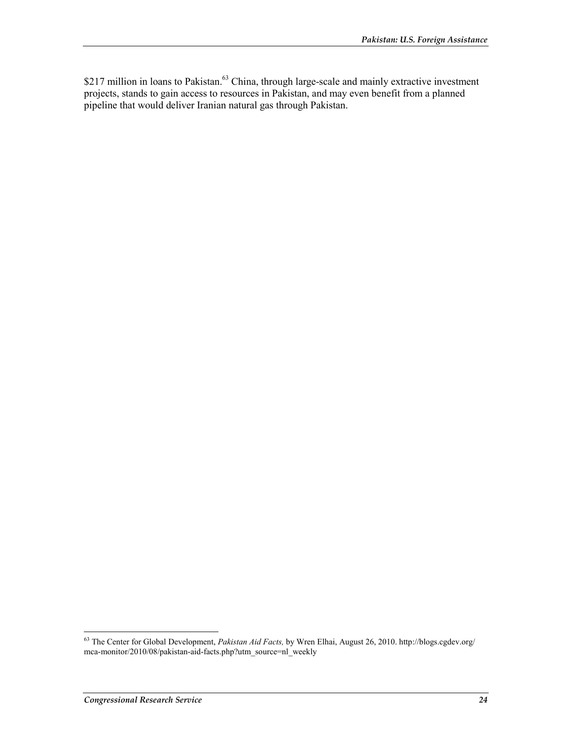$217 million in loans to Pakistan.[63] China, through large-scale and mainly extractive investment projects, stands to gain access to resources in Pakistan, and may even benefit from a planned pipeline that would deliver Iranian natural gas through Pakistan.

[63] The Center for Global Development, *Pakistan Aid Facts,* by Wren Elhai, August 26, 2010. http://blogs.cgdev.org/mca-monitor/2010/08/pakistan-aid-facts.php?utm_source=nl_weekly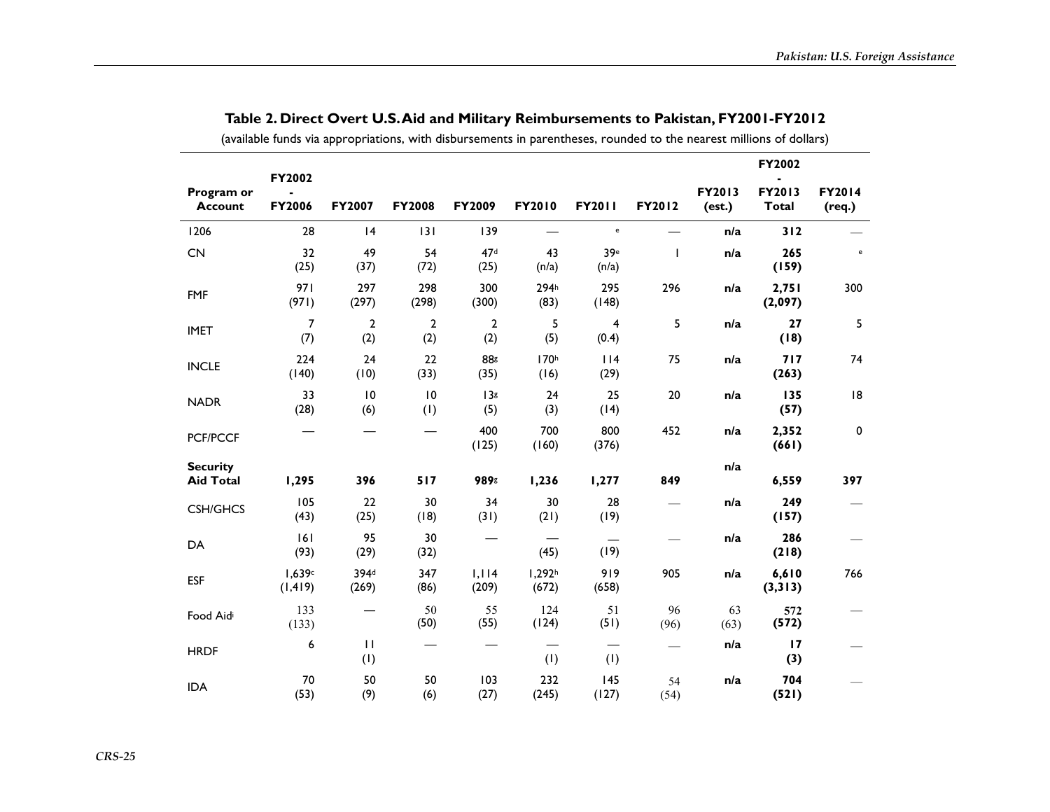## Table 2. Direct Overt U.S. Aid and Military Reimbursements to Pakistan, FY2001-FY2012

(available funds via appropriations, with disbursements in parentheses, rounded to the nearest millions of dollars)

| Program or Account | FY2002 - FY2006 | FY2007 | FY2008 | FY2009 | FY2010 | FY2011 | FY2012 | FY2013 (est.) | FY2002 - FY2013 Total | FY2014 (req.) |
|---|---|---|---|---|---|---|---|---|---|---|
| 1206 | 28 | 14 | 131 | 139 | — | [e] | — | n/a | **312** | — |
| CN | 32 (25) | 49 (37) | 54 (72) | 47[d] (25) | 43 (n/a) | 39[e] (n/a) | 1 | n/a | **265 (159)** | [e] |
| FMF | 971 (971) | 297 (297) | 298 (298) | 300 (300) | 294[h] (83) | 295 (148) | 296 | n/a | **2,751 (2,097)** | 300 |
| IMET | 7 (7) | 2 (2) | 2 (2) | 2 (2) | 5 (5) | 4 (0.4) | 5 | n/a | **27 (18)** | 5 |
| INCLE | 224 (140) | 24 (10) | 22 (33) | 88[g] (35) | 170[h] (16) | 114 (29) | 75 | n/a | **717 (263)** | 74 |
| NADR | 33 (28) | 10 (6) | 10 (1) | 13[g] (5) | 24 (3) | 25 (14) | 20 | n/a | **135 (57)** | 18 |
| PCF/PCCF | — | — | — | 400 (125) | 700 (160) | 800 (376) | 452 | n/a | **2,352 (661)** | 0 |
| **Security Aid Total** | **1,295** | **396** | **517** | **989[g]** | **1,236** | **1,277** | **849** | n/a | **6,559** | **397** |
| CSH/GHCS | 105 (43) | 22 (25) | 30 (18) | 34 (31) | 30 (21) | 28 (19) | — | n/a | **249 (157)** | — |
| DA | 161 (93) | 95 (29) | 30 (32) | — | — (45) | — (19) | — | n/a | **286 (218)** | — |
| ESF | 1,639[c] (1,419) | 394[d] (269) | 347 (86) | 1,114 (209) | 1,292[h] (672) | 919 (658) | 905 | n/a | **6,610 (3,313)** | 766 |
| Food Aid[i] | 133 (133) | — | 50 (50) | 55 (55) | 124 (124) | 51 (51) | 96 (96) | 63 (63) | **572 (572)** | — |
| HRDF | 6 | 11 (1) | — | — | — (1) | — (1) | — | n/a | **17 (3)** | — |
| IDA | 70 (53) | 50 (9) | 50 (6) | 103 (27) | 232 (245) | 145 (127) | 54 (54) | n/a | **704 (521)** | — |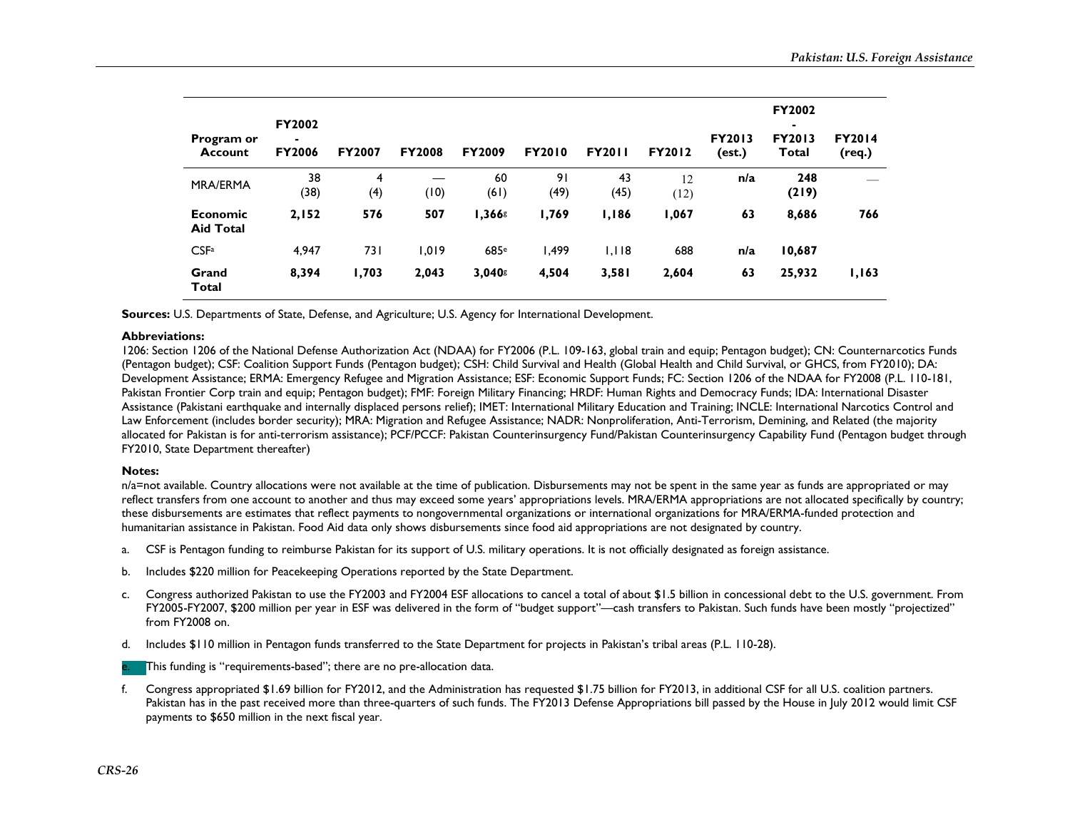| Program or Account | FY2002 - FY2006 | FY2007 | FY2008 | FY2009 | FY2010 | FY2011 | FY2012 | FY2013 (est.) | FY2002 - FY2013 Total | FY2014 (req.) |
|---|---|---|---|---|---|---|---|---|---|---|
| MRA/ERMA | 38 (38) | 4 (4) | — (10) | 60 (61) | 91 (49) | 43 (45) | 12 (12) | n/a | **248 (219)** | — |
| **Economic Aid Total** | **2,152** | **576** | **507** | **1,366**[g] | **1,769** | **1,186** | **1,067** | **63** | **8,686** | **766** |
| CSF[a] | 4,947 | 731 | 1,019 | 685[e] | 1,499 | 1,118 | 688 | n/a | **10,687** | |
| **Grand Total** | **8,394** | **1,703** | **2,043** | **3,040**[g] | **4,504** | **3,581** | **2,604** | **63** | **25,932** | **1,163** |

**Sources:** U.S. Departments of State, Defense, and Agriculture; U.S. Agency for International Development.

**Abbreviations:**

1206: Section 1206 of the National Defense Authorization Act (NDAA) for FY2006 (P.L. 109-163, global train and equip; Pentagon budget); CN: Counternarcotics Funds (Pentagon budget); CSF: Coalition Support Funds (Pentagon budget); CSH: Child Survival and Health (Global Health and Child Survival, or GHCS, from FY2010); DA: Development Assistance; ERMA: Emergency Refugee and Migration Assistance; ESF: Economic Support Funds; FC: Section 1206 of the NDAA for FY2008 (P.L. 110-181, Pakistan Frontier Corp train and equip; Pentagon budget); FMF: Foreign Military Financing; HRDF: Human Rights and Democracy Funds; IDA: International Disaster Assistance (Pakistani earthquake and internally displaced persons relief); IMET: International Military Education and Training; INCLE: International Narcotics Control and Law Enforcement (includes border security); MRA: Migration and Refugee Assistance; NADR: Nonproliferation, Anti-Terrorism, Demining, and Related (the majority allocated for Pakistan is for anti-terrorism assistance); PCF/PCCF: Pakistan Counterinsurgency Fund/Pakistan Counterinsurgency Capability Fund (Pentagon budget through FY2010, State Department thereafter)

**Notes:**

n/a=not available. Country allocations were not available at the time of publication. Disbursements may not be spent in the same year as funds are appropriated or may reflect transfers from one account to another and thus may exceed some years' appropriations levels. MRA/ERMA appropriations are not allocated specifically by country; these disbursements are estimates that reflect payments to nongovernmental organizations or international organizations for MRA/ERMA-funded protection and humanitarian assistance in Pakistan. Food Aid data only shows disbursements since food aid appropriations are not designated by country.

a. CSF is Pentagon funding to reimburse Pakistan for its support of U.S. military operations. It is not officially designated as foreign assistance.

b. Includes $220 million for Peacekeeping Operations reported by the State Department.

c. Congress authorized Pakistan to use the FY2003 and FY2004 ESF allocations to cancel a total of about $1.5 billion in concessional debt to the U.S. government. From FY2005-FY2007, $200 million per year in ESF was delivered in the form of "budget support"—cash transfers to Pakistan. Such funds have been mostly "projectized" from FY2008 on.

d. Includes $110 million in Pentagon funds transferred to the State Department for projects in Pakistan's tribal areas (P.L. 110-28).

e. This funding is "requirements-based"; there are no pre-allocation data.

f. Congress appropriated $1.69 billion for FY2012, and the Administration has requested $1.75 billion for FY2013, in additional CSF for all U.S. coalition partners. Pakistan has in the past received more than three-quarters of such funds. The FY2013 Defense Appropriations bill passed by the House in July 2012 would limit CSF payments to $650 million in the next fiscal year.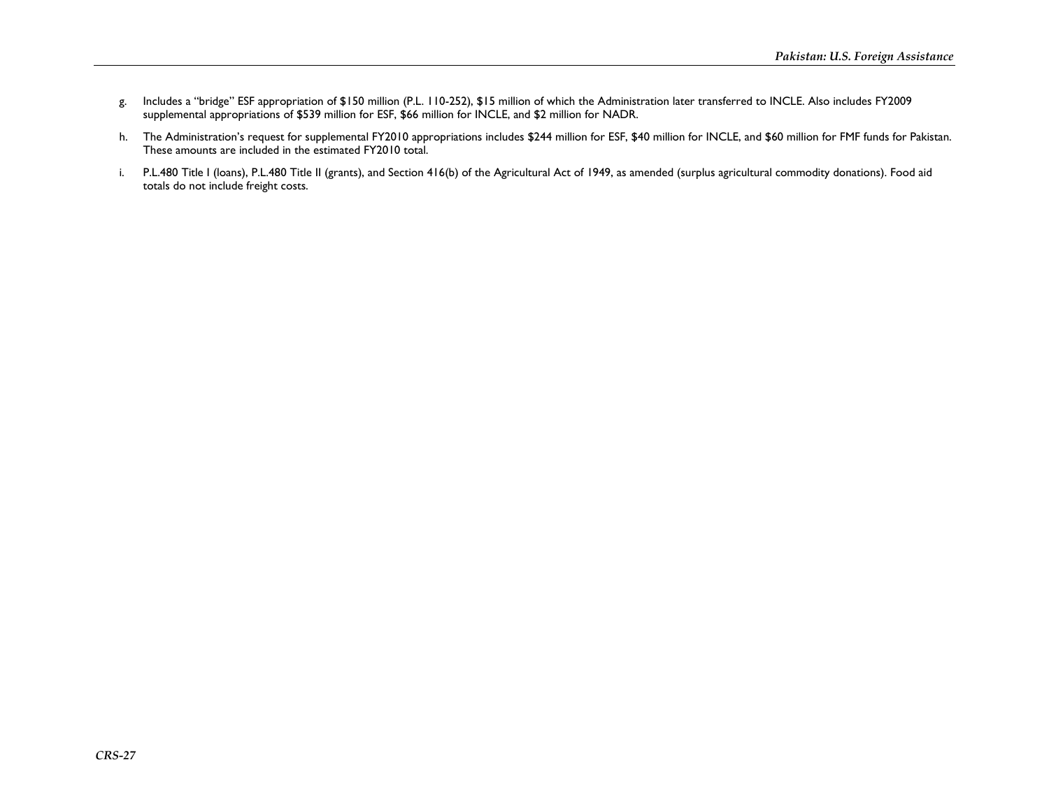g. Includes a "bridge" ESF appropriation of $150 million (P.L. 110-252), $15 million of which the Administration later transferred to INCLE. Also includes FY2009 supplemental appropriations of $539 million for ESF, $66 million for INCLE, and $2 million for NADR.

h. The Administration's request for supplemental FY2010 appropriations includes $244 million for ESF, $40 million for INCLE, and $60 million for FMF funds for Pakistan. These amounts are included in the estimated FY2010 total.

i. P.L.480 Title I (loans), P.L.480 Title II (grants), and Section 416(b) of the Agricultural Act of 1949, as amended (surplus agricultural commodity donations). Food aid totals do not include freight costs.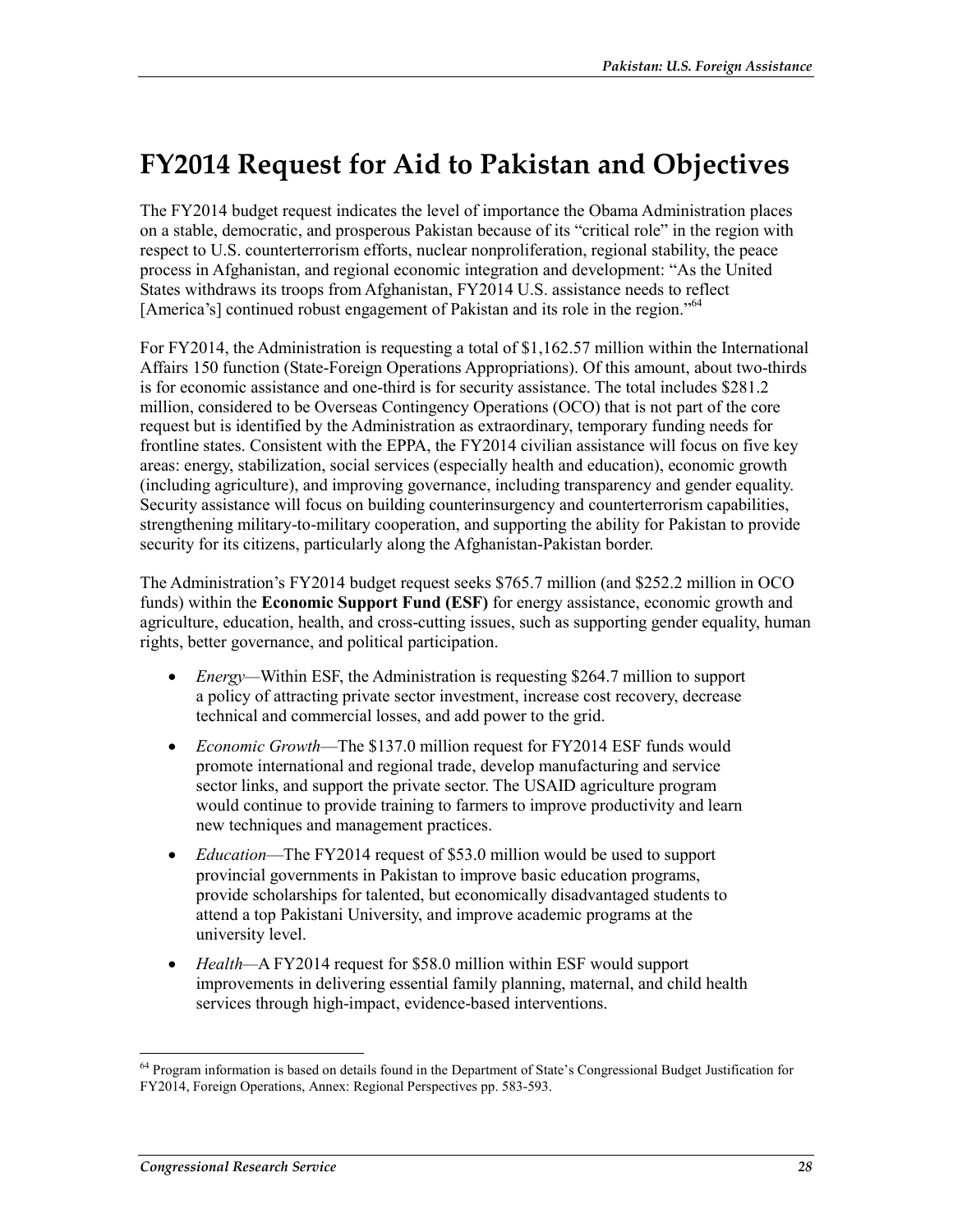# FY2014 Request for Aid to Pakistan and Objectives

The FY2014 budget request indicates the level of importance the Obama Administration places on a stable, democratic, and prosperous Pakistan because of its "critical role" in the region with respect to U.S. counterterrorism efforts, nuclear nonproliferation, regional stability, the peace process in Afghanistan, and regional economic integration and development: "As the United States withdraws its troops from Afghanistan, FY2014 U.S. assistance needs to reflect [America's] continued robust engagement of Pakistan and its role in the region."[64]

For FY2014, the Administration is requesting a total of $1,162.57 million within the International Affairs 150 function (State-Foreign Operations Appropriations). Of this amount, about two-thirds is for economic assistance and one-third is for security assistance. The total includes $281.2 million, considered to be Overseas Contingency Operations (OCO) that is not part of the core request but is identified by the Administration as extraordinary, temporary funding needs for frontline states. Consistent with the EPPA, the FY2014 civilian assistance will focus on five key areas: energy, stabilization, social services (especially health and education), economic growth (including agriculture), and improving governance, including transparency and gender equality. Security assistance will focus on building counterinsurgency and counterterrorism capabilities, strengthening military-to-military cooperation, and supporting the ability for Pakistan to provide security for its citizens, particularly along the Afghanistan-Pakistan border.

The Administration's FY2014 budget request seeks $765.7 million (and $252.2 million in OCO funds) within the **Economic Support Fund (ESF)** for energy assistance, economic growth and agriculture, education, health, and cross-cutting issues, such as supporting gender equality, human rights, better governance, and political participation.

- *Energy*—Within ESF, the Administration is requesting $264.7 million to support a policy of attracting private sector investment, increase cost recovery, decrease technical and commercial losses, and add power to the grid.
- *Economic Growth*—The $137.0 million request for FY2014 ESF funds would promote international and regional trade, develop manufacturing and service sector links, and support the private sector. The USAID agriculture program would continue to provide training to farmers to improve productivity and learn new techniques and management practices.
- *Education*—The FY2014 request of $53.0 million would be used to support provincial governments in Pakistan to improve basic education programs, provide scholarships for talented, but economically disadvantaged students to attend a top Pakistani University, and improve academic programs at the university level.
- *Health*—A FY2014 request for $58.0 million within ESF would support improvements in delivering essential family planning, maternal, and child health services through high-impact, evidence-based interventions.

---

[64] Program information is based on details found in the Department of State's Congressional Budget Justification for FY2014, Foreign Operations, Annex: Regional Perspectives pp. 583-593.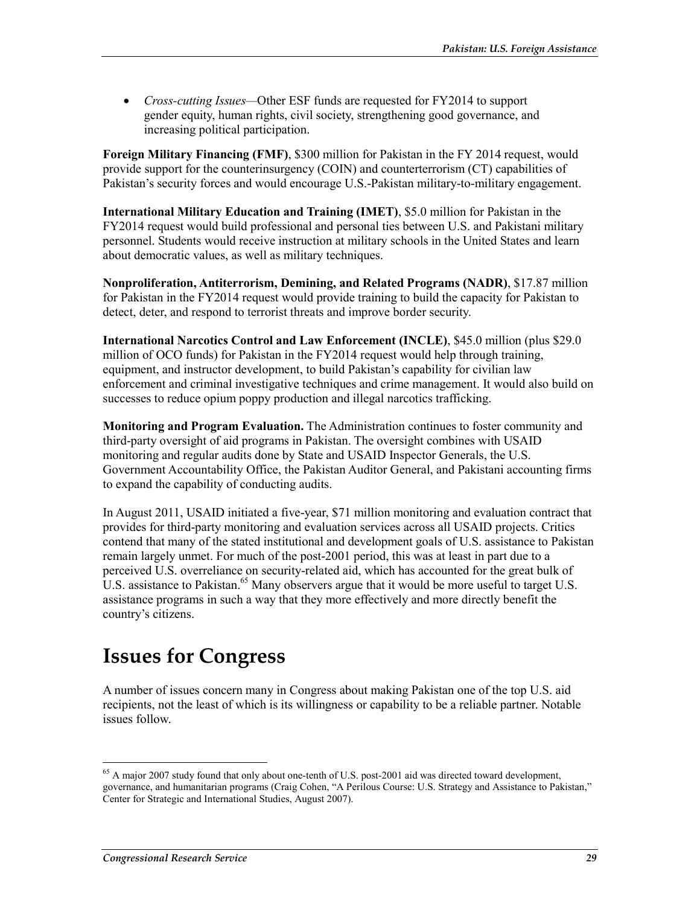- *Cross-cutting Issues*—Other ESF funds are requested for FY2014 to support gender equity, human rights, civil society, strengthening good governance, and increasing political participation.

**Foreign Military Financing (FMF)**, $300 million for Pakistan in the FY 2014 request, would provide support for the counterinsurgency (COIN) and counterterrorism (CT) capabilities of Pakistan's security forces and would encourage U.S.-Pakistan military-to-military engagement.

**International Military Education and Training (IMET)**, $5.0 million for Pakistan in the FY2014 request would build professional and personal ties between U.S. and Pakistani military personnel. Students would receive instruction at military schools in the United States and learn about democratic values, as well as military techniques.

**Nonproliferation, Antiterrorism, Demining, and Related Programs (NADR)**, $17.87 million for Pakistan in the FY2014 request would provide training to build the capacity for Pakistan to detect, deter, and respond to terrorist threats and improve border security.

**International Narcotics Control and Law Enforcement (INCLE)**, $45.0 million (plus $29.0 million of OCO funds) for Pakistan in the FY2014 request would help through training, equipment, and instructor development, to build Pakistan's capability for civilian law enforcement and criminal investigative techniques and crime management. It would also build on successes to reduce opium poppy production and illegal narcotics trafficking.

**Monitoring and Program Evaluation.** The Administration continues to foster community and third-party oversight of aid programs in Pakistan. The oversight combines with USAID monitoring and regular audits done by State and USAID Inspector Generals, the U.S. Government Accountability Office, the Pakistan Auditor General, and Pakistani accounting firms to expand the capability of conducting audits.

In August 2011, USAID initiated a five-year, $71 million monitoring and evaluation contract that provides for third-party monitoring and evaluation services across all USAID projects. Critics contend that many of the stated institutional and development goals of U.S. assistance to Pakistan remain largely unmet. For much of the post-2001 period, this was at least in part due to a perceived U.S. overreliance on security-related aid, which has accounted for the great bulk of U.S. assistance to Pakistan.[65] Many observers argue that it would be more useful to target U.S. assistance programs in such a way that they more effectively and more directly benefit the country's citizens.

# Issues for Congress

A number of issues concern many in Congress about making Pakistan one of the top U.S. aid recipients, not the least of which is its willingness or capability to be a reliable partner. Notable issues follow.

[65] A major 2007 study found that only about one-tenth of U.S. post-2001 aid was directed toward development, governance, and humanitarian programs (Craig Cohen, "A Perilous Course: U.S. Strategy and Assistance to Pakistan," Center for Strategic and International Studies, August 2007).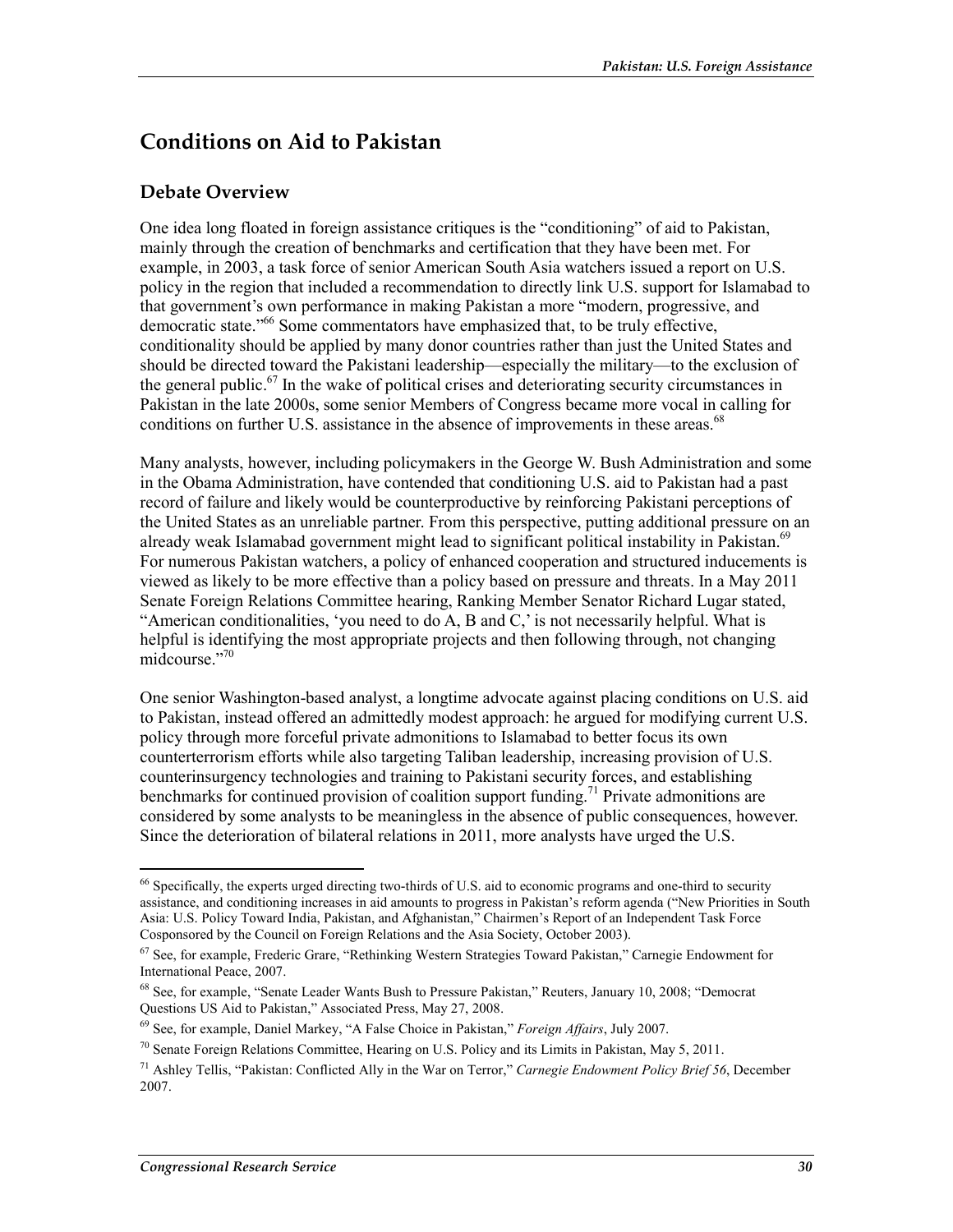## Conditions on Aid to Pakistan

### Debate Overview

One idea long floated in foreign assistance critiques is the "conditioning" of aid to Pakistan, mainly through the creation of benchmarks and certification that they have been met. For example, in 2003, a task force of senior American South Asia watchers issued a report on U.S. policy in the region that included a recommendation to directly link U.S. support for Islamabad to that government's own performance in making Pakistan a more "modern, progressive, and democratic state."[66] Some commentators have emphasized that, to be truly effective, conditionality should be applied by many donor countries rather than just the United States and should be directed toward the Pakistani leadership—especially the military—to the exclusion of the general public.[67] In the wake of political crises and deteriorating security circumstances in Pakistan in the late 2000s, some senior Members of Congress became more vocal in calling for conditions on further U.S. assistance in the absence of improvements in these areas.[68]

Many analysts, however, including policymakers in the George W. Bush Administration and some in the Obama Administration, have contended that conditioning U.S. aid to Pakistan had a past record of failure and likely would be counterproductive by reinforcing Pakistani perceptions of the United States as an unreliable partner. From this perspective, putting additional pressure on an already weak Islamabad government might lead to significant political instability in Pakistan.[69] For numerous Pakistan watchers, a policy of enhanced cooperation and structured inducements is viewed as likely to be more effective than a policy based on pressure and threats. In a May 2011 Senate Foreign Relations Committee hearing, Ranking Member Senator Richard Lugar stated, "American conditionalities, 'you need to do A, B and C,' is not necessarily helpful. What is helpful is identifying the most appropriate projects and then following through, not changing midcourse."[70]

One senior Washington-based analyst, a longtime advocate against placing conditions on U.S. aid to Pakistan, instead offered an admittedly modest approach: he argued for modifying current U.S. policy through more forceful private admonitions to Islamabad to better focus its own counterterrorism efforts while also targeting Taliban leadership, increasing provision of U.S. counterinsurgency technologies and training to Pakistani security forces, and establishing benchmarks for continued provision of coalition support funding.[71] Private admonitions are considered by some analysts to be meaningless in the absence of public consequences, however. Since the deterioration of bilateral relations in 2011, more analysts have urged the U.S.

---

[66] Specifically, the experts urged directing two-thirds of U.S. aid to economic programs and one-third to security assistance, and conditioning increases in aid amounts to progress in Pakistan's reform agenda ("New Priorities in South Asia: U.S. Policy Toward India, Pakistan, and Afghanistan," Chairmen's Report of an Independent Task Force Cosponsored by the Council on Foreign Relations and the Asia Society, October 2003).

[67] See, for example, Frederic Grare, "Rethinking Western Strategies Toward Pakistan," Carnegie Endowment for International Peace, 2007.

[68] See, for example, "Senate Leader Wants Bush to Pressure Pakistan," Reuters, January 10, 2008; "Democrat Questions US Aid to Pakistan," Associated Press, May 27, 2008.

[69] See, for example, Daniel Markey, "A False Choice in Pakistan," *Foreign Affairs*, July 2007.

[70] Senate Foreign Relations Committee, Hearing on U.S. Policy and its Limits in Pakistan, May 5, 2011.

[71] Ashley Tellis, "Pakistan: Conflicted Ally in the War on Terror," *Carnegie Endowment Policy Brief 56*, December 2007.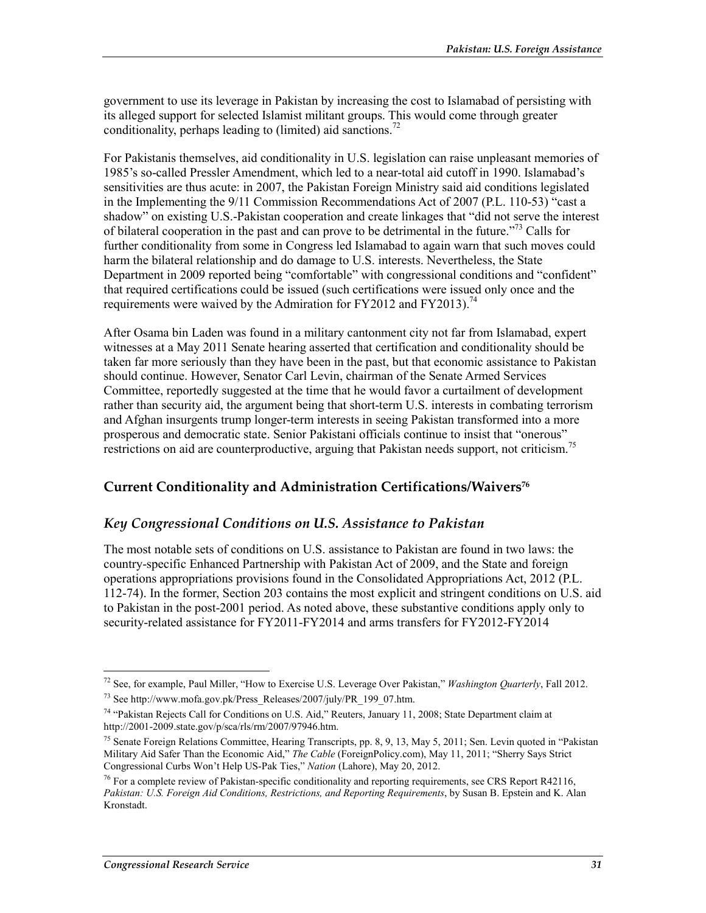government to use its leverage in Pakistan by increasing the cost to Islamabad of persisting with its alleged support for selected Islamist militant groups. This would come through greater conditionality, perhaps leading to (limited) aid sanctions.[72]

For Pakistanis themselves, aid conditionality in U.S. legislation can raise unpleasant memories of 1985's so-called Pressler Amendment, which led to a near-total aid cutoff in 1990. Islamabad's sensitivities are thus acute: in 2007, the Pakistan Foreign Ministry said aid conditions legislated in the Implementing the 9/11 Commission Recommendations Act of 2007 (P.L. 110-53) "cast a shadow" on existing U.S.-Pakistan cooperation and create linkages that "did not serve the interest of bilateral cooperation in the past and can prove to be detrimental in the future."[73] Calls for further conditionality from some in Congress led Islamabad to again warn that such moves could harm the bilateral relationship and do damage to U.S. interests. Nevertheless, the State Department in 2009 reported being "comfortable" with congressional conditions and "confident" that required certifications could be issued (such certifications were issued only once and the requirements were waived by the Admiration for FY2012 and FY2013).[74]

After Osama bin Laden was found in a military cantonment city not far from Islamabad, expert witnesses at a May 2011 Senate hearing asserted that certification and conditionality should be taken far more seriously than they have been in the past, but that economic assistance to Pakistan should continue. However, Senator Carl Levin, chairman of the Senate Armed Services Committee, reportedly suggested at the time that he would favor a curtailment of development rather than security aid, the argument being that short-term U.S. interests in combating terrorism and Afghan insurgents trump longer-term interests in seeing Pakistan transformed into a more prosperous and democratic state. Senior Pakistani officials continue to insist that "onerous" restrictions on aid are counterproductive, arguing that Pakistan needs support, not criticism.[75]

## Current Conditionality and Administration Certifications/Waivers[76]

### *Key Congressional Conditions on U.S. Assistance to Pakistan*

The most notable sets of conditions on U.S. assistance to Pakistan are found in two laws: the country-specific Enhanced Partnership with Pakistan Act of 2009, and the State and foreign operations appropriations provisions found in the Consolidated Appropriations Act, 2012 (P.L. 112-74). In the former, Section 203 contains the most explicit and stringent conditions on U.S. aid to Pakistan in the post-2001 period. As noted above, these substantive conditions apply only to security-related assistance for FY2011-FY2014 and arms transfers for FY2012-FY2014

---

[72] See, for example, Paul Miller, "How to Exercise U.S. Leverage Over Pakistan," *Washington Quarterly*, Fall 2012.

[73] See http://www.mofa.gov.pk/Press_Releases/2007/july/PR_199_07.htm.

[74] "Pakistan Rejects Call for Conditions on U.S. Aid," Reuters, January 11, 2008; State Department claim at http://2001-2009.state.gov/p/sca/rls/rm/2007/97946.htm.

[75] Senate Foreign Relations Committee, Hearing Transcripts, pp. 8, 9, 13, May 5, 2011; Sen. Levin quoted in "Pakistan Military Aid Safer Than the Economic Aid," *The Cable* (ForeignPolicy.com), May 11, 2011; "Sherry Says Strict Congressional Curbs Won't Help US-Pak Ties," *Nation* (Lahore), May 20, 2012.

[76] For a complete review of Pakistan-specific conditionality and reporting requirements, see CRS Report R42116, *Pakistan: U.S. Foreign Aid Conditions, Restrictions, and Reporting Requirements*, by Susan B. Epstein and K. Alan Kronstadt.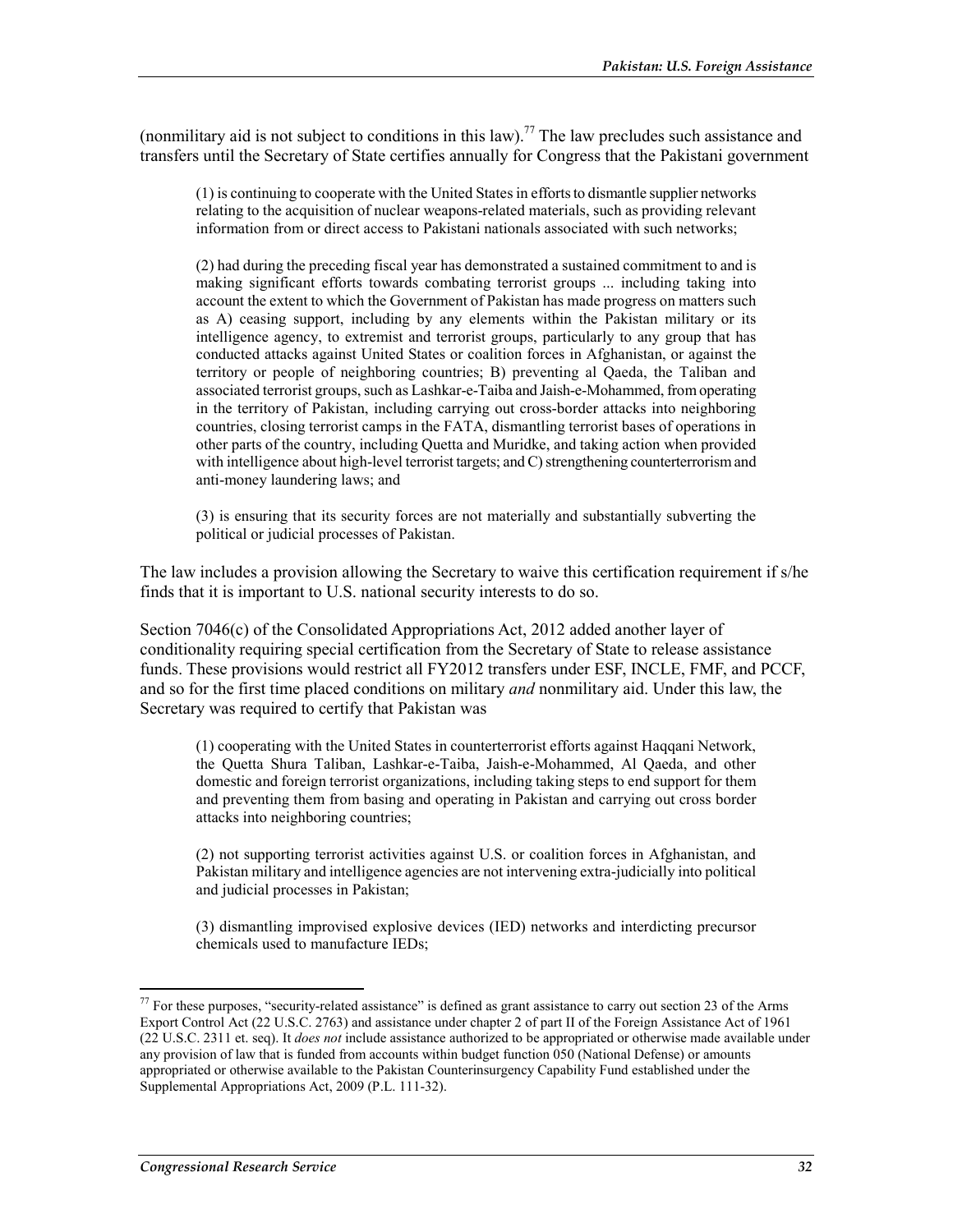(nonmilitary aid is not subject to conditions in this law).[77] The law precludes such assistance and transfers until the Secretary of State certifies annually for Congress that the Pakistani government

> (1) is continuing to cooperate with the United States in efforts to dismantle supplier networks relating to the acquisition of nuclear weapons-related materials, such as providing relevant information from or direct access to Pakistani nationals associated with such networks;
>
> (2) had during the preceding fiscal year has demonstrated a sustained commitment to and is making significant efforts towards combating terrorist groups ... including taking into account the extent to which the Government of Pakistan has made progress on matters such as A) ceasing support, including by any elements within the Pakistan military or its intelligence agency, to extremist and terrorist groups, particularly to any group that has conducted attacks against United States or coalition forces in Afghanistan, or against the territory or people of neighboring countries; B) preventing al Qaeda, the Taliban and associated terrorist groups, such as Lashkar-e-Taiba and Jaish-e-Mohammed, from operating in the territory of Pakistan, including carrying out cross-border attacks into neighboring countries, closing terrorist camps in the FATA, dismantling terrorist bases of operations in other parts of the country, including Quetta and Muridke, and taking action when provided with intelligence about high-level terrorist targets; and C) strengthening counterterrorism and anti-money laundering laws; and
>
> (3) is ensuring that its security forces are not materially and substantially subverting the political or judicial processes of Pakistan.

The law includes a provision allowing the Secretary to waive this certification requirement if s/he finds that it is important to U.S. national security interests to do so.

Section 7046(c) of the Consolidated Appropriations Act, 2012 added another layer of conditionality requiring special certification from the Secretary of State to release assistance funds. These provisions would restrict all FY2012 transfers under ESF, INCLE, FMF, and PCCF, and so for the first time placed conditions on military *and* nonmilitary aid. Under this law, the Secretary was required to certify that Pakistan was

> (1) cooperating with the United States in counterterrorist efforts against Haqqani Network, the Quetta Shura Taliban, Lashkar-e-Taiba, Jaish-e-Mohammed, Al Qaeda, and other domestic and foreign terrorist organizations, including taking steps to end support for them and preventing them from basing and operating in Pakistan and carrying out cross border attacks into neighboring countries;
>
> (2) not supporting terrorist activities against U.S. or coalition forces in Afghanistan, and Pakistan military and intelligence agencies are not intervening extra-judicially into political and judicial processes in Pakistan;
>
> (3) dismantling improvised explosive devices (IED) networks and interdicting precursor chemicals used to manufacture IEDs;

---

[77] For these purposes, "security-related assistance" is defined as grant assistance to carry out section 23 of the Arms Export Control Act (22 U.S.C. 2763) and assistance under chapter 2 of part II of the Foreign Assistance Act of 1961 (22 U.S.C. 2311 et. seq). It *does not* include assistance authorized to be appropriated or otherwise made available under any provision of law that is funded from accounts within budget function 050 (National Defense) or amounts appropriated or otherwise available to the Pakistan Counterinsurgency Capability Fund established under the Supplemental Appropriations Act, 2009 (P.L. 111-32).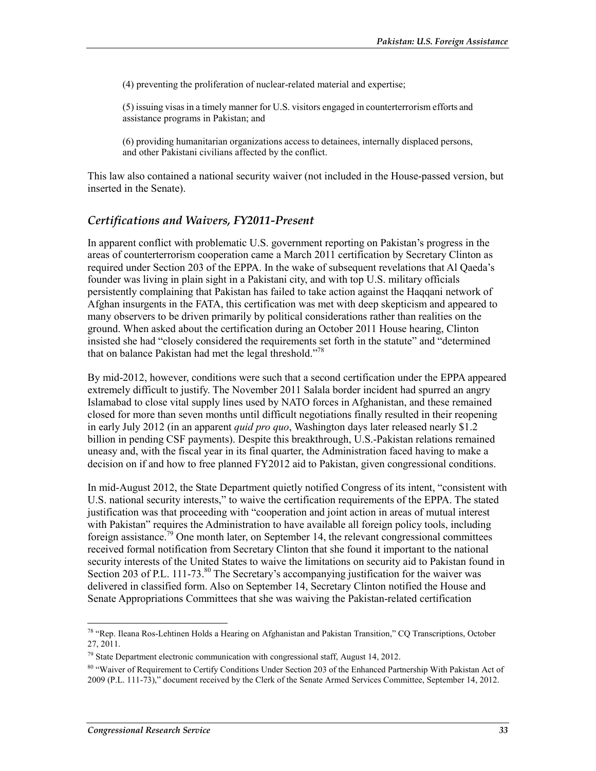(4) preventing the proliferation of nuclear-related material and expertise;

(5) issuing visas in a timely manner for U.S. visitors engaged in counterterrorism efforts and assistance programs in Pakistan; and

(6) providing humanitarian organizations access to detainees, internally displaced persons, and other Pakistani civilians affected by the conflict.

This law also contained a national security waiver (not included in the House-passed version, but inserted in the Senate).

### *Certifications and Waivers, FY2011-Present*

In apparent conflict with problematic U.S. government reporting on Pakistan's progress in the areas of counterterrorism cooperation came a March 2011 certification by Secretary Clinton as required under Section 203 of the EPPA. In the wake of subsequent revelations that Al Qaeda's founder was living in plain sight in a Pakistani city, and with top U.S. military officials persistently complaining that Pakistan has failed to take action against the Haqqani network of Afghan insurgents in the FATA, this certification was met with deep skepticism and appeared to many observers to be driven primarily by political considerations rather than realities on the ground. When asked about the certification during an October 2011 House hearing, Clinton insisted she had "closely considered the requirements set forth in the statute" and "determined that on balance Pakistan had met the legal threshold."[78]

By mid-2012, however, conditions were such that a second certification under the EPPA appeared extremely difficult to justify. The November 2011 Salala border incident had spurred an angry Islamabad to close vital supply lines used by NATO forces in Afghanistan, and these remained closed for more than seven months until difficult negotiations finally resulted in their reopening in early July 2012 (in an apparent *quid pro quo*, Washington days later released nearly $1.2 billion in pending CSF payments). Despite this breakthrough, U.S.-Pakistan relations remained uneasy and, with the fiscal year in its final quarter, the Administration faced having to make a decision on if and how to free planned FY2012 aid to Pakistan, given congressional conditions.

In mid-August 2012, the State Department quietly notified Congress of its intent, "consistent with U.S. national security interests," to waive the certification requirements of the EPPA. The stated justification was that proceeding with "cooperation and joint action in areas of mutual interest with Pakistan" requires the Administration to have available all foreign policy tools, including foreign assistance.[79] One month later, on September 14, the relevant congressional committees received formal notification from Secretary Clinton that she found it important to the national security interests of the United States to waive the limitations on security aid to Pakistan found in Section 203 of P.L. 111-73.[80] The Secretary's accompanying justification for the waiver was delivered in classified form. Also on September 14, Secretary Clinton notified the House and Senate Appropriations Committees that she was waiving the Pakistan-related certification

---

[78] "Rep. Ileana Ros-Lehtinen Holds a Hearing on Afghanistan and Pakistan Transition," CQ Transcriptions, October 27, 2011.

[79] State Department electronic communication with congressional staff, August 14, 2012.

[80] "Waiver of Requirement to Certify Conditions Under Section 203 of the Enhanced Partnership With Pakistan Act of 2009 (P.L. 111-73)," document received by the Clerk of the Senate Armed Services Committee, September 14, 2012.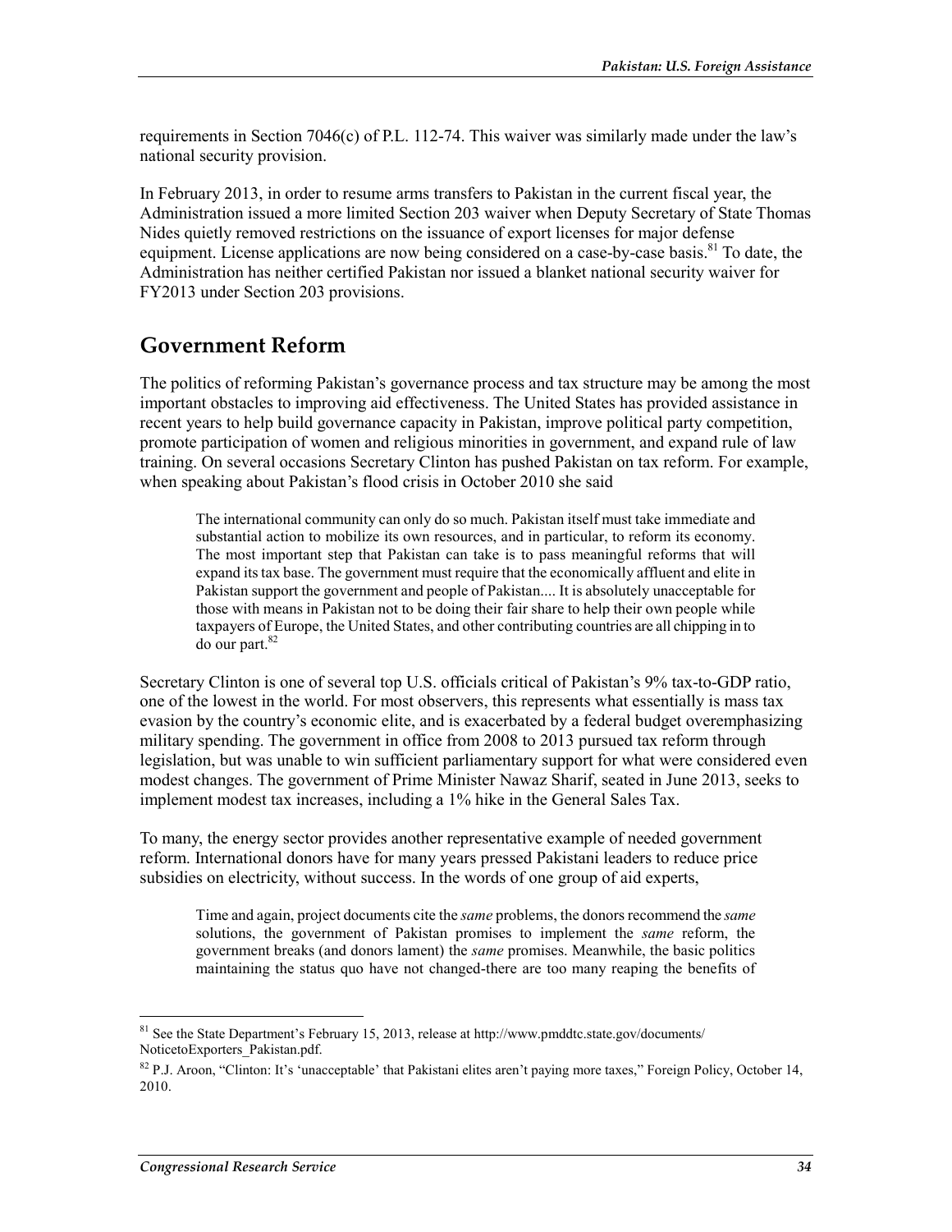requirements in Section 7046(c) of P.L. 112-74. This waiver was similarly made under the law's national security provision.

In February 2013, in order to resume arms transfers to Pakistan in the current fiscal year, the Administration issued a more limited Section 203 waiver when Deputy Secretary of State Thomas Nides quietly removed restrictions on the issuance of export licenses for major defense equipment. License applications are now being considered on a case-by-case basis.[81] To date, the Administration has neither certified Pakistan nor issued a blanket national security waiver for FY2013 under Section 203 provisions.

## Government Reform

The politics of reforming Pakistan's governance process and tax structure may be among the most important obstacles to improving aid effectiveness. The United States has provided assistance in recent years to help build governance capacity in Pakistan, improve political party competition, promote participation of women and religious minorities in government, and expand rule of law training. On several occasions Secretary Clinton has pushed Pakistan on tax reform. For example, when speaking about Pakistan's flood crisis in October 2010 she said

> The international community can only do so much. Pakistan itself must take immediate and substantial action to mobilize its own resources, and in particular, to reform its economy. The most important step that Pakistan can take is to pass meaningful reforms that will expand its tax base. The government must require that the economically affluent and elite in Pakistan support the government and people of Pakistan.... It is absolutely unacceptable for those with means in Pakistan not to be doing their fair share to help their own people while taxpayers of Europe, the United States, and other contributing countries are all chipping in to do our part.[82]

Secretary Clinton is one of several top U.S. officials critical of Pakistan's 9% tax-to-GDP ratio, one of the lowest in the world. For most observers, this represents what essentially is mass tax evasion by the country's economic elite, and is exacerbated by a federal budget overemphasizing military spending. The government in office from 2008 to 2013 pursued tax reform through legislation, but was unable to win sufficient parliamentary support for what were considered even modest changes. The government of Prime Minister Nawaz Sharif, seated in June 2013, seeks to implement modest tax increases, including a 1% hike in the General Sales Tax.

To many, the energy sector provides another representative example of needed government reform. International donors have for many years pressed Pakistani leaders to reduce price subsidies on electricity, without success. In the words of one group of aid experts,

> Time and again, project documents cite the *same* problems, the donors recommend the *same* solutions, the government of Pakistan promises to implement the *same* reform, the government breaks (and donors lament) the *same* promises. Meanwhile, the basic politics maintaining the status quo have not changed-there are too many reaping the benefits of

---

[81] See the State Department's February 15, 2013, release at http://www.pmddtc.state.gov/documents/NoticetoExporters_Pakistan.pdf.

[82] P.J. Aroon, "Clinton: It's 'unacceptable' that Pakistani elites aren't paying more taxes," Foreign Policy, October 14, 2010.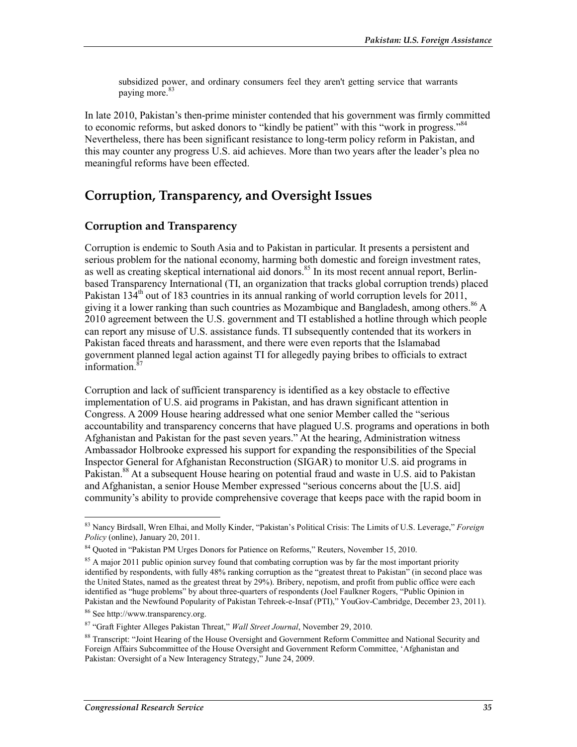subsidized power, and ordinary consumers feel they aren't getting service that warrants paying more.[83]

In late 2010, Pakistan's then-prime minister contended that his government was firmly committed to economic reforms, but asked donors to "kindly be patient" with this "work in progress."[84] Nevertheless, there has been significant resistance to long-term policy reform in Pakistan, and this may counter any progress U.S. aid achieves. More than two years after the leader's plea no meaningful reforms have been effected.

## Corruption, Transparency, and Oversight Issues

### Corruption and Transparency

Corruption is endemic to South Asia and to Pakistan in particular. It presents a persistent and serious problem for the national economy, harming both domestic and foreign investment rates, as well as creating skeptical international aid donors.[85] In its most recent annual report, Berlin-based Transparency International (TI, an organization that tracks global corruption trends) placed Pakistan 134th out of 183 countries in its annual ranking of world corruption levels for 2011, giving it a lower ranking than such countries as Mozambique and Bangladesh, among others.[86] A 2010 agreement between the U.S. government and TI established a hotline through which people can report any misuse of U.S. assistance funds. TI subsequently contended that its workers in Pakistan faced threats and harassment, and there were even reports that the Islamabad government planned legal action against TI for allegedly paying bribes to officials to extract information.[87]

Corruption and lack of sufficient transparency is identified as a key obstacle to effective implementation of U.S. aid programs in Pakistan, and has drawn significant attention in Congress. A 2009 House hearing addressed what one senior Member called the "serious accountability and transparency concerns that have plagued U.S. programs and operations in both Afghanistan and Pakistan for the past seven years." At the hearing, Administration witness Ambassador Holbrooke expressed his support for expanding the responsibilities of the Special Inspector General for Afghanistan Reconstruction (SIGAR) to monitor U.S. aid programs in Pakistan.[88] At a subsequent House hearing on potential fraud and waste in U.S. aid to Pakistan and Afghanistan, a senior House Member expressed "serious concerns about the [U.S. aid] community's ability to provide comprehensive coverage that keeps pace with the rapid boom in

---

[83] Nancy Birdsall, Wren Elhai, and Molly Kinder, "Pakistan's Political Crisis: The Limits of U.S. Leverage," *Foreign Policy* (online), January 20, 2011.

[84] Quoted in "Pakistan PM Urges Donors for Patience on Reforms," Reuters, November 15, 2010.

[85] A major 2011 public opinion survey found that combating corruption was by far the most important priority identified by respondents, with fully 48% ranking corruption as the "greatest threat to Pakistan" (in second place was the United States, named as the greatest threat by 29%). Bribery, nepotism, and profit from public office were each identified as "huge problems" by about three-quarters of respondents (Joel Faulkner Rogers, "Public Opinion in Pakistan and the Newfound Popularity of Pakistan Tehreek-e-Insaf (PTI)," YouGov-Cambridge, December 23, 2011).

[86] See http://www.transparency.org.

[87] "Graft Fighter Alleges Pakistan Threat," *Wall Street Journal*, November 29, 2010.

[88] Transcript: "Joint Hearing of the House Oversight and Government Reform Committee and National Security and Foreign Affairs Subcommittee of the House Oversight and Government Reform Committee, 'Afghanistan and Pakistan: Oversight of a New Interagency Strategy," June 24, 2009.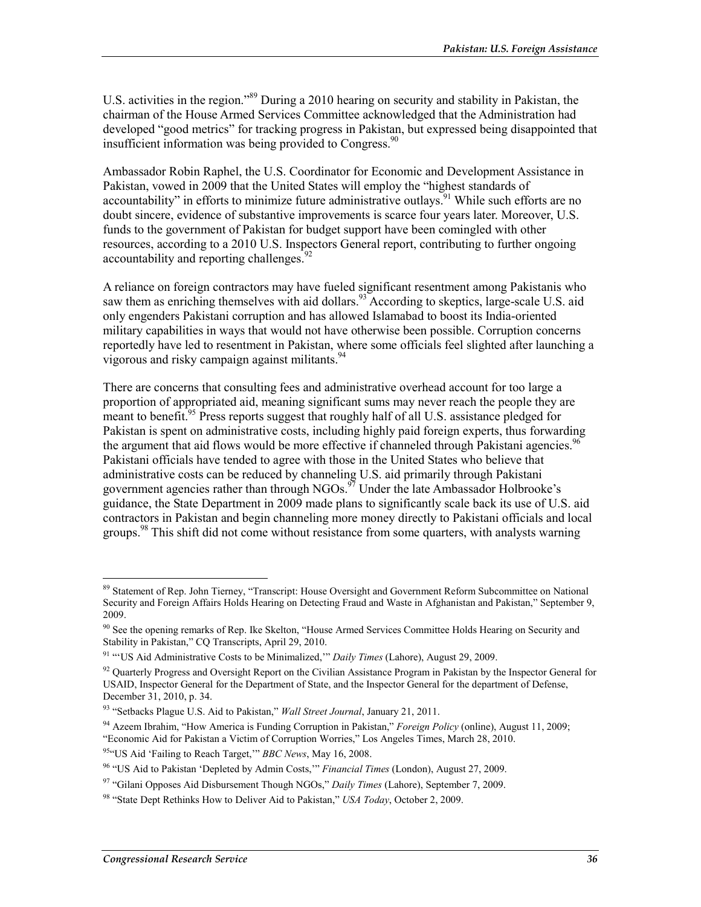U.S. activities in the region."[89] During a 2010 hearing on security and stability in Pakistan, the chairman of the House Armed Services Committee acknowledged that the Administration had developed "good metrics" for tracking progress in Pakistan, but expressed being disappointed that insufficient information was being provided to Congress.[90]

Ambassador Robin Raphel, the U.S. Coordinator for Economic and Development Assistance in Pakistan, vowed in 2009 that the United States will employ the "highest standards of accountability" in efforts to minimize future administrative outlays.[91] While such efforts are no doubt sincere, evidence of substantive improvements is scarce four years later. Moreover, U.S. funds to the government of Pakistan for budget support have been comingled with other resources, according to a 2010 U.S. Inspectors General report, contributing to further ongoing accountability and reporting challenges.[92]

A reliance on foreign contractors may have fueled significant resentment among Pakistanis who saw them as enriching themselves with aid dollars.[93] According to skeptics, large-scale U.S. aid only engenders Pakistani corruption and has allowed Islamabad to boost its India-oriented military capabilities in ways that would not have otherwise been possible. Corruption concerns reportedly have led to resentment in Pakistan, where some officials feel slighted after launching a vigorous and risky campaign against militants.[94]

There are concerns that consulting fees and administrative overhead account for too large a proportion of appropriated aid, meaning significant sums may never reach the people they are meant to benefit.[95] Press reports suggest that roughly half of all U.S. assistance pledged for Pakistan is spent on administrative costs, including highly paid foreign experts, thus forwarding the argument that aid flows would be more effective if channeled through Pakistani agencies.[96] Pakistani officials have tended to agree with those in the United States who believe that administrative costs can be reduced by channeling U.S. aid primarily through Pakistani government agencies rather than through NGOs.[97] Under the late Ambassador Holbrooke's guidance, the State Department in 2009 made plans to significantly scale back its use of U.S. aid contractors in Pakistan and begin channeling more money directly to Pakistani officials and local groups.[98] This shift did not come without resistance from some quarters, with analysts warning

---

[89] Statement of Rep. John Tierney, "Transcript: House Oversight and Government Reform Subcommittee on National Security and Foreign Affairs Holds Hearing on Detecting Fraud and Waste in Afghanistan and Pakistan," September 9, 2009.

[90] See the opening remarks of Rep. Ike Skelton, "House Armed Services Committee Holds Hearing on Security and Stability in Pakistan," CQ Transcripts, April 29, 2010.

[91] "'US Aid Administrative Costs to be Minimalized,'" *Daily Times* (Lahore), August 29, 2009.

[92] Quarterly Progress and Oversight Report on the Civilian Assistance Program in Pakistan by the Inspector General for USAID, Inspector General for the Department of State, and the Inspector General for the department of Defense, December 31, 2010, p. 34.

[93] "Setbacks Plague U.S. Aid to Pakistan," *Wall Street Journal*, January 21, 2011.

[94] Azeem Ibrahim, "How America is Funding Corruption in Pakistan," *Foreign Policy* (online), August 11, 2009; "Economic Aid for Pakistan a Victim of Corruption Worries," Los Angeles Times, March 28, 2010.

[95] "US Aid 'Failing to Reach Target,'" *BBC News*, May 16, 2008.

[96] "US Aid to Pakistan 'Depleted by Admin Costs,'" *Financial Times* (London), August 27, 2009.

[97] "Gilani Opposes Aid Disbursement Though NGOs," *Daily Times* (Lahore), September 7, 2009.

[98] "State Dept Rethinks How to Deliver Aid to Pakistan," *USA Today*, October 2, 2009.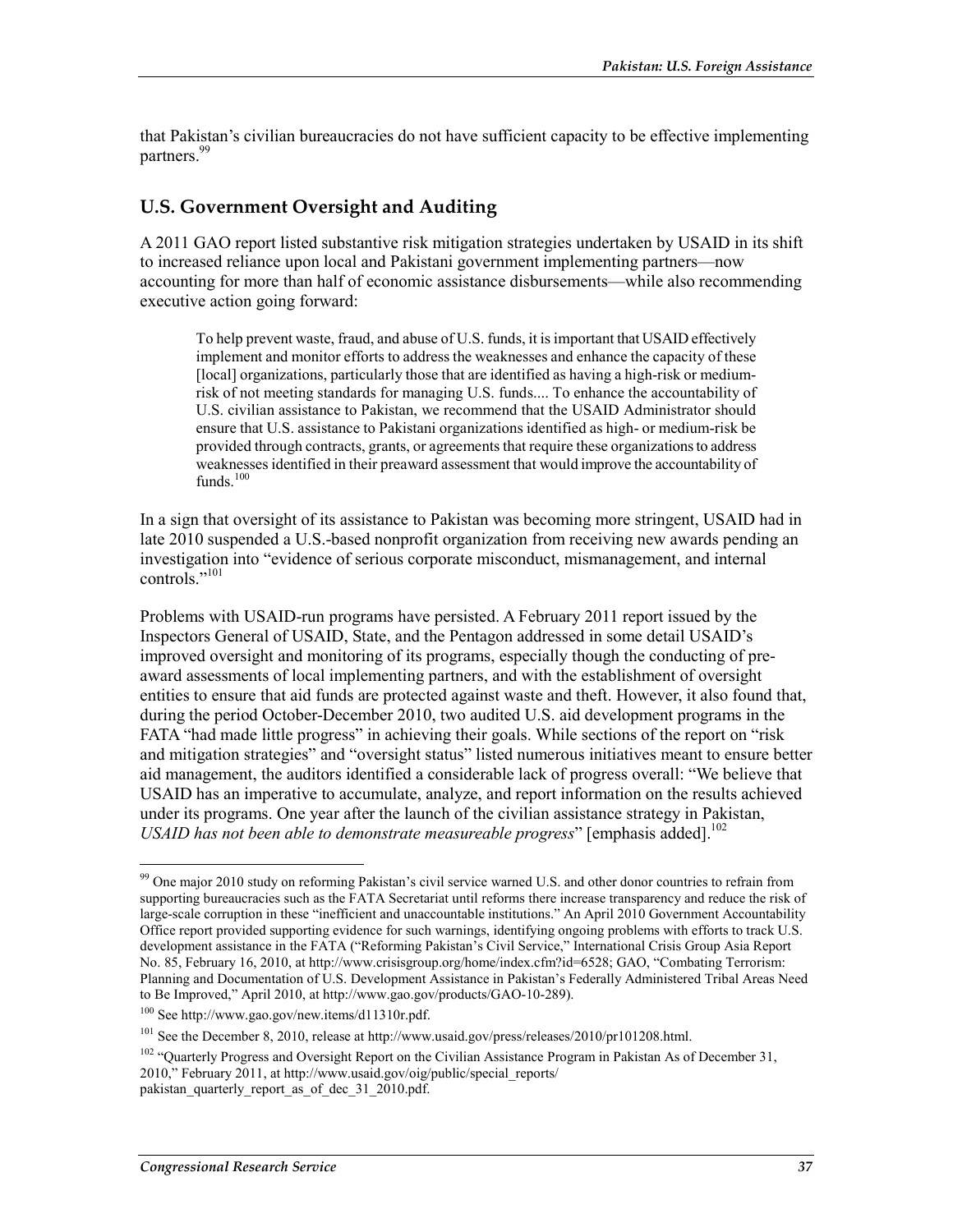that Pakistan's civilian bureaucracies do not have sufficient capacity to be effective implementing partners.[99]

### U.S. Government Oversight and Auditing

A 2011 GAO report listed substantive risk mitigation strategies undertaken by USAID in its shift to increased reliance upon local and Pakistani government implementing partners—now accounting for more than half of economic assistance disbursements—while also recommending executive action going forward:

> To help prevent waste, fraud, and abuse of U.S. funds, it is important that USAID effectively implement and monitor efforts to address the weaknesses and enhance the capacity of these [local] organizations, particularly those that are identified as having a high-risk or medium-risk of not meeting standards for managing U.S. funds.... To enhance the accountability of U.S. civilian assistance to Pakistan, we recommend that the USAID Administrator should ensure that U.S. assistance to Pakistani organizations identified as high- or medium-risk be provided through contracts, grants, or agreements that require these organizations to address weaknesses identified in their preaward assessment that would improve the accountability of funds.[100]

In a sign that oversight of its assistance to Pakistan was becoming more stringent, USAID had in late 2010 suspended a U.S.-based nonprofit organization from receiving new awards pending an investigation into "evidence of serious corporate misconduct, mismanagement, and internal controls."[101]

Problems with USAID-run programs have persisted. A February 2011 report issued by the Inspectors General of USAID, State, and the Pentagon addressed in some detail USAID's improved oversight and monitoring of its programs, especially though the conducting of pre-award assessments of local implementing partners, and with the establishment of oversight entities to ensure that aid funds are protected against waste and theft. However, it also found that, during the period October-December 2010, two audited U.S. aid development programs in the FATA "had made little progress" in achieving their goals. While sections of the report on "risk and mitigation strategies" and "oversight status" listed numerous initiatives meant to ensure better aid management, the auditors identified a considerable lack of progress overall: "We believe that USAID has an imperative to accumulate, analyze, and report information on the results achieved under its programs. One year after the launch of the civilian assistance strategy in Pakistan, *USAID has not been able to demonstrate measureable progress*" [emphasis added].[102]

---

[99] One major 2010 study on reforming Pakistan's civil service warned U.S. and other donor countries to refrain from supporting bureaucracies such as the FATA Secretariat until reforms there increase transparency and reduce the risk of large-scale corruption in these "inefficient and unaccountable institutions." An April 2010 Government Accountability Office report provided supporting evidence for such warnings, identifying ongoing problems with efforts to track U.S. development assistance in the FATA ("Reforming Pakistan's Civil Service," International Crisis Group Asia Report No. 85, February 16, 2010, at http://www.crisisgroup.org/home/index.cfm?id=6528; GAO, "Combating Terrorism: Planning and Documentation of U.S. Development Assistance in Pakistan's Federally Administered Tribal Areas Need to Be Improved," April 2010, at http://www.gao.gov/products/GAO-10-289).

[100] See http://www.gao.gov/new.items/d11310r.pdf.

[101] See the December 8, 2010, release at http://www.usaid.gov/press/releases/2010/pr101208.html.

[102] "Quarterly Progress and Oversight Report on the Civilian Assistance Program in Pakistan As of December 31, 2010," February 2011, at http://www.usaid.gov/oig/public/special_reports/pakistan_quarterly_report_as_of_dec_31_2010.pdf.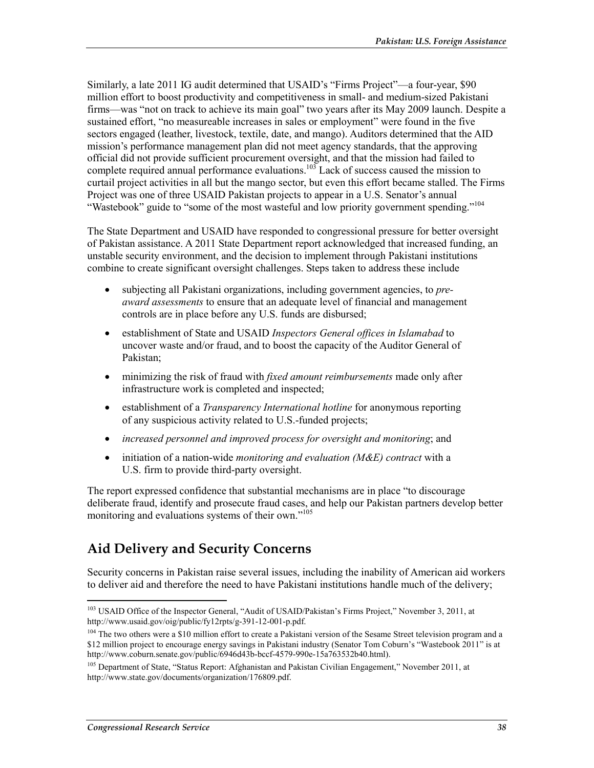Similarly, a late 2011 IG audit determined that USAID's "Firms Project"—a four-year, $90 million effort to boost productivity and competitiveness in small- and medium-sized Pakistani firms—was "not on track to achieve its main goal" two years after its May 2009 launch. Despite a sustained effort, "no measureable increases in sales or employment" were found in the five sectors engaged (leather, livestock, textile, date, and mango). Auditors determined that the AID mission's performance management plan did not meet agency standards, that the approving official did not provide sufficient procurement oversight, and that the mission had failed to complete required annual performance evaluations.[103] Lack of success caused the mission to curtail project activities in all but the mango sector, but even this effort became stalled. The Firms Project was one of three USAID Pakistan projects to appear in a U.S. Senator's annual "Wastebook" guide to "some of the most wasteful and low priority government spending."[104]

The State Department and USAID have responded to congressional pressure for better oversight of Pakistan assistance. A 2011 State Department report acknowledged that increased funding, an unstable security environment, and the decision to implement through Pakistani institutions combine to create significant oversight challenges. Steps taken to address these include

- subjecting all Pakistani organizations, including government agencies, to *pre-award assessments* to ensure that an adequate level of financial and management controls are in place before any U.S. funds are disbursed;
- establishment of State and USAID *Inspectors General offices in Islamabad* to uncover waste and/or fraud, and to boost the capacity of the Auditor General of Pakistan;
- minimizing the risk of fraud with *fixed amount reimbursements* made only after infrastructure work is completed and inspected;
- establishment of a *Transparency International hotline* for anonymous reporting of any suspicious activity related to U.S.-funded projects;
- *increased personnel and improved process for oversight and monitoring*; and
- initiation of a nation-wide *monitoring and evaluation (M&E) contract* with a U.S. firm to provide third-party oversight.

The report expressed confidence that substantial mechanisms are in place "to discourage deliberate fraud, identify and prosecute fraud cases, and help our Pakistan partners develop better monitoring and evaluations systems of their own."[105]

## Aid Delivery and Security Concerns

Security concerns in Pakistan raise several issues, including the inability of American aid workers to deliver aid and therefore the need to have Pakistani institutions handle much of the delivery;

---

[103] USAID Office of the Inspector General, "Audit of USAID/Pakistan's Firms Project," November 3, 2011, at http://www.usaid.gov/oig/public/fy12rpts/g-391-12-001-p.pdf.

[104] The two others were a $10 million effort to create a Pakistani version of the Sesame Street television program and a $12 million project to encourage energy savings in Pakistani industry (Senator Tom Coburn's "Wastebook 2011" is at http://www.coburn.senate.gov/public/6946d43b-bccf-4579-990e-15a763532b40.html).

[105] Department of State, "Status Report: Afghanistan and Pakistan Civilian Engagement," November 2011, at http://www.state.gov/documents/organization/176809.pdf.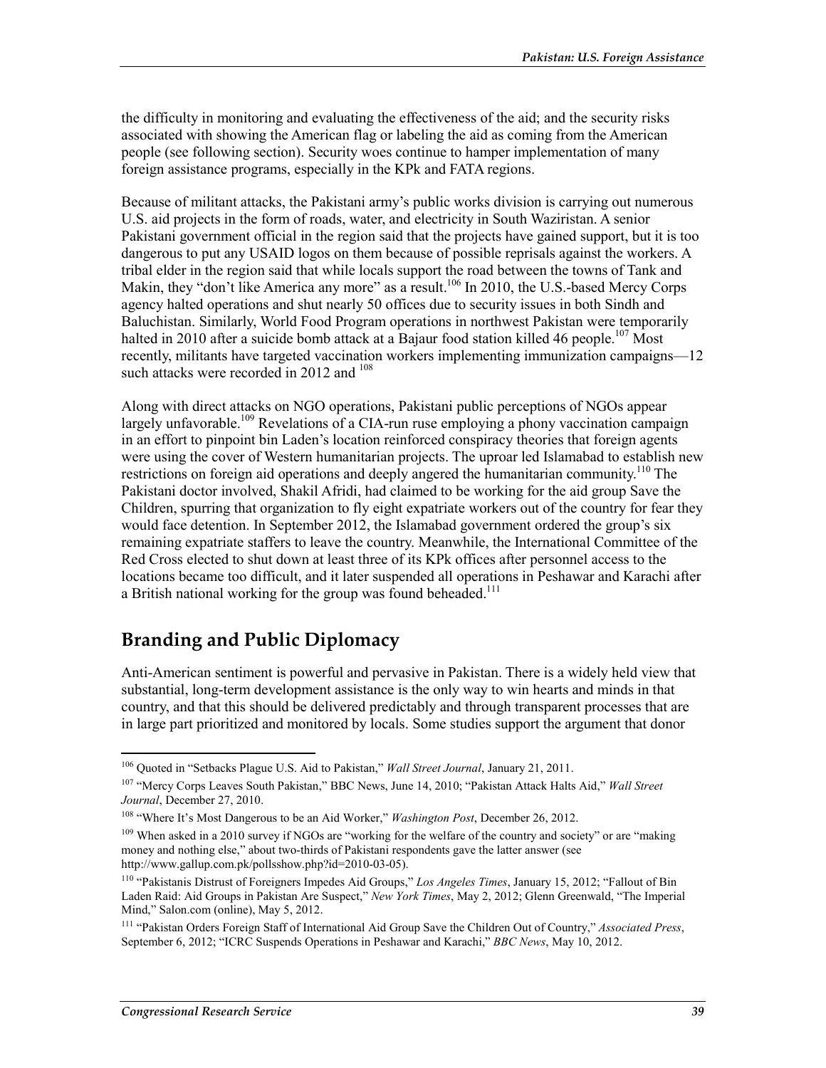the difficulty in monitoring and evaluating the effectiveness of the aid; and the security risks associated with showing the American flag or labeling the aid as coming from the American people (see following section). Security woes continue to hamper implementation of many foreign assistance programs, especially in the KPk and FATA regions.

Because of militant attacks, the Pakistani army's public works division is carrying out numerous U.S. aid projects in the form of roads, water, and electricity in South Waziristan. A senior Pakistani government official in the region said that the projects have gained support, but it is too dangerous to put any USAID logos on them because of possible reprisals against the workers. A tribal elder in the region said that while locals support the road between the towns of Tank and Makin, they "don't like America any more" as a result.[106] In 2010, the U.S.-based Mercy Corps agency halted operations and shut nearly 50 offices due to security issues in both Sindh and Baluchistan. Similarly, World Food Program operations in northwest Pakistan were temporarily halted in 2010 after a suicide bomb attack at a Bajaur food station killed 46 people.[107] Most recently, militants have targeted vaccination workers implementing immunization campaigns—12 such attacks were recorded in 2012 and [108]

Along with direct attacks on NGO operations, Pakistani public perceptions of NGOs appear largely unfavorable.[109] Revelations of a CIA-run ruse employing a phony vaccination campaign in an effort to pinpoint bin Laden's location reinforced conspiracy theories that foreign agents were using the cover of Western humanitarian projects. The uproar led Islamabad to establish new restrictions on foreign aid operations and deeply angered the humanitarian community.[110] The Pakistani doctor involved, Shakil Afridi, had claimed to be working for the aid group Save the Children, spurring that organization to fly eight expatriate workers out of the country for fear they would face detention. In September 2012, the Islamabad government ordered the group's six remaining expatriate staffers to leave the country. Meanwhile, the International Committee of the Red Cross elected to shut down at least three of its KPk offices after personnel access to the locations became too difficult, and it later suspended all operations in Peshawar and Karachi after a British national working for the group was found beheaded.[111]

## Branding and Public Diplomacy

Anti-American sentiment is powerful and pervasive in Pakistan. There is a widely held view that substantial, long-term development assistance is the only way to win hearts and minds in that country, and that this should be delivered predictably and through transparent processes that are in large part prioritized and monitored by locals. Some studies support the argument that donor

---

[106] Quoted in "Setbacks Plague U.S. Aid to Pakistan," *Wall Street Journal*, January 21, 2011.

[107] "Mercy Corps Leaves South Pakistan," BBC News, June 14, 2010; "Pakistan Attack Halts Aid," *Wall Street Journal*, December 27, 2010.

[108] "Where It's Most Dangerous to be an Aid Worker," *Washington Post*, December 26, 2012.

[109] When asked in a 2010 survey if NGOs are "working for the welfare of the country and society" or are "making money and nothing else," about two-thirds of Pakistani respondents gave the latter answer (see http://www.gallup.com.pk/pollsshow.php?id=2010-03-05).

[110] "Pakistanis Distrust of Foreigners Impedes Aid Groups," *Los Angeles Times*, January 15, 2012; "Fallout of Bin Laden Raid: Aid Groups in Pakistan Are Suspect," *New York Times*, May 2, 2012; Glenn Greenwald, "The Imperial Mind," Salon.com (online), May 5, 2012.

[111] "Pakistan Orders Foreign Staff of International Aid Group Save the Children Out of Country," *Associated Press*, September 6, 2012; "ICRC Suspends Operations in Peshawar and Karachi," *BBC News*, May 10, 2012.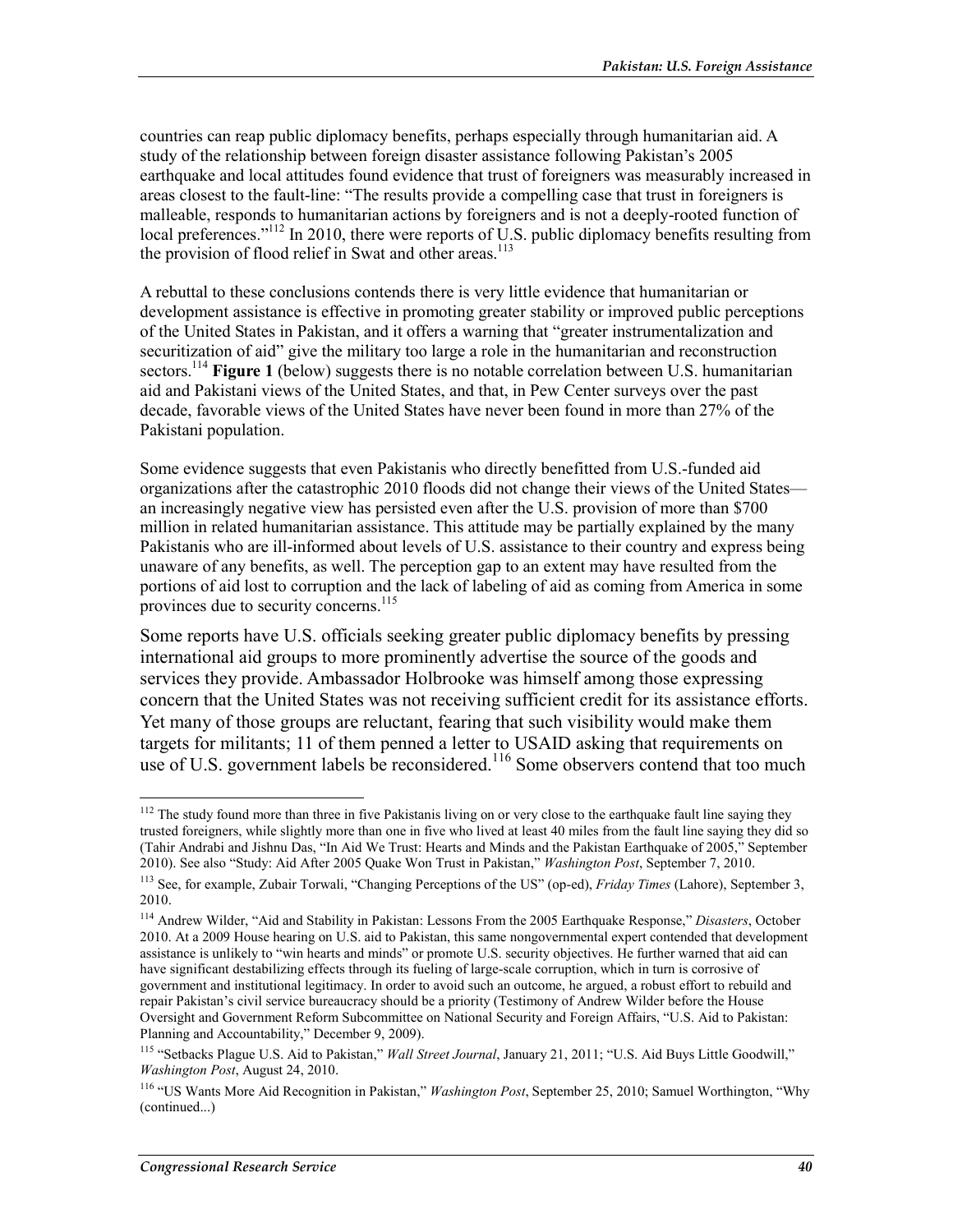countries can reap public diplomacy benefits, perhaps especially through humanitarian aid. A study of the relationship between foreign disaster assistance following Pakistan's 2005 earthquake and local attitudes found evidence that trust of foreigners was measurably increased in areas closest to the fault-line: "The results provide a compelling case that trust in foreigners is malleable, responds to humanitarian actions by foreigners and is not a deeply-rooted function of local preferences."[112] In 2010, there were reports of U.S. public diplomacy benefits resulting from the provision of flood relief in Swat and other areas.[113]

A rebuttal to these conclusions contends there is very little evidence that humanitarian or development assistance is effective in promoting greater stability or improved public perceptions of the United States in Pakistan, and it offers a warning that "greater instrumentalization and securitization of aid" give the military too large a role in the humanitarian and reconstruction sectors.[114] **Figure 1** (below) suggests there is no notable correlation between U.S. humanitarian aid and Pakistani views of the United States, and that, in Pew Center surveys over the past decade, favorable views of the United States have never been found in more than 27% of the Pakistani population.

Some evidence suggests that even Pakistanis who directly benefitted from U.S.-funded aid organizations after the catastrophic 2010 floods did not change their views of the United States—an increasingly negative view has persisted even after the U.S. provision of more than $700 million in related humanitarian assistance. This attitude may be partially explained by the many Pakistanis who are ill-informed about levels of U.S. assistance to their country and express being unaware of any benefits, as well. The perception gap to an extent may have resulted from the portions of aid lost to corruption and the lack of labeling of aid as coming from America in some provinces due to security concerns.[115]

Some reports have U.S. officials seeking greater public diplomacy benefits by pressing international aid groups to more prominently advertise the source of the goods and services they provide. Ambassador Holbrooke was himself among those expressing concern that the United States was not receiving sufficient credit for its assistance efforts. Yet many of those groups are reluctant, fearing that such visibility would make them targets for militants; 11 of them penned a letter to USAID asking that requirements on use of U.S. government labels be reconsidered.[116] Some observers contend that too much

---

[112] The study found more than three in five Pakistanis living on or very close to the earthquake fault line saying they trusted foreigners, while slightly more than one in five who lived at least 40 miles from the fault line saying they did so (Tahir Andrabi and Jishnu Das, "In Aid We Trust: Hearts and Minds and the Pakistan Earthquake of 2005," September 2010). See also "Study: Aid After 2005 Quake Won Trust in Pakistan," *Washington Post*, September 7, 2010.

[113] See, for example, Zubair Torwali, "Changing Perceptions of the US" (op-ed), *Friday Times* (Lahore), September 3, 2010.

[114] Andrew Wilder, "Aid and Stability in Pakistan: Lessons From the 2005 Earthquake Response," *Disasters*, October 2010. At a 2009 House hearing on U.S. aid to Pakistan, this same nongovernmental expert contended that development assistance is unlikely to "win hearts and minds" or promote U.S. security objectives. He further warned that aid can have significant destabilizing effects through its fueling of large-scale corruption, which in turn is corrosive of government and institutional legitimacy. In order to avoid such an outcome, he argued, a robust effort to rebuild and repair Pakistan's civil service bureaucracy should be a priority (Testimony of Andrew Wilder before the House Oversight and Government Reform Subcommittee on National Security and Foreign Affairs, "U.S. Aid to Pakistan: Planning and Accountability," December 9, 2009).

[115] "Setbacks Plague U.S. Aid to Pakistan," *Wall Street Journal*, January 21, 2011; "U.S. Aid Buys Little Goodwill," *Washington Post*, August 24, 2010.

[116] "US Wants More Aid Recognition in Pakistan," *Washington Post*, September 25, 2010; Samuel Worthington, "Why (continued...)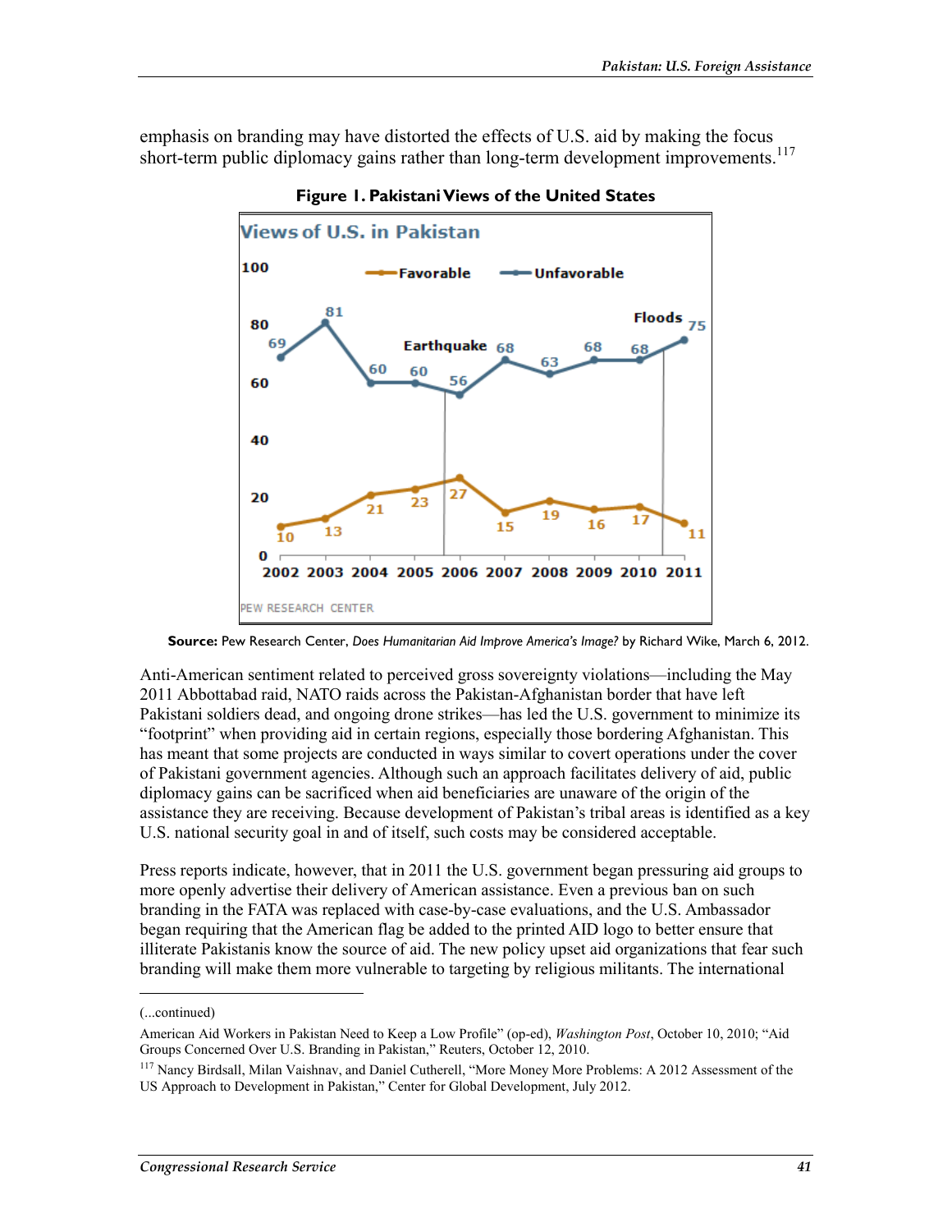emphasis on branding may have distorted the effects of U.S. aid by making the focus short-term public diplomacy gains rather than long-term development improvements.[117]

**Figure 1. Pakistani Views of the United States**

**Source:** Pew Research Center, *Does Humanitarian Aid Improve America's Image?* by Richard Wike, March 6, 2012.

Anti-American sentiment related to perceived gross sovereignty violations—including the May 2011 Abbottabad raid, NATO raids across the Pakistan-Afghanistan border that have left Pakistani soldiers dead, and ongoing drone strikes—has led the U.S. government to minimize its "footprint" when providing aid in certain regions, especially those bordering Afghanistan. This has meant that some projects are conducted in ways similar to covert operations under the cover of Pakistani government agencies. Although such an approach facilitates delivery of aid, public diplomacy gains can be sacrificed when aid beneficiaries are unaware of the origin of the assistance they are receiving. Because development of Pakistan's tribal areas is identified as a key U.S. national security goal in and of itself, such costs may be considered acceptable.

Press reports indicate, however, that in 2011 the U.S. government began pressuring aid groups to more openly advertise their delivery of American assistance. Even a previous ban on such branding in the FATA was replaced with case-by-case evaluations, and the U.S. Ambassador began requiring that the American flag be added to the printed AID logo to better ensure that illiterate Pakistanis know the source of aid. The new policy upset aid organizations that fear such branding will make them more vulnerable to targeting by religious militants. The international

---

(...continued)

American Aid Workers in Pakistan Need to Keep a Low Profile" (op-ed), *Washington Post*, October 10, 2010; "Aid Groups Concerned Over U.S. Branding in Pakistan," Reuters, October 12, 2010.

[117] Nancy Birdsall, Milan Vaishnav, and Daniel Cutherell, "More Money More Problems: A 2012 Assessment of the US Approach to Development in Pakistan," Center for Global Development, July 2012.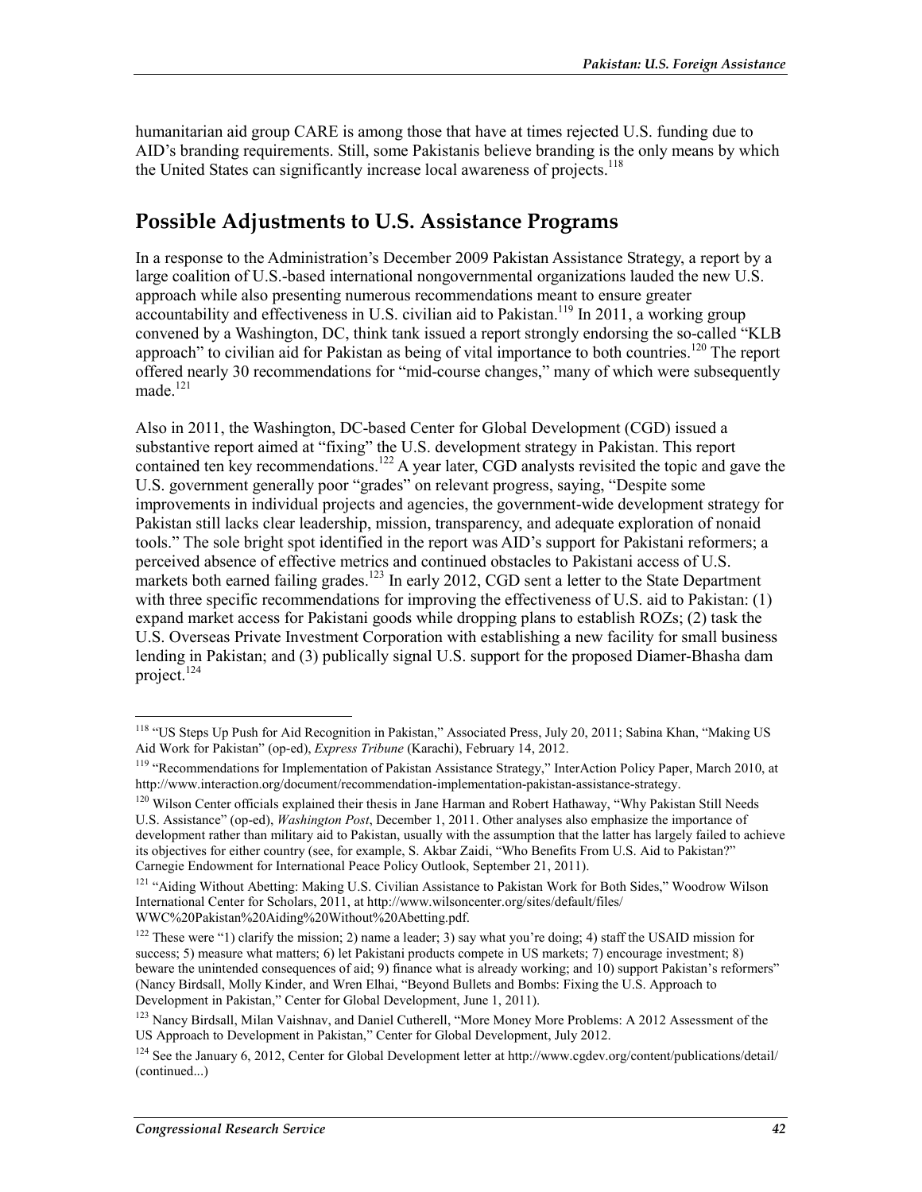humanitarian aid group CARE is among those that have at times rejected U.S. funding due to AID's branding requirements. Still, some Pakistanis believe branding is the only means by which the United States can significantly increase local awareness of projects.[118]

## Possible Adjustments to U.S. Assistance Programs

In a response to the Administration's December 2009 Pakistan Assistance Strategy, a report by a large coalition of U.S.-based international nongovernmental organizations lauded the new U.S. approach while also presenting numerous recommendations meant to ensure greater accountability and effectiveness in U.S. civilian aid to Pakistan.[119] In 2011, a working group convened by a Washington, DC, think tank issued a report strongly endorsing the so-called "KLB approach" to civilian aid for Pakistan as being of vital importance to both countries.[120] The report offered nearly 30 recommendations for "mid-course changes," many of which were subsequently made.[121]

Also in 2011, the Washington, DC-based Center for Global Development (CGD) issued a substantive report aimed at "fixing" the U.S. development strategy in Pakistan. This report contained ten key recommendations.[122] A year later, CGD analysts revisited the topic and gave the U.S. government generally poor "grades" on relevant progress, saying, "Despite some improvements in individual projects and agencies, the government-wide development strategy for Pakistan still lacks clear leadership, mission, transparency, and adequate exploration of nonaid tools." The sole bright spot identified in the report was AID's support for Pakistani reformers; a perceived absence of effective metrics and continued obstacles to Pakistani access of U.S. markets both earned failing grades.[123] In early 2012, CGD sent a letter to the State Department with three specific recommendations for improving the effectiveness of U.S. aid to Pakistan: (1) expand market access for Pakistani goods while dropping plans to establish ROZs; (2) task the U.S. Overseas Private Investment Corporation with establishing a new facility for small business lending in Pakistan; and (3) publically signal U.S. support for the proposed Diamer-Bhasha dam project.[124]

---

[118] "US Steps Up Push for Aid Recognition in Pakistan," Associated Press, July 20, 2011; Sabina Khan, "Making US Aid Work for Pakistan" (op-ed), *Express Tribune* (Karachi), February 14, 2012.

[119] "Recommendations for Implementation of Pakistan Assistance Strategy," InterAction Policy Paper, March 2010, at http://www.interaction.org/document/recommendation-implementation-pakistan-assistance-strategy.

[120] Wilson Center officials explained their thesis in Jane Harman and Robert Hathaway, "Why Pakistan Still Needs U.S. Assistance" (op-ed), *Washington Post*, December 1, 2011. Other analyses also emphasize the importance of development rather than military aid to Pakistan, usually with the assumption that the latter has largely failed to achieve its objectives for either country (see, for example, S. Akbar Zaidi, "Who Benefits From U.S. Aid to Pakistan?" Carnegie Endowment for International Peace Policy Outlook, September 21, 2011).

[121] "Aiding Without Abetting: Making U.S. Civilian Assistance to Pakistan Work for Both Sides," Woodrow Wilson International Center for Scholars, 2011, at http://www.wilsoncenter.org/sites/default/files/WWC%20Pakistan%20Aiding%20Without%20Abetting.pdf.

[122] These were "1) clarify the mission; 2) name a leader; 3) say what you're doing; 4) staff the USAID mission for success; 5) measure what matters; 6) let Pakistani products compete in US markets; 7) encourage investment; 8) beware the unintended consequences of aid; 9) finance what is already working; and 10) support Pakistan's reformers" (Nancy Birdsall, Molly Kinder, and Wren Elhai, "Beyond Bullets and Bombs: Fixing the U.S. Approach to Development in Pakistan," Center for Global Development, June 1, 2011).

[123] Nancy Birdsall, Milan Vaishnav, and Daniel Cutherell, "More Money More Problems: A 2012 Assessment of the US Approach to Development in Pakistan," Center for Global Development, July 2012.

[124] See the January 6, 2012, Center for Global Development letter at http://www.cgdev.org/content/publications/detail/ (continued...)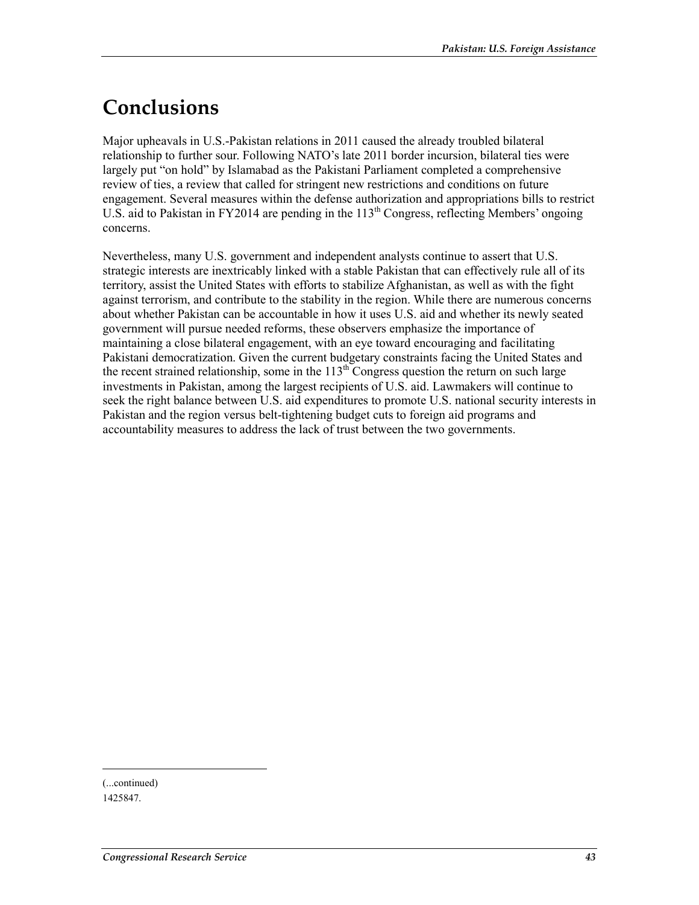# Conclusions

Major upheavals in U.S.-Pakistan relations in 2011 caused the already troubled bilateral relationship to further sour. Following NATO's late 2011 border incursion, bilateral ties were largely put "on hold" by Islamabad as the Pakistani Parliament completed a comprehensive review of ties, a review that called for stringent new restrictions and conditions on future engagement. Several measures within the defense authorization and appropriations bills to restrict U.S. aid to Pakistan in FY2014 are pending in the 113th Congress, reflecting Members' ongoing concerns.

Nevertheless, many U.S. government and independent analysts continue to assert that U.S. strategic interests are inextricably linked with a stable Pakistan that can effectively rule all of its territory, assist the United States with efforts to stabilize Afghanistan, as well as with the fight against terrorism, and contribute to the stability in the region. While there are numerous concerns about whether Pakistan can be accountable in how it uses U.S. aid and whether its newly seated government will pursue needed reforms, these observers emphasize the importance of maintaining a close bilateral engagement, with an eye toward encouraging and facilitating Pakistani democratization. Given the current budgetary constraints facing the United States and the recent strained relationship, some in the 113th Congress question the return on such large investments in Pakistan, among the largest recipients of U.S. aid. Lawmakers will continue to seek the right balance between U.S. aid expenditures to promote U.S. national security interests in Pakistan and the region versus belt-tightening budget cuts to foreign aid programs and accountability measures to address the lack of trust between the two governments.

---

(...continued)
1425847.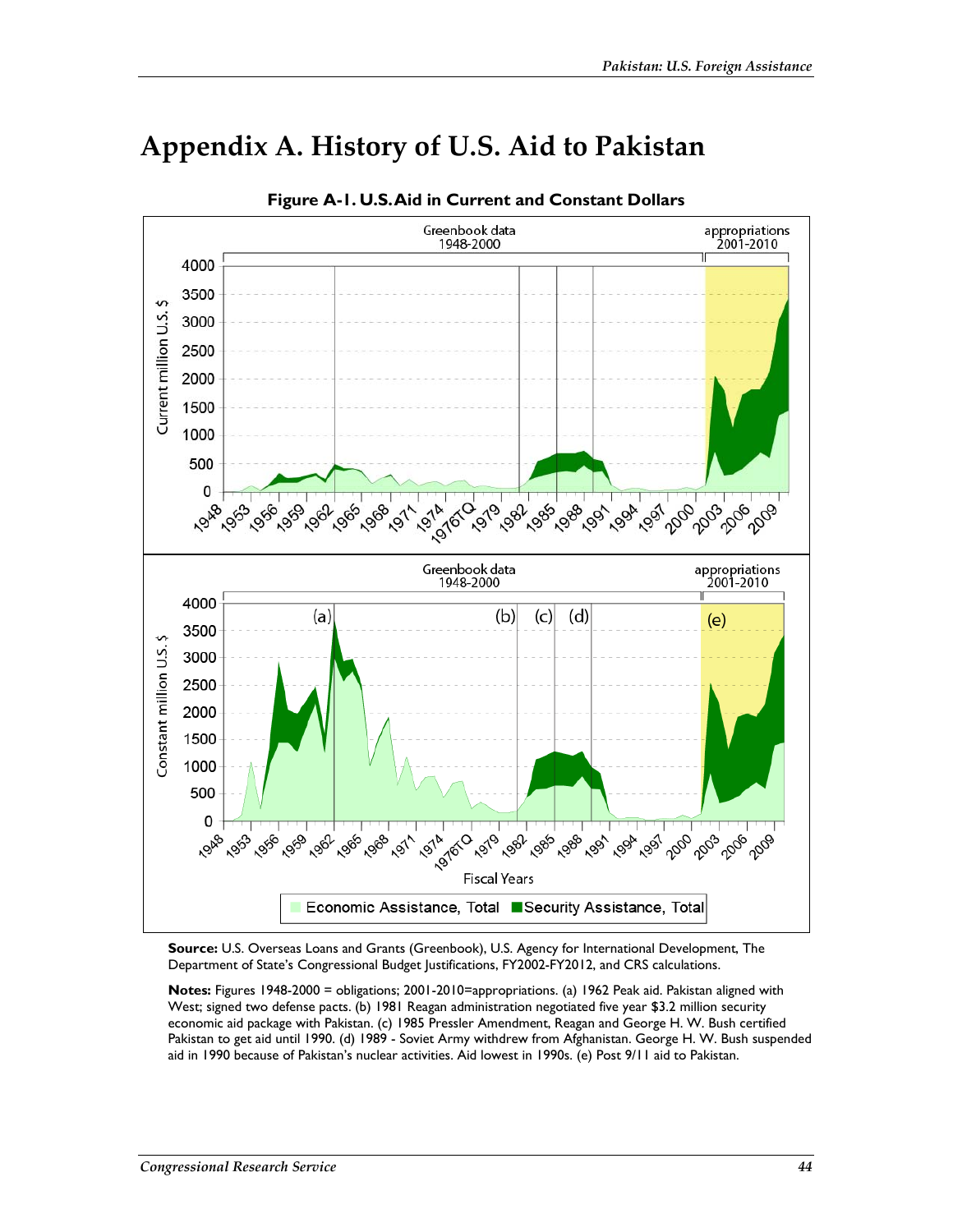# Appendix A. History of U.S. Aid to Pakistan

**Figure A-1. U.S. Aid in Current and Constant Dollars**

**Source:** U.S. Overseas Loans and Grants (Greenbook), U.S. Agency for International Development, The Department of State's Congressional Budget Justifications, FY2002-FY2012, and CRS calculations.

**Notes:** Figures 1948-2000 = obligations; 2001-2010=appropriations. (a) 1962 Peak aid. Pakistan aligned with West; signed two defense pacts. (b) 1981 Reagan administration negotiated five year $3.2 million security economic aid package with Pakistan. (c) 1985 Pressler Amendment, Reagan and George H. W. Bush certified Pakistan to get aid until 1990. (d) 1989 - Soviet Army withdrew from Afghanistan. George H. W. Bush suspended aid in 1990 because of Pakistan's nuclear activities. Aid lowest in 1990s. (e) Post 9/11 aid to Pakistan.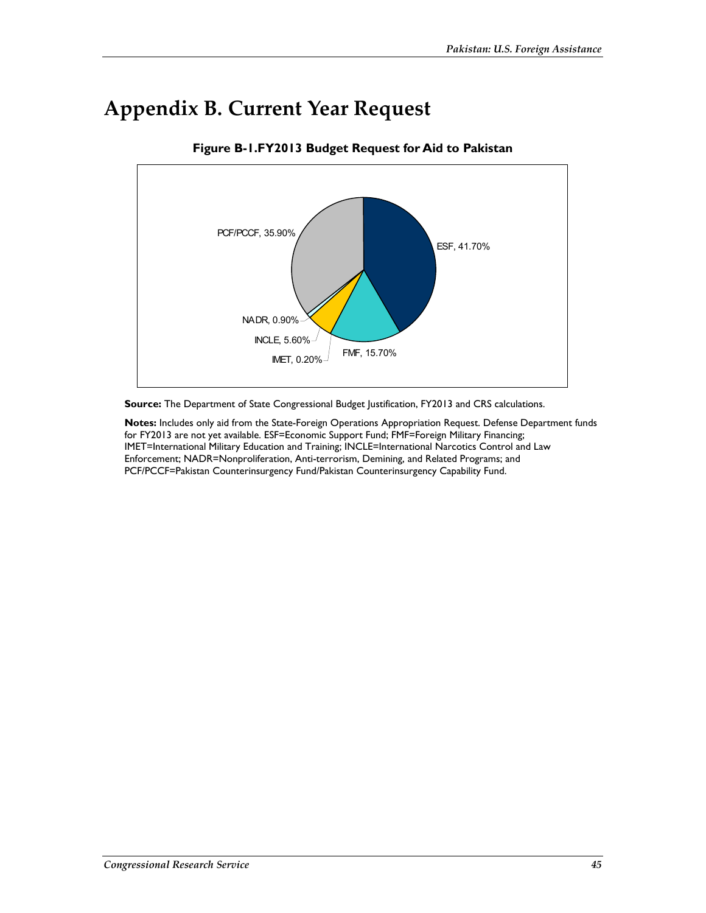# Appendix B. Current Year Request

**Figure B-1.FY2013 Budget Request for Aid to Pakistan**

PCF/PCCF, 35.90%

ESF, 41.70%

NADR, 0.90%

INCLE, 5.60%

IMET, 0.20%

FMF, 15.70%

**Source:** The Department of State Congressional Budget Justification, FY2013 and CRS calculations.

**Notes:** Includes only aid from the State-Foreign Operations Appropriation Request. Defense Department funds for FY2013 are not yet available. ESF=Economic Support Fund; FMF=Foreign Military Financing; IMET=International Military Education and Training; INCLE=International Narcotics Control and Law Enforcement; NADR=Nonproliferation, Anti-terrorism, Demining, and Related Programs; and PCF/PCCF=Pakistan Counterinsurgency Fund/Pakistan Counterinsurgency Capability Fund.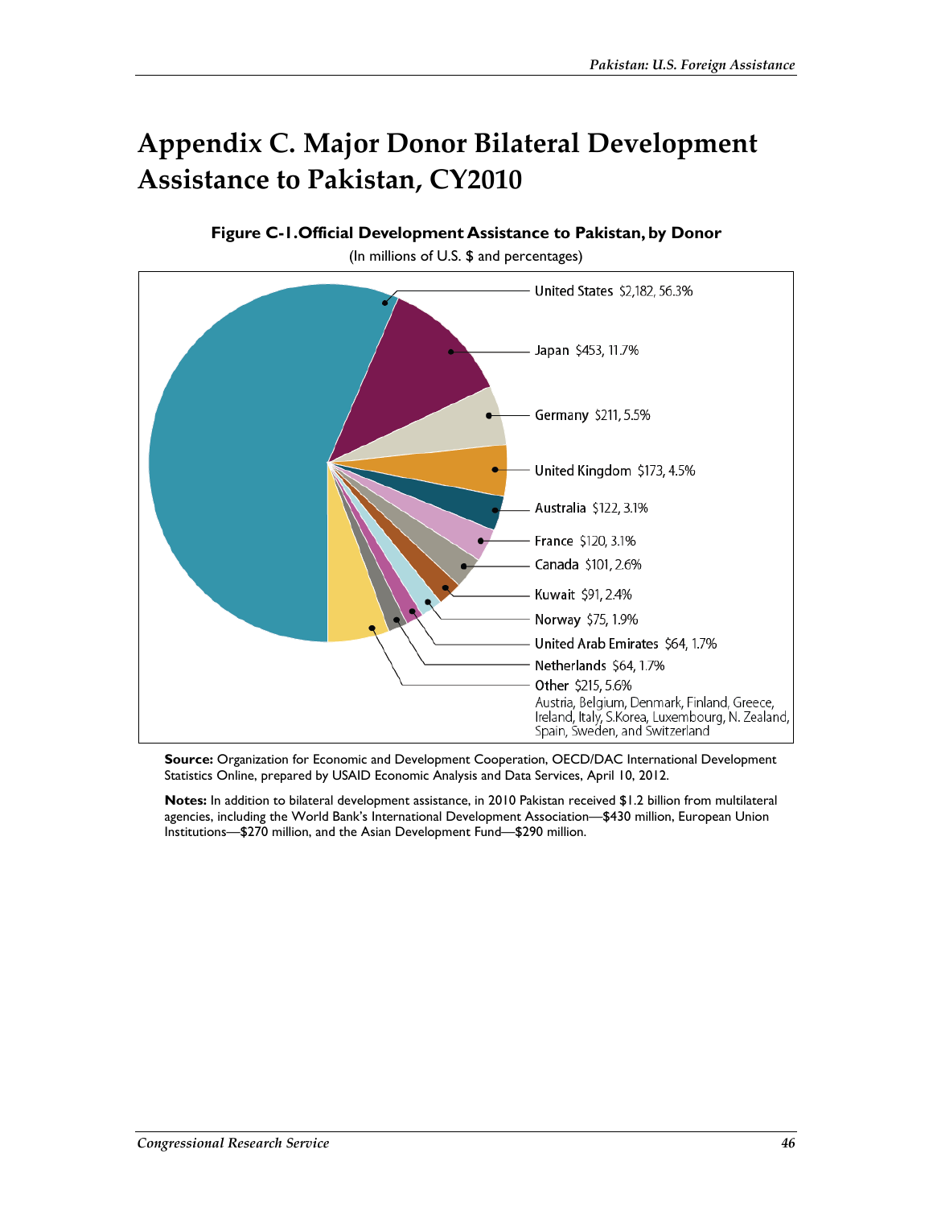# Appendix C. Major Donor Bilateral Development Assistance to Pakistan, CY2010

**Figure C-1. Official Development Assistance to Pakistan, by Donor**

(In millions of U.S. $ and percentages)

- United States $2,182, 56.3%
- Japan $453, 11.7%
- Germany $211, 5.5%
- United Kingdom $173, 4.5%
- Australia $122, 3.1%
- France $120, 3.1%
- Canada $101, 2.6%
- Kuwait $91, 2.4%
- Norway $75, 1.9%
- United Arab Emirates $64, 1.7%
- Netherlands $64, 1.7%
- Other $215, 5.6%
  Austria, Belgium, Denmark, Finland, Greece, Ireland, Italy, S.Korea, Luxembourg, N. Zealand, Spain, Sweden, and Switzerland

**Source:** Organization for Economic and Development Cooperation, OECD/DAC International Development Statistics Online, prepared by USAID Economic Analysis and Data Services, April 10, 2012.

**Notes:** In addition to bilateral development assistance, in 2010 Pakistan received $1.2 billion from multilateral agencies, including the World Bank's International Development Association—$430 million, European Union Institutions—$270 million, and the Asian Development Fund—$290 million.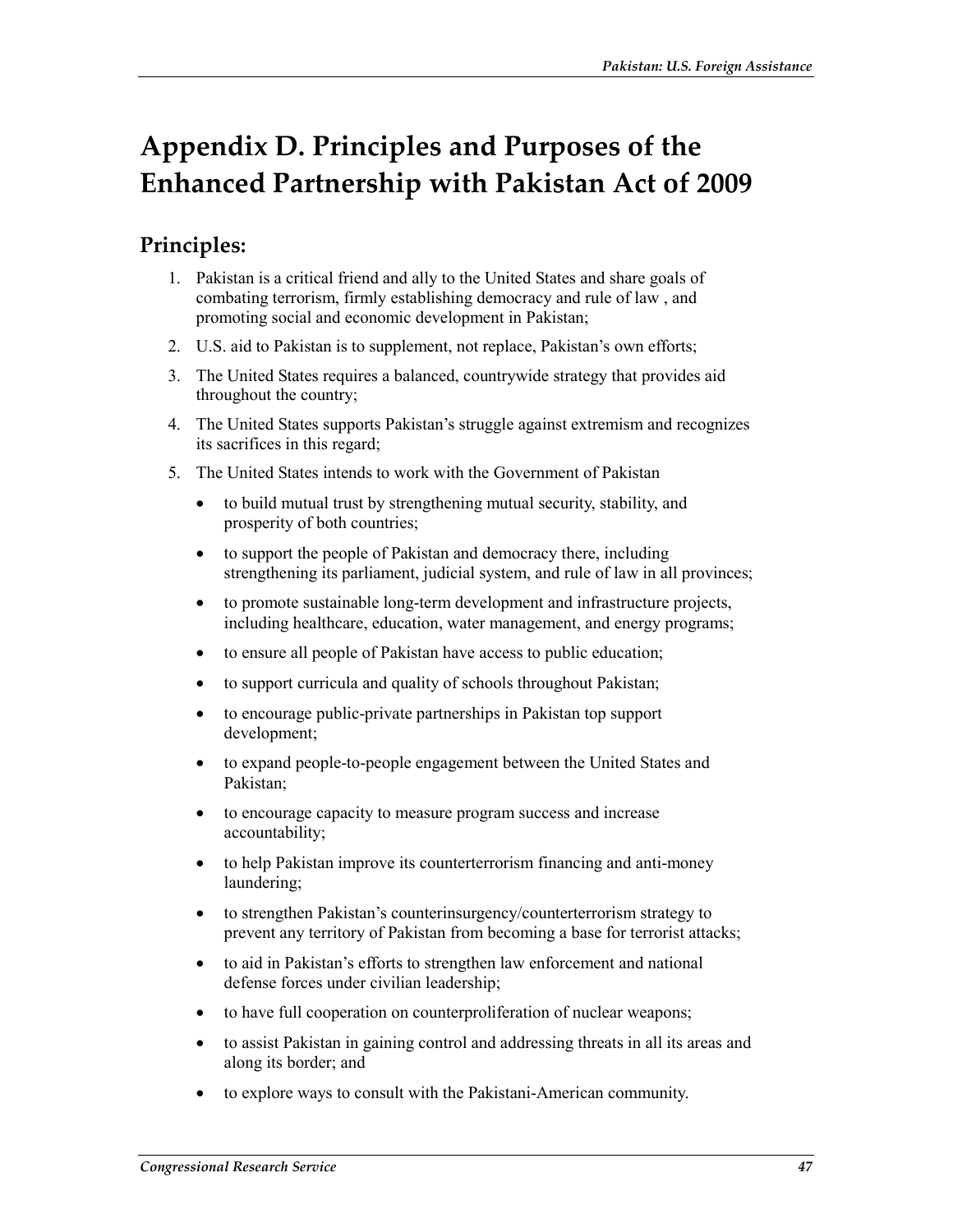# Appendix D. Principles and Purposes of the Enhanced Partnership with Pakistan Act of 2009

## Principles:

1. Pakistan is a critical friend and ally to the United States and share goals of combating terrorism, firmly establishing democracy and rule of law , and promoting social and economic development in Pakistan;
2. U.S. aid to Pakistan is to supplement, not replace, Pakistan's own efforts;
3. The United States requires a balanced, countrywide strategy that provides aid throughout the country;
4. The United States supports Pakistan's struggle against extremism and recognizes its sacrifices in this regard;
5. The United States intends to work with the Government of Pakistan
   - to build mutual trust by strengthening mutual security, stability, and prosperity of both countries;
   - to support the people of Pakistan and democracy there, including strengthening its parliament, judicial system, and rule of law in all provinces;
   - to promote sustainable long-term development and infrastructure projects, including healthcare, education, water management, and energy programs;
   - to ensure all people of Pakistan have access to public education;
   - to support curricula and quality of schools throughout Pakistan;
   - to encourage public-private partnerships in Pakistan top support development;
   - to expand people-to-people engagement between the United States and Pakistan;
   - to encourage capacity to measure program success and increase accountability;
   - to help Pakistan improve its counterterrorism financing and anti-money laundering;
   - to strengthen Pakistan's counterinsurgency/counterterrorism strategy to prevent any territory of Pakistan from becoming a base for terrorist attacks;
   - to aid in Pakistan's efforts to strengthen law enforcement and national defense forces under civilian leadership;
   - to have full cooperation on counterproliferation of nuclear weapons;
   - to assist Pakistan in gaining control and addressing threats in all its areas and along its border; and
   - to explore ways to consult with the Pakistani-American community.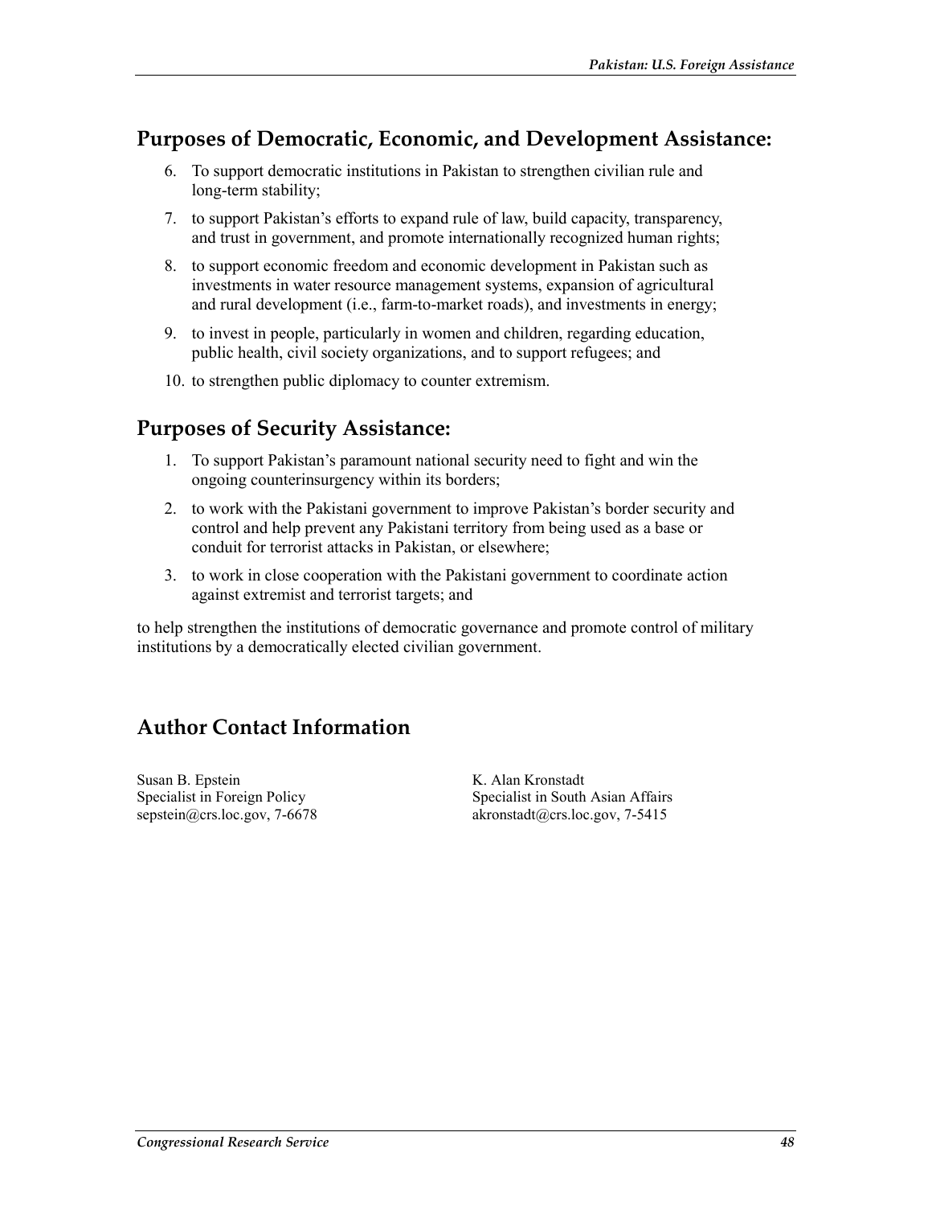## Purposes of Democratic, Economic, and Development Assistance:

6. To support democratic institutions in Pakistan to strengthen civilian rule and long-term stability;
7. to support Pakistan's efforts to expand rule of law, build capacity, transparency, and trust in government, and promote internationally recognized human rights;
8. to support economic freedom and economic development in Pakistan such as investments in water resource management systems, expansion of agricultural and rural development (i.e., farm-to-market roads), and investments in energy;
9. to invest in people, particularly in women and children, regarding education, public health, civil society organizations, and to support refugees; and
10. to strengthen public diplomacy to counter extremism.

## Purposes of Security Assistance:

1. To support Pakistan's paramount national security need to fight and win the ongoing counterinsurgency within its borders;
2. to work with the Pakistani government to improve Pakistan's border security and control and help prevent any Pakistani territory from being used as a base or conduit for terrorist attacks in Pakistan, or elsewhere;
3. to work in close cooperation with the Pakistani government to coordinate action against extremist and terrorist targets; and

to help strengthen the institutions of democratic governance and promote control of military institutions by a democratically elected civilian government.

## Author Contact Information

Susan B. Epstein
Specialist in Foreign Policy
sepstein@crs.loc.gov, 7-6678

K. Alan Kronstadt
Specialist in South Asian Affairs
akronstadt@crs.loc.gov, 7-5415